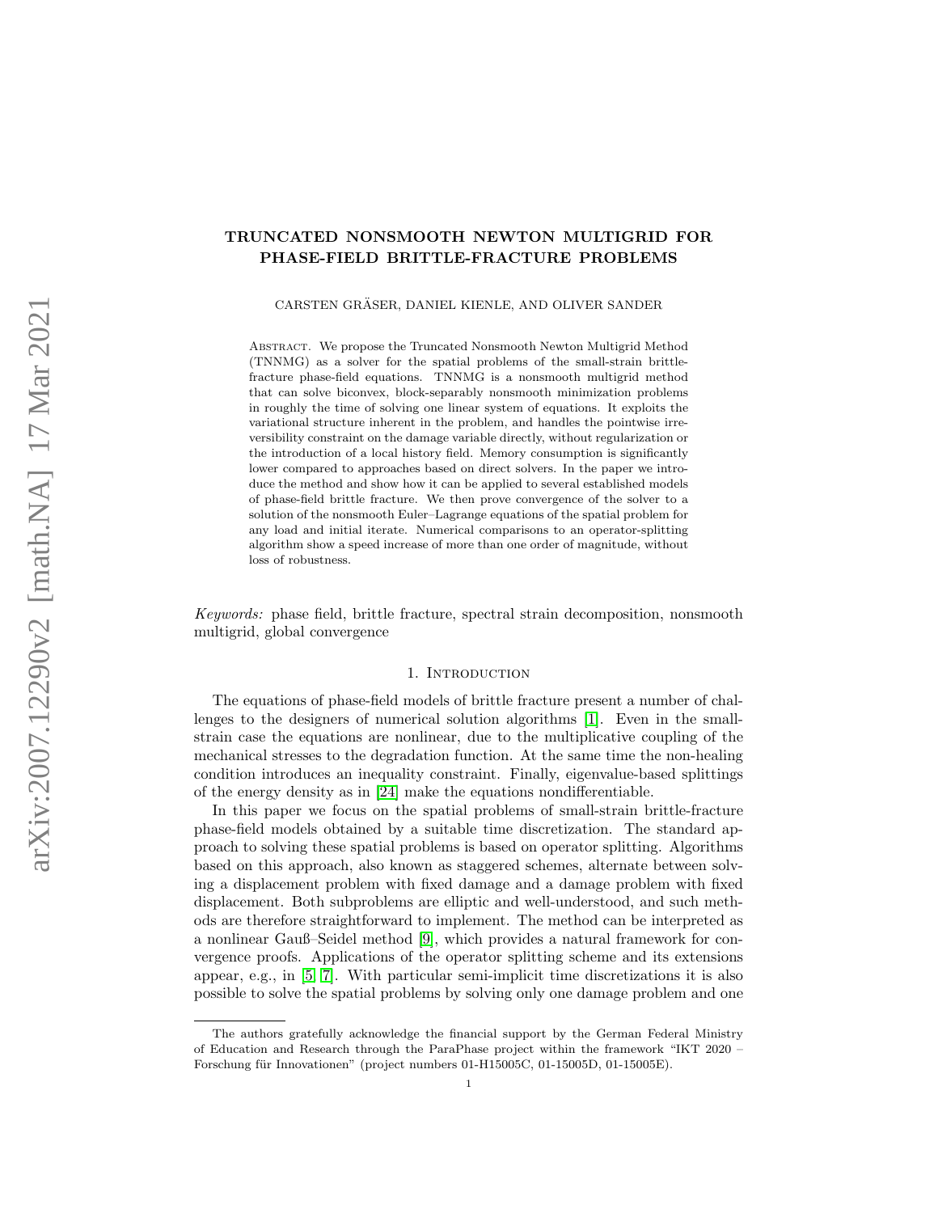# TRUNCATED NONSMOOTH NEWTON MULTIGRID FOR PHASE-FIELD BRITTLE-FRACTURE PROBLEMS

CARSTEN GRÄSER, DANIEL KIENLE, AND OLIVER SANDER

Abstract. We propose the Truncated Nonsmooth Newton Multigrid Method (TNNMG) as a solver for the spatial problems of the small-strain brittle-fracture phase-field equations. TNNMG is a nonsmooth multigrid method that can solve biconvex, block-separably nonsmooth minimization problems in roughly the time of solving one linear system of equations. It exploits the variational structure inherent in the problem, and handles the pointwise irreversibility constraint on the damage variable directly, without regularization or the introduction of a local history field. Memory consumption is significantly lower compared to approaches based on direct solvers. In the paper we introduce the method and show how it can be applied to several established models of phase-field brittle fracture. We then prove convergence of the solver to a solution of the nonsmooth Euler–Lagrange equations of the spatial problem for any load and initial iterate. Numerical comparisons to an operator-splitting algorithm show a speed increase of more than one order of magnitude, without loss of robustness.

*Keywords:* phase field, brittle fracture, spectral strain decomposition, nonsmooth multigrid, global convergence

## 1. Introduction

The equations of phase-field models of brittle fracture present a number of challenges to the designers of numerical solution algorithms [1]. Even in the small-strain case the equations are nonlinear, due to the multiplicative coupling of the mechanical stresses to the degradation function. At the same time the non-healing condition introduces an inequality constraint. Finally, eigenvalue-based splittings of the energy density as in [24] make the equations nondifferentiable.

In this paper we focus on the spatial problems of small-strain brittle-fracture phase-field models obtained by a suitable time discretization. The standard approach to solving these spatial problems is based on operator splitting. Algorithms based on this approach, also known as staggered schemes, alternate between solving a displacement problem with fixed damage and a damage problem with fixed displacement. Both subproblems are elliptic and well-understood, and such methods are therefore straightforward to implement. The method can be interpreted as a nonlinear Gauß–Seidel method [9], which provides a natural framework for convergence proofs. Applications of the operator splitting scheme and its extensions appear, e.g., in [5, 7]. With particular semi-implicit time discretizations it is also possible to solve the spatial problems by solving only one damage problem and one

---

The authors gratefully acknowledge the financial support by the German Federal Ministry of Education and Research through the ParaPhase project within the framework "IKT 2020 – Forschung für Innovationen" (project numbers 01-H15005C, 01-15005D, 01-15005E).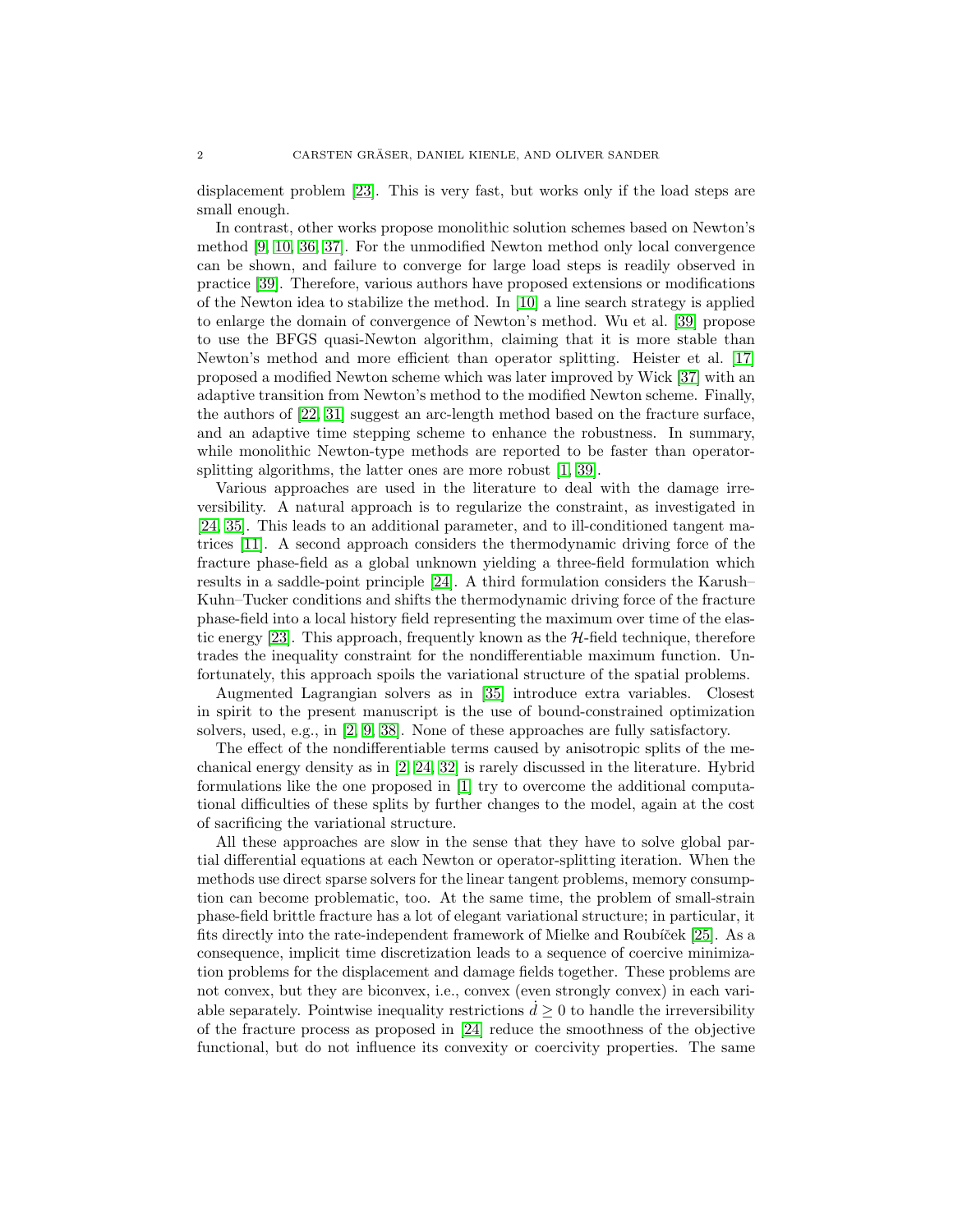displacement problem [23]. This is very fast, but works only if the load steps are small enough.

In contrast, other works propose monolithic solution schemes based on Newton's method [9, 10, 36, 37]. For the unmodified Newton method only local convergence can be shown, and failure to converge for large load steps is readily observed in practice [39]. Therefore, various authors have proposed extensions or modifications of the Newton idea to stabilize the method. In [10] a line search strategy is applied to enlarge the domain of convergence of Newton's method. Wu et al. [39] propose to use the BFGS quasi-Newton algorithm, claiming that it is more stable than Newton's method and more efficient than operator splitting. Heister et al. [17] proposed a modified Newton scheme which was later improved by Wick [37] with an adaptive transition from Newton's method to the modified Newton scheme. Finally, the authors of [22, 31] suggest an arc-length method based on the fracture surface, and an adaptive time stepping scheme to enhance the robustness. In summary, while monolithic Newton-type methods are reported to be faster than operator-splitting algorithms, the latter ones are more robust [1, 39].

Various approaches are used in the literature to deal with the damage irreversibility. A natural approach is to regularize the constraint, as investigated in [24, 35]. This leads to an additional parameter, and to ill-conditioned tangent matrices [11]. A second approach considers the thermodynamic driving force of the fracture phase-field as a global unknown yielding a three-field formulation which results in a saddle-point principle [24]. A third formulation considers the Karush–Kuhn–Tucker conditions and shifts the thermodynamic driving force of the fracture phase-field into a local history field representing the maximum over time of the elastic energy [23]. This approach, frequently known as the $\mathcal{H}$-field technique, therefore trades the inequality constraint for the nondifferentiable maximum function. Unfortunately, this approach spoils the variational structure of the spatial problems.

Augmented Lagrangian solvers as in [35] introduce extra variables. Closest in spirit to the present manuscript is the use of bound-constrained optimization solvers, used, e.g., in [2, 9, 38]. None of these approaches are fully satisfactory.

The effect of the nondifferentiable terms caused by anisotropic splits of the mechanical energy density as in [2, 24, 32] is rarely discussed in the literature. Hybrid formulations like the one proposed in [1] try to overcome the additional computational difficulties of these splits by further changes to the model, again at the cost of sacrificing the variational structure.

All these approaches are slow in the sense that they have to solve global partial differential equations at each Newton or operator-splitting iteration. When the methods use direct sparse solvers for the linear tangent problems, memory consumption can become problematic, too. At the same time, the problem of small-strain phase-field brittle fracture has a lot of elegant variational structure; in particular, it fits directly into the rate-independent framework of Mielke and Roubíček [25]. As a consequence, implicit time discretization leads to a sequence of coercive minimization problems for the displacement and damage fields together. These problems are not convex, but they are biconvex, i.e., convex (even strongly convex) in each variable separately. Pointwise inequality restrictions $\dot{d} \geq 0$ to handle the irreversibility of the fracture process as proposed in [24] reduce the smoothness of the objective functional, but do not influence its convexity or coercivity properties. The same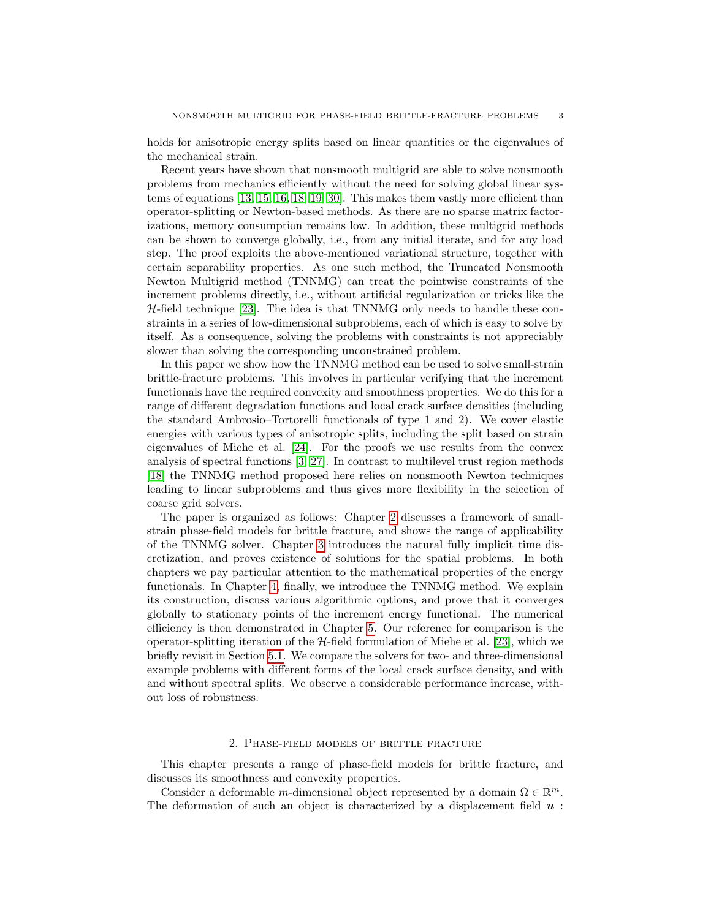holds for anisotropic energy splits based on linear quantities or the eigenvalues of the mechanical strain.

Recent years have shown that nonsmooth multigrid are able to solve nonsmooth problems from mechanics efficiently without the need for solving global linear systems of equations [13, 15, 16, 18, 19, 30]. This makes them vastly more efficient than operator-splitting or Newton-based methods. As there are no sparse matrix factorizations, memory consumption remains low. In addition, these multigrid methods can be shown to converge globally, i.e., from any initial iterate, and for any load step. The proof exploits the above-mentioned variational structure, together with certain separability properties. As one such method, the Truncated Nonsmooth Newton Multigrid method (TNNMG) can treat the pointwise constraints of the increment problems directly, i.e., without artificial regularization or tricks like the $\mathcal{H}$-field technique [23]. The idea is that TNNMG only needs to handle these constraints in a series of low-dimensional subproblems, each of which is easy to solve by itself. As a consequence, solving the problems with constraints is not appreciably slower than solving the corresponding unconstrained problem.

In this paper we show how the TNNMG method can be used to solve small-strain brittle-fracture problems. This involves in particular verifying that the increment functionals have the required convexity and smoothness properties. We do this for a range of different degradation functions and local crack surface densities (including the standard Ambrosio–Tortorelli functionals of type 1 and 2). We cover elastic energies with various types of anisotropic splits, including the split based on strain eigenvalues of Miehe et al. [24]. For the proofs we use results from the convex analysis of spectral functions [3, 27]. In contrast to multilevel trust region methods [18] the TNNMG method proposed here relies on nonsmooth Newton techniques leading to linear subproblems and thus gives more flexibility in the selection of coarse grid solvers.

The paper is organized as follows: Chapter 2 discusses a framework of small-strain phase-field models for brittle fracture, and shows the range of applicability of the TNNMG solver. Chapter 3 introduces the natural fully implicit time discretization, and proves existence of solutions for the spatial problems. In both chapters we pay particular attention to the mathematical properties of the energy functionals. In Chapter 4, finally, we introduce the TNNMG method. We explain its construction, discuss various algorithmic options, and prove that it converges globally to stationary points of the increment energy functional. The numerical efficiency is then demonstrated in Chapter 5. Our reference for comparison is the operator-splitting iteration of the $\mathcal{H}$-field formulation of Miehe et al. [23], which we briefly revisit in Section 5.1. We compare the solvers for two- and three-dimensional example problems with different forms of the local crack surface density, and with and without spectral splits. We observe a considerable performance increase, without loss of robustness.

## 2. Phase-field models of brittle fracture

This chapter presents a range of phase-field models for brittle fracture, and discusses its smoothness and convexity properties.

Consider a deformable $m$-dimensional object represented by a domain $\Omega \in \mathbb{R}^m$. The deformation of such an object is characterized by a displacement field $\boldsymbol{u}$ :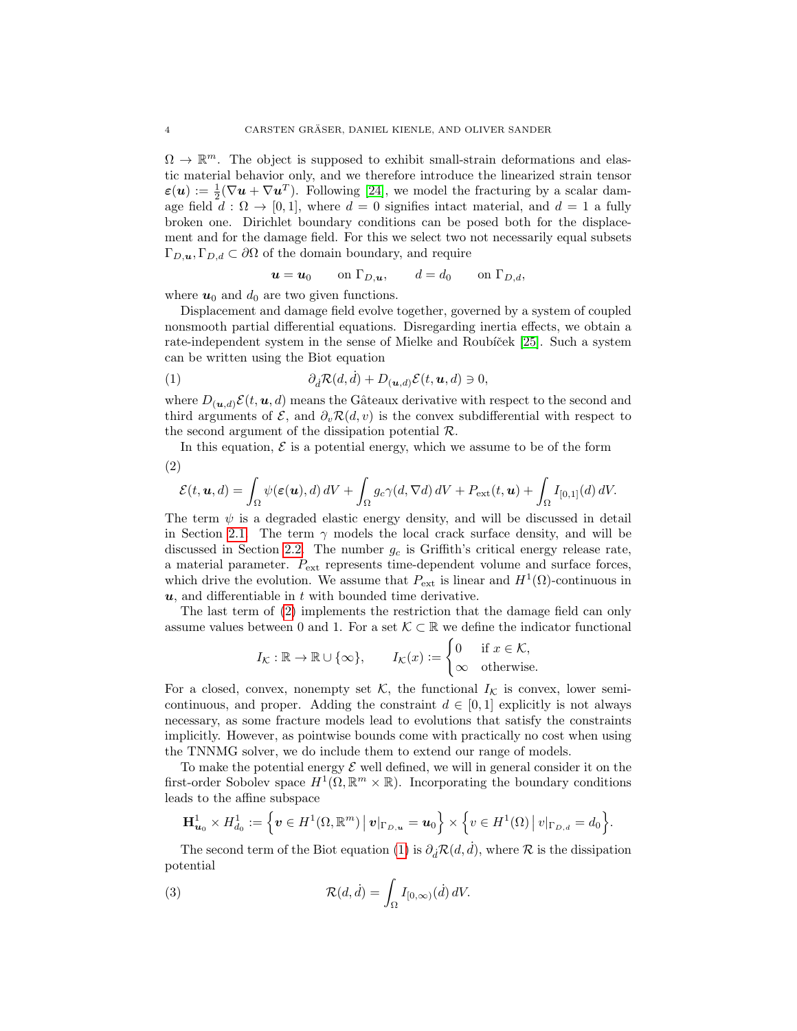$\Omega \to \mathbb{R}^m$. The object is supposed to exhibit small-strain deformations and elastic material behavior only, and we therefore introduce the linearized strain tensor $\boldsymbol{\varepsilon}(\boldsymbol{u}) := \frac{1}{2}(\nabla \boldsymbol{u} + \nabla \boldsymbol{u}^T)$. Following [24], we model the fracturing by a scalar damage field $d : \Omega \to [0, 1]$, where $d = 0$ signifies intact material, and $d = 1$ a fully broken one. Dirichlet boundary conditions can be posed both for the displacement and for the damage field. For this we select two not necessarily equal subsets $\Gamma_{D,\boldsymbol{u}}, \Gamma_{D,d} \subset \partial\Omega$ of the domain boundary, and require

$$\boldsymbol{u} = \boldsymbol{u}_0 \qquad \text{on } \Gamma_{D,\boldsymbol{u}}, \qquad d = d_0 \qquad \text{on } \Gamma_{D,d},$$

where $\boldsymbol{u}_0$ and $d_0$ are two given functions.

Displacement and damage field evolve together, governed by a system of coupled nonsmooth partial differential equations. Disregarding inertia effects, we obtain a rate-independent system in the sense of Mielke and Roubíček [25]. Such a system can be written using the Biot equation

$$\partial_{\dot{d}} \mathcal{R}(d, \dot{d}) + D_{(\boldsymbol{u},d)} \mathcal{E}(t, \boldsymbol{u}, d) \ni 0, \tag{1}$$

where $D_{(\boldsymbol{u},d)}\mathcal{E}(t, \boldsymbol{u}, d)$ means the Gâteaux derivative with respect to the second and third arguments of $\mathcal{E}$, and $\partial_v \mathcal{R}(d, v)$ is the convex subdifferential with respect to the second argument of the dissipation potential $\mathcal{R}$.

In this equation, $\mathcal{E}$ is a potential energy, which we assume to be of the form

$$\mathcal{E}(t, \boldsymbol{u}, d) = \int_\Omega \psi(\boldsymbol{\varepsilon}(\boldsymbol{u}), d)\, dV + \int_\Omega g_c \gamma(d, \nabla d)\, dV + P_{\text{ext}}(t, \boldsymbol{u}) + \int_\Omega I_{[0,1]}(d)\, dV. \tag{2}$$

The term $\psi$ is a degraded elastic energy density, and will be discussed in detail in Section 2.1. The term $\gamma$ models the local crack surface density, and will be discussed in Section 2.2. The number $g_c$ is Griffith's critical energy release rate, a material parameter. $P_{\text{ext}}$ represents time-dependent volume and surface forces, which drive the evolution. We assume that $P_{\text{ext}}$ is linear and $H^1(\Omega)$-continuous in $\boldsymbol{u}$, and differentiable in $t$ with bounded time derivative.

The last term of (2) implements the restriction that the damage field can only assume values between 0 and 1. For a set $\mathcal{K} \subset \mathbb{R}$ we define the indicator functional

$$I_{\mathcal{K}} : \mathbb{R} \to \mathbb{R} \cup \{\infty\}, \qquad I_{\mathcal{K}}(x) := \begin{cases} 0 & \text{if } x \in \mathcal{K}, \\ \infty & \text{otherwise.} \end{cases}$$

For a closed, convex, nonempty set $\mathcal{K}$, the functional $I_{\mathcal{K}}$ is convex, lower semicontinuous, and proper. Adding the constraint $d \in [0, 1]$ explicitly is not always necessary, as some fracture models lead to evolutions that satisfy the constraints implicitly. However, as pointwise bounds come with practically no cost when using the TNNMG solver, we do include them to extend our range of models.

To make the potential energy $\mathcal{E}$ well defined, we will in general consider it on the first-order Sobolev space $H^1(\Omega, \mathbb{R}^m \times \mathbb{R})$. Incorporating the boundary conditions leads to the affine subspace

$$\mathbf{H}^1_{\boldsymbol{u}_0} \times H^1_{d_0} := \Big\{ \boldsymbol{v} \in H^1(\Omega, \mathbb{R}^m) \,\big|\, \boldsymbol{v}|_{\Gamma_{D,\boldsymbol{u}}} = \boldsymbol{u}_0 \Big\} \times \Big\{ v \in H^1(\Omega) \,\big|\, v|_{\Gamma_{D,d}} = d_0 \Big\}.$$

The second term of the Biot equation (1) is $\partial_{\dot{d}} \mathcal{R}(d, \dot{d})$, where $\mathcal{R}$ is the dissipation potential

$$\mathcal{R}(d, \dot{d}) = \int_\Omega I_{[0,\infty)}(\dot{d})\, dV. \tag{3}$$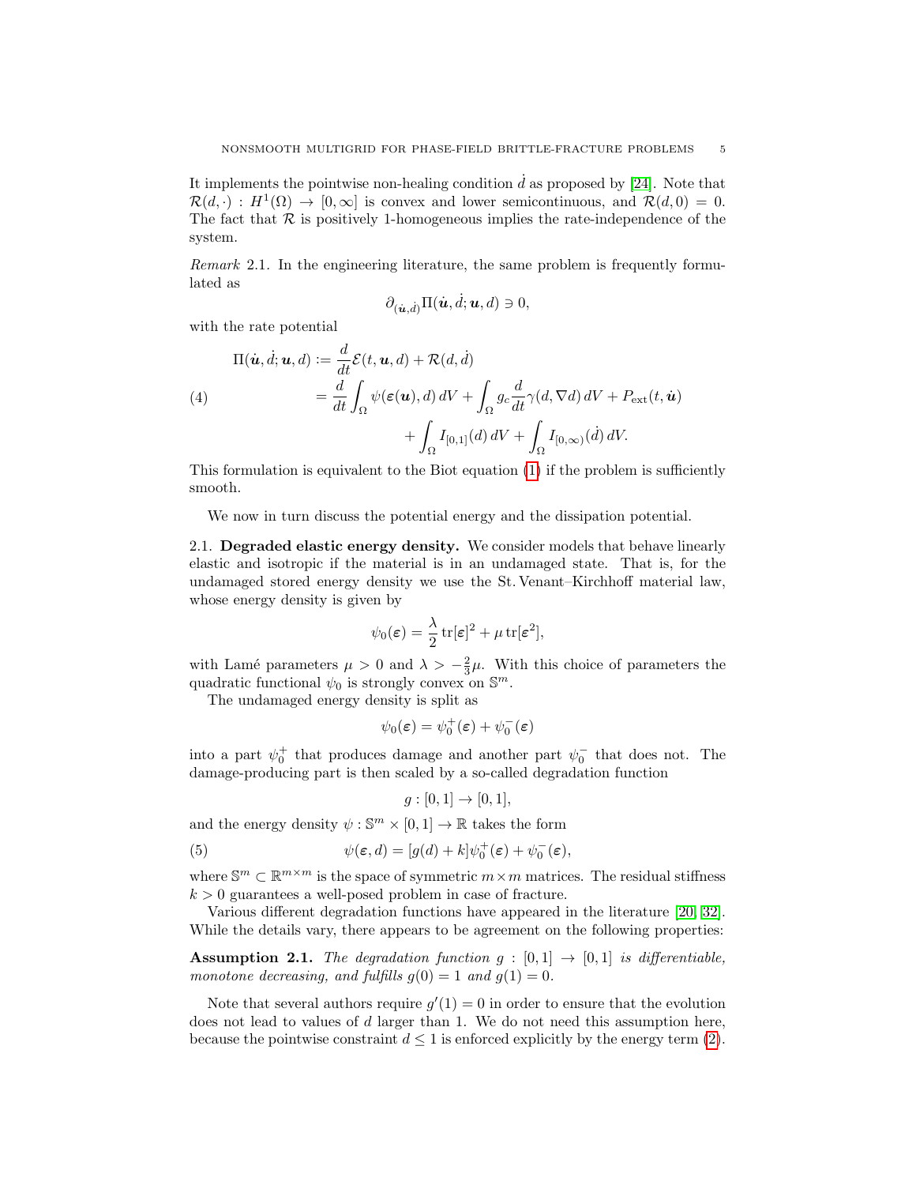It implements the pointwise non-healing condition $\dot{d}$ as proposed by [24]. Note that $\mathcal{R}(d, \cdot) : H^1(\Omega) \to [0, \infty]$ is convex and lower semicontinuous, and $\mathcal{R}(d, 0) = 0$. The fact that $\mathcal{R}$ is positively 1-homogeneous implies the rate-independence of the system.

*Remark* 2.1. In the engineering literature, the same problem is frequently formulated as

$$\partial_{(\dot{\boldsymbol{u}}, \dot{d})} \Pi(\dot{\boldsymbol{u}}, \dot{d}; \boldsymbol{u}, d) \ni 0,$$

with the rate potential

$$\begin{aligned} \Pi(\dot{\boldsymbol{u}}, \dot{d}; \boldsymbol{u}, d) &:= \frac{d}{dt}\mathcal{E}(t, \boldsymbol{u}, d) + \mathcal{R}(d, \dot{d}) \\ &= \frac{d}{dt}\int_\Omega \psi(\boldsymbol{\varepsilon}(\boldsymbol{u}), d)\, dV + \int_\Omega g_c \frac{d}{dt}\gamma(d, \nabla d)\, dV + P_{\text{ext}}(t, \dot{\boldsymbol{u}}) \\ &\qquad + \int_\Omega I_{[0,1]}(d)\, dV + \int_\Omega I_{[0,\infty)}(\dot{d})\, dV. \end{aligned} \tag{4}$$

This formulation is equivalent to the Biot equation (1) if the problem is sufficiently smooth.

We now in turn discuss the potential energy and the dissipation potential.

## 2.1. Degraded elastic energy density.

We consider models that behave linearly elastic and isotropic if the material is in an undamaged state. That is, for the undamaged stored energy density we use the St. Venant–Kirchhoff material law, whose energy density is given by

$$\psi_0(\boldsymbol{\varepsilon}) = \frac{\lambda}{2}\operatorname{tr}[\boldsymbol{\varepsilon}]^2 + \mu \operatorname{tr}[\boldsymbol{\varepsilon}^2],$$

with Lamé parameters $\mu > 0$ and $\lambda > -\frac{2}{3}\mu$. With this choice of parameters the quadratic functional $\psi_0$ is strongly convex on $\mathbb{S}^m$.

The undamaged energy density is split as

$$\psi_0(\boldsymbol{\varepsilon}) = \psi_0^+(\boldsymbol{\varepsilon}) + \psi_0^-(\boldsymbol{\varepsilon})$$

into a part $\psi_0^+$ that produces damage and another part $\psi_0^-$ that does not. The damage-producing part is then scaled by a so-called degradation function

$$g : [0, 1] \to [0, 1],$$

and the energy density $\psi : \mathbb{S}^m \times [0, 1] \to \mathbb{R}$ takes the form

$$\psi(\boldsymbol{\varepsilon}, d) = [g(d) + k]\psi_0^+(\boldsymbol{\varepsilon}) + \psi_0^-(\boldsymbol{\varepsilon}), \tag{5}$$

where $\mathbb{S}^m \subset \mathbb{R}^{m\times m}$ is the space of symmetric $m \times m$ matrices. The residual stiffness $k > 0$ guarantees a well-posed problem in case of fracture.

Various different degradation functions have appeared in the literature [20, 32]. While the details vary, there appears to be agreement on the following properties:

**Assumption 2.1.** *The degradation function $g : [0, 1] \to [0, 1]$ is differentiable, monotone decreasing, and fulfills $g(0) = 1$ and $g(1) = 0$.*

Note that several authors require $g'(1) = 0$ in order to ensure that the evolution does not lead to values of $d$ larger than 1. We do not need this assumption here, because the pointwise constraint $d \leq 1$ is enforced explicitly by the energy term (2).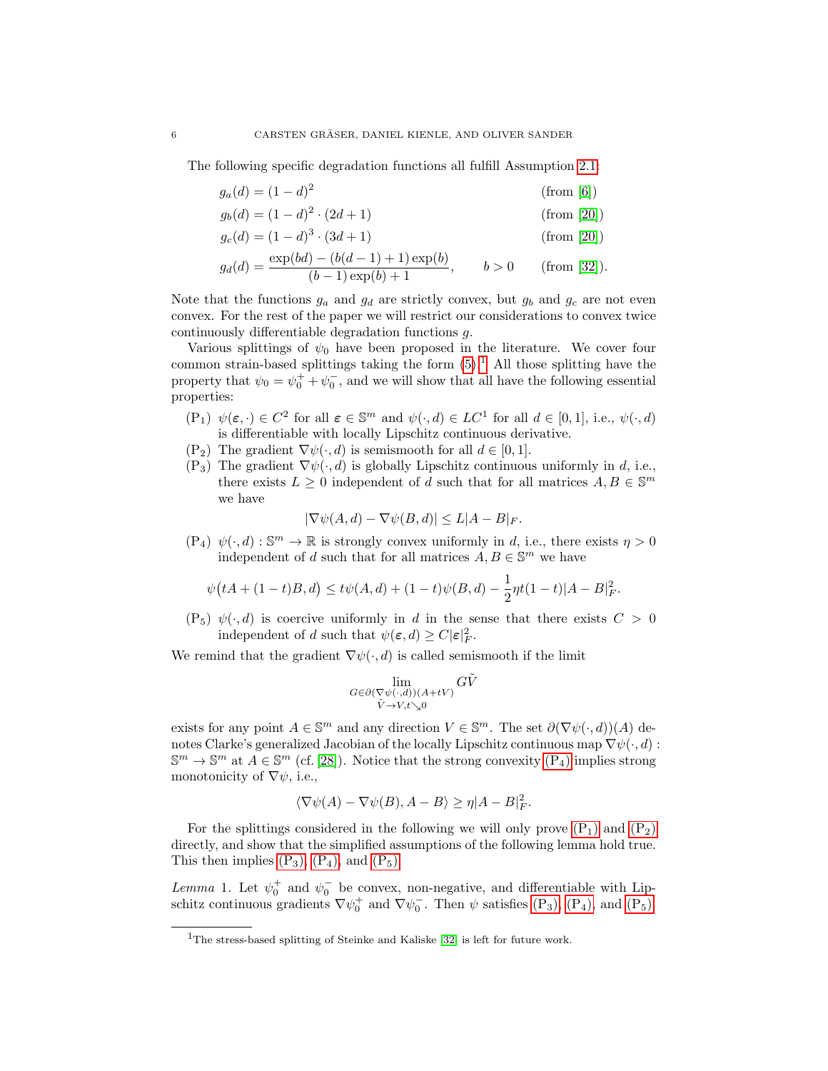The following specific degradation functions all fulfill Assumption 2.1:

$$g_a(d) = (1-d)^2 \qquad \text{(from [6])}$$

$$g_b(d) = (1-d)^2 \cdot (2d+1) \qquad \text{(from [20])}$$

$$g_c(d) = (1-d)^3 \cdot (3d+1) \qquad \text{(from [20])}$$

$$g_d(d) = \frac{\exp(bd) - (b(d-1)+1)\exp(b)}{(b-1)\exp(b)+1}, \qquad b > 0 \qquad \text{(from [32])}.$$

Note that the functions $g_a$ and $g_d$ are strictly convex, but $g_b$ and $g_c$ are not even convex. For the rest of the paper we will restrict our considerations to convex twice continuously differentiable degradation functions $g$.

Various splittings of $\psi_0$ have been proposed in the literature. We cover four common strain-based splittings taking the form (5).[1] All those splitting have the property that $\psi_0 = \psi_0^+ + \psi_0^-$, and we will show that all have the following essential properties:

- (P$_1$) $\psi(\boldsymbol{\varepsilon}, \cdot) \in C^2$ for all $\boldsymbol{\varepsilon} \in \mathbb{S}^m$ and $\psi(\cdot, d) \in LC^1$ for all $d \in [0,1]$, i.e., $\psi(\cdot, d)$ is differentiable with locally Lipschitz continuous derivative.
- (P$_2$) The gradient $\nabla\psi(\cdot, d)$ is semismooth for all $d \in [0,1]$.
- (P$_3$) The gradient $\nabla\psi(\cdot, d)$ is globally Lipschitz continuous uniformly in $d$, i.e., there exists $L \geq 0$ independent of $d$ such that for all matrices $A, B \in \mathbb{S}^m$ we have

$$|\nabla\psi(A, d) - \nabla\psi(B, d)| \leq L|A - B|_F.$$

- (P$_4$) $\psi(\cdot, d) : \mathbb{S}^m \to \mathbb{R}$ is strongly convex uniformly in $d$, i.e., there exists $\eta > 0$ independent of $d$ such that for all matrices $A, B \in \mathbb{S}^m$ we have

$$\psi\big(tA + (1-t)B, d\big) \leq t\psi(A, d) + (1-t)\psi(B, d) - \frac{1}{2}\eta t(1-t)|A - B|_F^2.$$

- (P$_5$) $\psi(\cdot, d)$ is coercive uniformly in $d$ in the sense that there exists $C > 0$ independent of $d$ such that $\psi(\boldsymbol{\varepsilon}, d) \geq C|\boldsymbol{\varepsilon}|_F^2$.

We remind that the gradient $\nabla\psi(\cdot, d)$ is called semismooth if the limit

$$\lim_{\substack{G \in \partial(\nabla\psi(\cdot,d))(A+tV) \\ \tilde{V} \to V, t \searrow 0}} G\tilde{V}$$

exists for any point $A \in \mathbb{S}^m$ and any direction $V \in \mathbb{S}^m$. The set $\partial(\nabla\psi(\cdot, d))(A)$ denotes Clarke's generalized Jacobian of the locally Lipschitz continuous map $\nabla\psi(\cdot, d) : \mathbb{S}^m \to \mathbb{S}^m$ at $A \in \mathbb{S}^m$ (cf. [28]). Notice that the strong convexity (P$_4$) implies strong monotonicity of $\nabla\psi$, i.e.,

$$\langle \nabla\psi(A) - \nabla\psi(B), A - B\rangle \geq \eta|A - B|_F^2.$$

For the splittings considered in the following we will only prove (P$_1$) and (P$_2$) directly, and show that the simplified assumptions of the following lemma hold true. This then implies (P$_3$), (P$_4$), and (P$_5$).

*Lemma* 1. Let $\psi_0^+$ and $\psi_0^-$ be convex, non-negative, and differentiable with Lipschitz continuous gradients $\nabla\psi_0^+$ and $\nabla\psi_0^-$. Then $\psi$ satisfies (P$_3$), (P$_4$), and (P$_5$).

[1] The stress-based splitting of Steinke and Kaliske [32] is left for future work.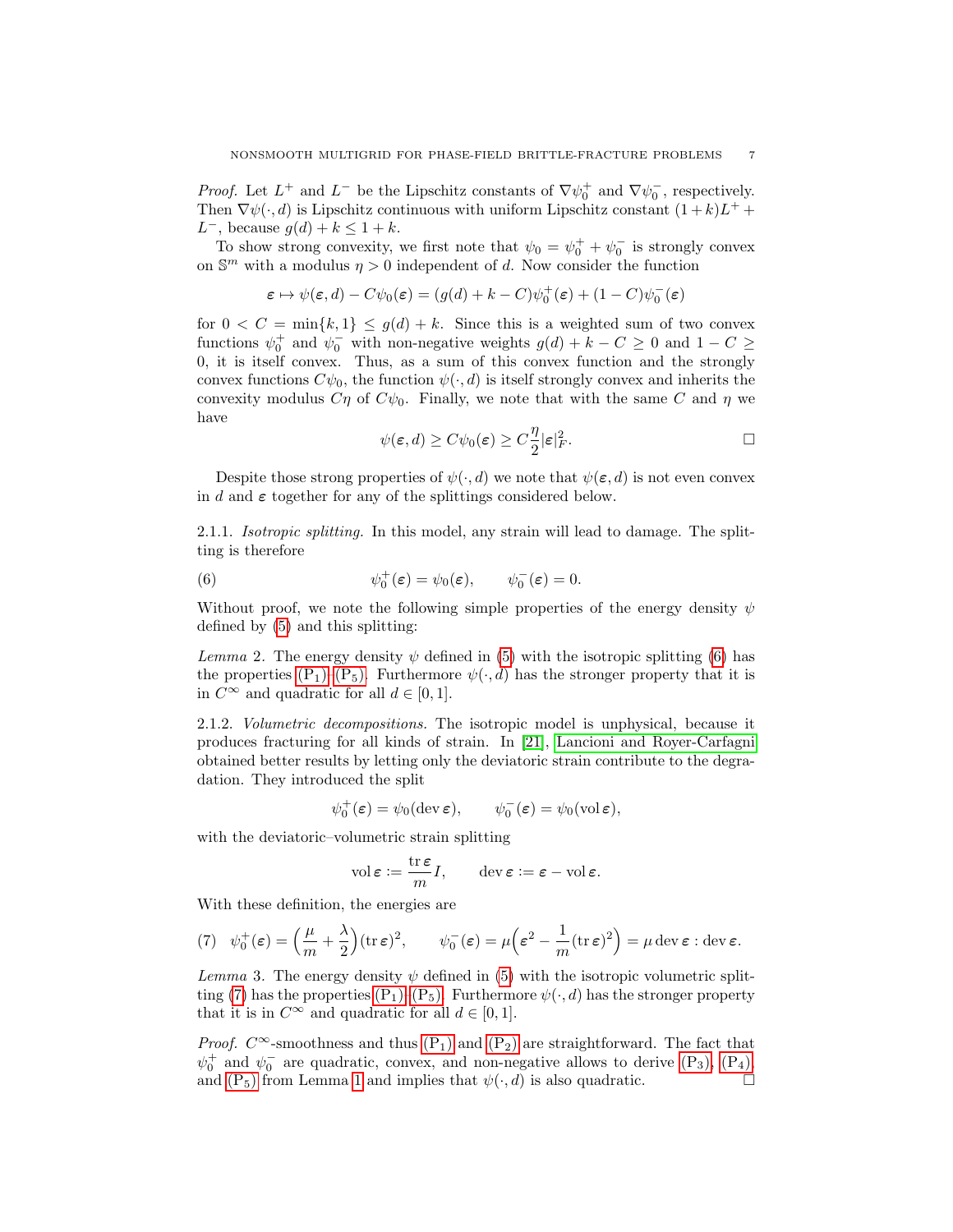*Proof.* Let $L^+$ and $L^-$ be the Lipschitz constants of $\nabla\psi_0^+$ and $\nabla\psi_0^-$, respectively. Then $\nabla\psi(\cdot, d)$ is Lipschitz continuous with uniform Lipschitz constant $(1+k)L^+ + L^-$, because $g(d) + k \leq 1 + k$.

To show strong convexity, we first note that $\psi_0 = \psi_0^+ + \psi_0^-$ is strongly convex on $\mathbb{S}^m$ with a modulus $\eta > 0$ independent of $d$. Now consider the function

$$\boldsymbol{\varepsilon} \mapsto \psi(\boldsymbol{\varepsilon}, d) - C\psi_0(\boldsymbol{\varepsilon}) = (g(d) + k - C)\psi_0^+(\boldsymbol{\varepsilon}) + (1 - C)\psi_0^-(\boldsymbol{\varepsilon})$$

for $0 < C = \min\{k, 1\} \leq g(d) + k$. Since this is a weighted sum of two convex functions $\psi_0^+$ and $\psi_0^-$ with non-negative weights $g(d) + k - C \geq 0$ and $1 - C \geq 0$, it is itself convex. Thus, as a sum of this convex function and the strongly convex functions $C\psi_0$, the function $\psi(\cdot, d)$ is itself strongly convex and inherits the convexity modulus $C\eta$ of $C\psi_0$. Finally, we note that with the same $C$ and $\eta$ we have

$$\psi(\boldsymbol{\varepsilon}, d) \geq C\psi_0(\boldsymbol{\varepsilon}) \geq C\frac{\eta}{2}|\boldsymbol{\varepsilon}|_F^2. \qquad \square$$

Despite those strong properties of $\psi(\cdot, d)$ we note that $\psi(\boldsymbol{\varepsilon}, d)$ is not even convex in $d$ and $\boldsymbol{\varepsilon}$ together for any of the splittings considered below.

2.1.1. *Isotropic splitting.* In this model, any strain will lead to damage. The splitting is therefore

$$\psi_0^+(\boldsymbol{\varepsilon}) = \psi_0(\boldsymbol{\varepsilon}), \qquad \psi_0^-(\boldsymbol{\varepsilon}) = 0. \tag{6}$$

Without proof, we note the following simple properties of the energy density $\psi$ defined by (5) and this splitting:

*Lemma* 2. The energy density $\psi$ defined in (5) with the isotropic splitting (6) has the properties (P$_1$)–(P$_5$). Furthermore $\psi(\cdot, d)$ has the stronger property that it is in $C^\infty$ and quadratic for all $d \in [0, 1]$.

2.1.2. *Volumetric decompositions.* The isotropic model is unphysical, because it produces fracturing for all kinds of strain. In [21], Lancioni and Royer-Carfagni obtained better results by letting only the deviatoric strain contribute to the degradation. They introduced the split

$$\psi_0^+(\boldsymbol{\varepsilon}) = \psi_0(\operatorname{dev} \boldsymbol{\varepsilon}), \qquad \psi_0^-(\boldsymbol{\varepsilon}) = \psi_0(\operatorname{vol} \boldsymbol{\varepsilon}),$$

with the deviatoric–volumetric strain splitting

$$\operatorname{vol} \boldsymbol{\varepsilon} := \frac{\operatorname{tr} \boldsymbol{\varepsilon}}{m} I, \qquad \operatorname{dev} \boldsymbol{\varepsilon} := \boldsymbol{\varepsilon} - \operatorname{vol} \boldsymbol{\varepsilon}.$$

With these definition, the energies are

$$\psi_0^+(\boldsymbol{\varepsilon}) = \Big(\frac{\mu}{m} + \frac{\lambda}{2}\Big)(\operatorname{tr} \boldsymbol{\varepsilon})^2, \qquad \psi_0^-(\boldsymbol{\varepsilon}) = \mu\Big(\boldsymbol{\varepsilon}^2 - \frac{1}{m}(\operatorname{tr} \boldsymbol{\varepsilon})^2\Big) = \mu \operatorname{dev} \boldsymbol{\varepsilon} : \operatorname{dev} \boldsymbol{\varepsilon}. \tag{7}$$

*Lemma* 3. The energy density $\psi$ defined in (5) with the isotropic volumetric splitting (7) has the properties (P$_1$)–(P$_5$). Furthermore $\psi(\cdot, d)$ has the stronger property that it is in $C^\infty$ and quadratic for all $d \in [0, 1]$.

*Proof.* $C^\infty$-smoothness and thus (P$_1$) and (P$_2$) are straightforward. The fact that $\psi_0^+$ and $\psi_0^-$ are quadratic, convex, and non-negative allows to derive (P$_3$), (P$_4$), and (P$_5$) from Lemma 1 and implies that $\psi(\cdot, d)$ is also quadratic. $\square$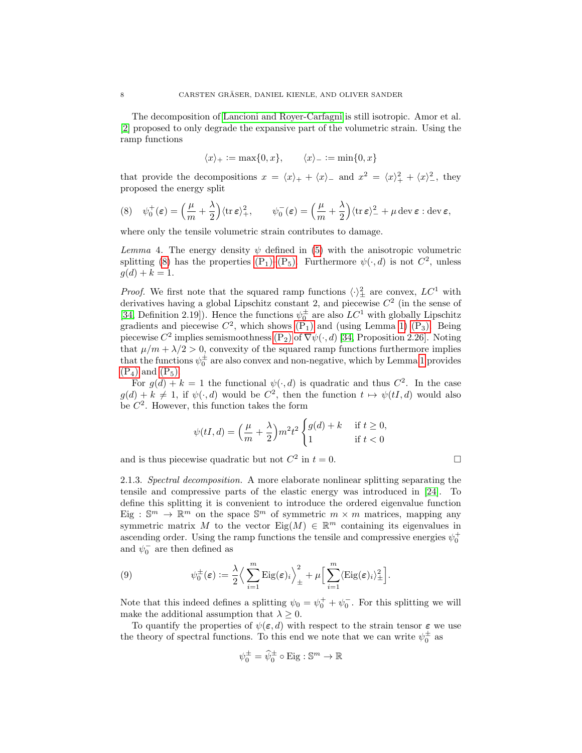The decomposition of Lancioni and Royer-Carfagni is still isotropic. Amor et al. [2] proposed to only degrade the expansive part of the volumetric strain. Using the ramp functions

$$\langle x\rangle_+ := \max\{0,x\}, \qquad \langle x\rangle_- := \min\{0,x\}$$

that provide the decompositions $x = \langle x\rangle_+ + \langle x\rangle_-$ and $x^2 = \langle x\rangle_+^2 + \langle x\rangle_-^2$, they proposed the energy split

$$(8)\quad \psi_0^+(\boldsymbol{\varepsilon}) = \Big(\frac{\mu}{m}+\frac{\lambda}{2}\Big)\langle \operatorname{tr}\boldsymbol{\varepsilon}\rangle_+^2, \qquad \psi_0^-(\boldsymbol{\varepsilon}) = \Big(\frac{\mu}{m}+\frac{\lambda}{2}\Big)\langle \operatorname{tr}\boldsymbol{\varepsilon}\rangle_-^2 + \mu \operatorname{dev}\boldsymbol{\varepsilon} : \operatorname{dev}\boldsymbol{\varepsilon},$$

where only the tensile volumetric strain contributes to damage.

*Lemma* 4. The energy density $\psi$ defined in (5) with the anisotropic volumetric splitting (8) has the properties $(\mathrm{P}_1)$–$(\mathrm{P}_5)$. Furthermore $\psi(\cdot,d)$ is not $C^2$, unless $g(d)+k=1$.

*Proof.* We first note that the squared ramp functions $\langle\cdot\rangle_\pm^2$ are convex, $LC^1$ with derivatives having a global Lipschitz constant 2, and piecewise $C^2$ (in the sense of [34, Definition 2.19]). Hence the functions $\psi_0^\pm$ are also $LC^1$ with globally Lipschitz gradients and piecewise $C^2$, which shows $(\mathrm{P}_1)$ and (using Lemma 1) $(\mathrm{P}_3)$. Being piecewise $C^2$ implies semismoothness $(\mathrm{P}_2)$ of $\nabla\psi(\cdot,d)$ [34, Proposition 2.26]. Noting that $\mu/m+\lambda/2>0$, convexity of the squared ramp functions furthermore implies that the functions $\psi_0^\pm$ are also convex and non-negative, which by Lemma 1 provides $(\mathrm{P}_4)$ and $(\mathrm{P}_5)$.

For $g(d)+k=1$ the functional $\psi(\cdot,d)$ is quadratic and thus $C^2$. In the case $g(d)+k\neq 1$, if $\psi(\cdot,d)$ would be $C^2$, then the function $t\mapsto\psi(tI,d)$ would also be $C^2$. However, this function takes the form

$$\psi(tI,d) = \Big(\frac{\mu}{m}+\frac{\lambda}{2}\Big)m^2t^2\begin{cases} g(d)+k & \text{if } t\geq 0,\\ 1 & \text{if } t<0\end{cases}$$

and is thus piecewise quadratic but not $C^2$ in $t=0$. □

2.1.3. *Spectral decomposition.* A more elaborate nonlinear splitting separating the tensile and compressive parts of the elastic energy was introduced in [24]. To define this splitting it is convenient to introduce the ordered eigenvalue function $\operatorname{Eig}:\mathbb{S}^m\to\mathbb{R}^m$ on the space $\mathbb{S}^m$ of symmetric $m\times m$ matrices, mapping any symmetric matrix $M$ to the vector $\operatorname{Eig}(M)\in\mathbb{R}^m$ containing its eigenvalues in ascending order. Using the ramp functions the tensile and compressive energies $\psi_0^+$ and $\psi_0^-$ are then defined as

$$(9)\qquad \psi_0^\pm(\boldsymbol{\varepsilon}) := \frac{\lambda}{2}\Big\langle\sum_{i=1}^m \operatorname{Eig}(\boldsymbol{\varepsilon})_i\Big\rangle_\pm^2 + \mu\Big[\sum_{i=1}^m\langle\operatorname{Eig}(\boldsymbol{\varepsilon})_i\rangle_\pm^2\Big].$$

Note that this indeed defines a splitting $\psi_0=\psi_0^++\psi_0^-$. For this splitting we will make the additional assumption that $\lambda\geq 0$.

To quantify the properties of $\psi(\boldsymbol{\varepsilon},d)$ with respect to the strain tensor $\boldsymbol{\varepsilon}$ we use the theory of spectral functions. To this end we note that we can write $\psi_0^\pm$ as

$$\psi_0^\pm = \widehat{\psi}_0^\pm\circ\operatorname{Eig}:\mathbb{S}^m\to\mathbb{R}$$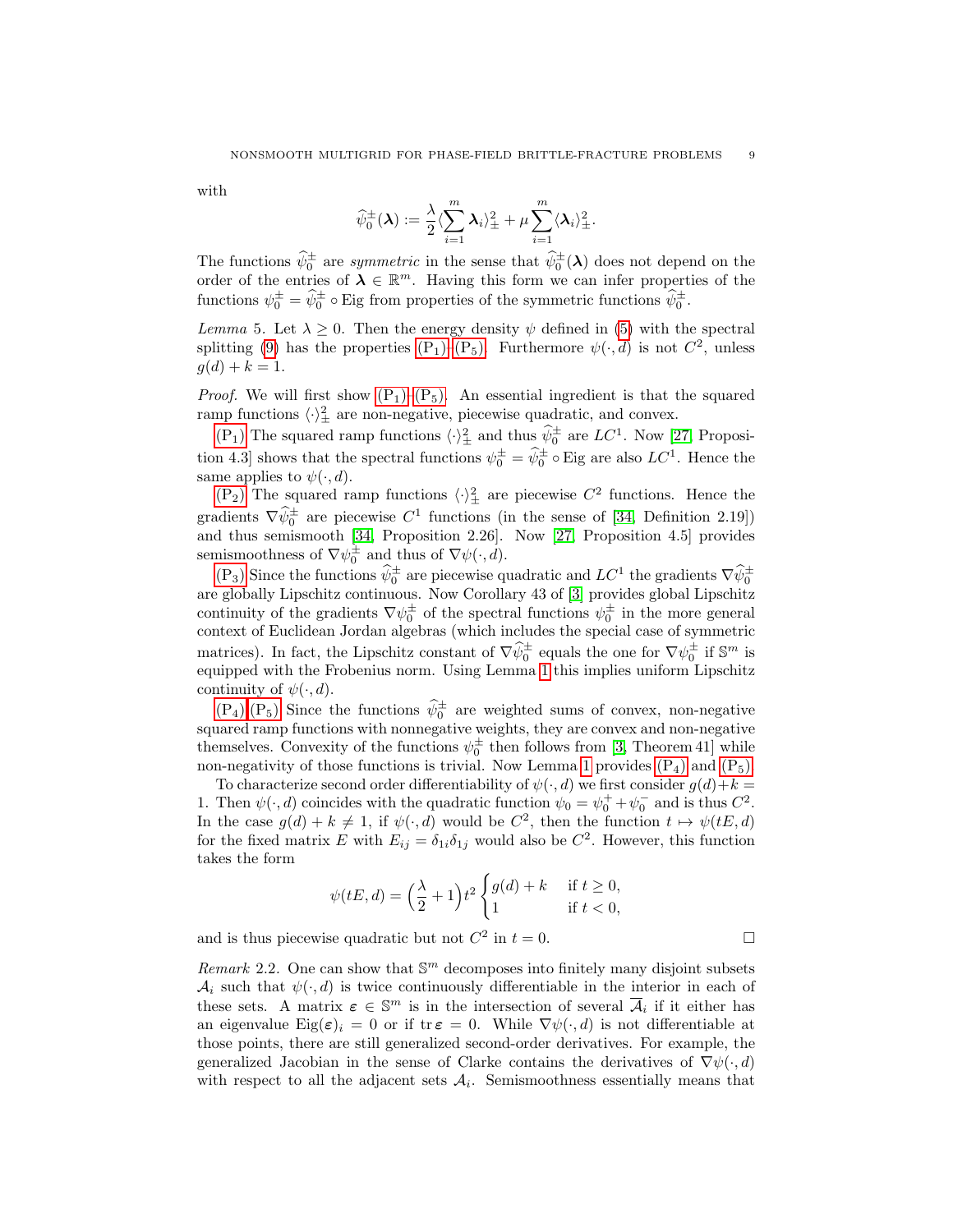with

$$\widehat{\psi}_0^{\pm}(\boldsymbol{\lambda}) := \frac{\lambda}{2}\langle \sum_{i=1}^{m} \boldsymbol{\lambda}_i \rangle_{\pm}^2 + \mu \sum_{i=1}^{m} \langle \boldsymbol{\lambda}_i \rangle_{\pm}^2.$$

The functions $\widehat{\psi}_0^{\pm}$ are *symmetric* in the sense that $\widehat{\psi}_0^{\pm}(\boldsymbol{\lambda})$ does not depend on the order of the entries of $\boldsymbol{\lambda} \in \mathbb{R}^m$. Having this form we can infer properties of the functions $\psi_0^{\pm} = \widehat{\psi}_0^{\pm} \circ \operatorname{Eig}$ from properties of the symmetric functions $\widehat{\psi}_0^{\pm}$.

*Lemma* 5. Let $\lambda \geq 0$. Then the energy density $\psi$ defined in (5) with the spectral splitting (9) has the properties (P$_1$)–(P$_5$). Furthermore $\psi(\cdot, d)$ is not $C^2$, unless $g(d) + k = 1$.

*Proof.* We will first show (P$_1$)–(P$_5$). An essential ingredient is that the squared ramp functions $\langle \cdot \rangle_{\pm}^2$ are non-negative, piecewise quadratic, and convex.

(P$_1$) The squared ramp functions $\langle \cdot \rangle_{\pm}^2$ and thus $\widehat{\psi}_0^{\pm}$ are $LC^1$. Now [27, Proposition 4.3] shows that the spectral functions $\psi_0^{\pm} = \widehat{\psi}_0^{\pm} \circ \operatorname{Eig}$ are also $LC^1$. Hence the same applies to $\psi(\cdot, d)$.

(P$_2$) The squared ramp functions $\langle \cdot \rangle_{\pm}^2$ are piecewise $C^2$ functions. Hence the gradients $\nabla \widehat{\psi}_0^{\pm}$ are piecewise $C^1$ functions (in the sense of [34, Definition 2.19]) and thus semismooth [34, Proposition 2.26]. Now [27, Proposition 4.5] provides semismoothness of $\nabla \psi_0^{\pm}$ and thus of $\nabla \psi(\cdot, d)$.

(P$_3$) Since the functions $\widehat{\psi}_0^{\pm}$ are piecewise quadratic and $LC^1$ the gradients $\nabla \widehat{\psi}_0^{\pm}$ are globally Lipschitz continuous. Now Corollary 43 of [3] provides global Lipschitz continuity of the gradients $\nabla \psi_0^{\pm}$ of the spectral functions $\psi_0^{\pm}$ in the more general context of Euclidean Jordan algebras (which includes the special case of symmetric matrices). In fact, the Lipschitz constant of $\nabla \widehat{\psi}_0^{\pm}$ equals the one for $\nabla \psi_0^{\pm}$ if $\mathbb{S}^m$ is equipped with the Frobenius norm. Using Lemma 1 this implies uniform Lipschitz continuity of $\psi(\cdot, d)$.

(P$_4$),(P$_5$) Since the functions $\widehat{\psi}_0^{\pm}$ are weighted sums of convex, non-negative squared ramp functions with nonnegative weights, they are convex and non-negative themselves. Convexity of the functions $\psi_0^{\pm}$ then follows from [3, Theorem 41] while non-negativity of those functions is trivial. Now Lemma 1 provides (P$_4$) and (P$_5$).

To characterize second order differentiability of $\psi(\cdot, d)$ we first consider $g(d) + k = 1$. Then $\psi(\cdot, d)$ coincides with the quadratic function $\psi_0 = \psi_0^+ + \psi_0^-$ and is thus $C^2$. In the case $g(d) + k \neq 1$, if $\psi(\cdot, d)$ would be $C^2$, then the function $t \mapsto \psi(tE, d)$ for the fixed matrix $E$ with $E_{ij} = \delta_{1i}\delta_{1j}$ would also be $C^2$. However, this function takes the form

$$\psi(tE, d) = \Big(\frac{\lambda}{2} + 1\Big) t^2 \begin{cases} g(d) + k & \text{if } t \geq 0, \\ 1 & \text{if } t < 0, \end{cases}$$

and is thus piecewise quadratic but not $C^2$ in $t = 0$. □

*Remark* 2.2. One can show that $\mathbb{S}^m$ decomposes into finitely many disjoint subsets $\mathcal{A}_i$ such that $\psi(\cdot, d)$ is twice continuously differentiable in the interior in each of these sets. A matrix $\boldsymbol{\varepsilon} \in \mathbb{S}^m$ is in the intersection of several $\overline{\mathcal{A}}_i$ if it either has an eigenvalue $\operatorname{Eig}(\boldsymbol{\varepsilon})_i = 0$ or if $\operatorname{tr} \boldsymbol{\varepsilon} = 0$. While $\nabla \psi(\cdot, d)$ is not differentiable at those points, there are still generalized second-order derivatives. For example, the generalized Jacobian in the sense of Clarke contains the derivatives of $\nabla \psi(\cdot, d)$ with respect to all the adjacent sets $\mathcal{A}_i$. Semismoothness essentially means that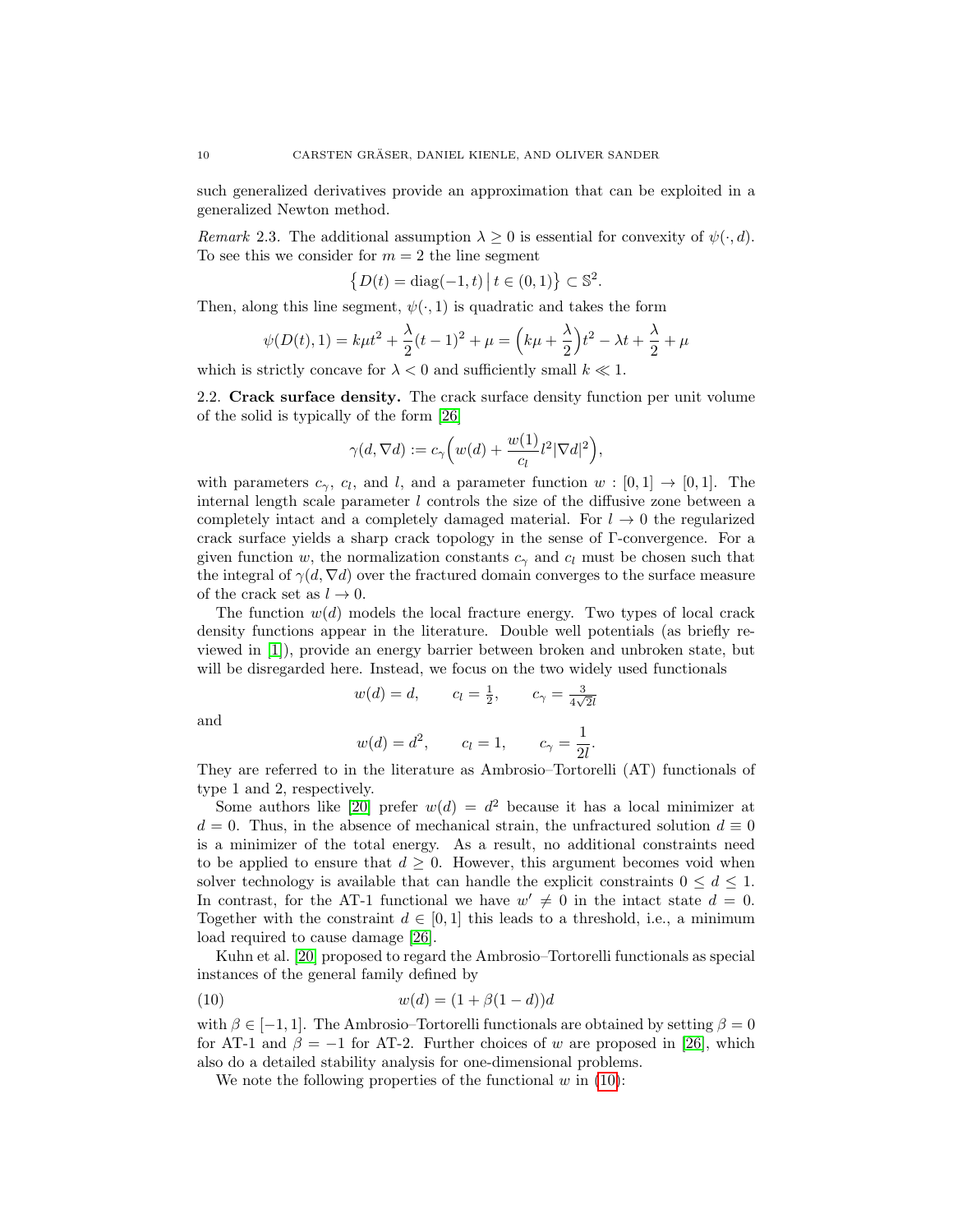such generalized derivatives provide an approximation that can be exploited in a generalized Newton method.

*Remark* 2.3. The additional assumption $\lambda \geq 0$ is essential for convexity of $\psi(\cdot, d)$. To see this we consider for $m = 2$ the line segment

$$\{D(t) = \operatorname{diag}(-1, t) \,|\, t \in (0, 1)\} \subset \mathbb{S}^2.$$

Then, along this line segment, $\psi(\cdot, 1)$ is quadratic and takes the form

$$\psi(D(t), 1) = k\mu t^2 + \frac{\lambda}{2}(t-1)^2 + \mu = \Big(k\mu + \frac{\lambda}{2}\Big)t^2 - \lambda t + \frac{\lambda}{2} + \mu$$

which is strictly concave for $\lambda < 0$ and sufficiently small $k \ll 1$.

### 2.2. Crack surface density.

The crack surface density function per unit volume of the solid is typically of the form [26]

$$\gamma(d, \nabla d) := c_\gamma \Big( w(d) + \frac{w(1)}{c_l} l^2 |\nabla d|^2 \Big),$$

with parameters $c_\gamma$, $c_l$, and $l$, and a parameter function $w : [0, 1] \to [0, 1]$. The internal length scale parameter $l$ controls the size of the diffusive zone between a completely intact and a completely damaged material. For $l \to 0$ the regularized crack surface yields a sharp crack topology in the sense of Γ-convergence. For a given function $w$, the normalization constants $c_\gamma$ and $c_l$ must be chosen such that the integral of $\gamma(d, \nabla d)$ over the fractured domain converges to the surface measure of the crack set as $l \to 0$.

The function $w(d)$ models the local fracture energy. Two types of local crack density functions appear in the literature. Double well potentials (as briefly reviewed in [1]), provide an energy barrier between broken and unbroken state, but will be disregarded here. Instead, we focus on the two widely used functionals

$$w(d) = d, \qquad c_l = \tfrac{1}{2}, \qquad c_\gamma = \tfrac{3}{4\sqrt{2}l}$$

and

$$w(d) = d^2, \qquad c_l = 1, \qquad c_\gamma = \frac{1}{2l}.$$

They are referred to in the literature as Ambrosio–Tortorelli (AT) functionals of type 1 and 2, respectively.

Some authors like [20] prefer $w(d) = d^2$ because it has a local minimizer at $d = 0$. Thus, in the absence of mechanical strain, the unfractured solution $d \equiv 0$ is a minimizer of the total energy. As a result, no additional constraints need to be applied to ensure that $d \geq 0$. However, this argument becomes void when solver technology is available that can handle the explicit constraints $0 \leq d \leq 1$. In contrast, for the AT-1 functional we have $w' \neq 0$ in the intact state $d = 0$. Together with the constraint $d \in [0, 1]$ this leads to a threshold, i.e., a minimum load required to cause damage [26].

Kuhn et al. [20] proposed to regard the Ambrosio–Tortorelli functionals as special instances of the general family defined by

$$w(d) = (1 + \beta(1 - d))d \tag{10}$$

with $\beta \in [-1, 1]$. The Ambrosio–Tortorelli functionals are obtained by setting $\beta = 0$ for AT-1 and $\beta = -1$ for AT-2. Further choices of $w$ are proposed in [26], which also do a detailed stability analysis for one-dimensional problems.

We note the following properties of the functional $w$ in (10):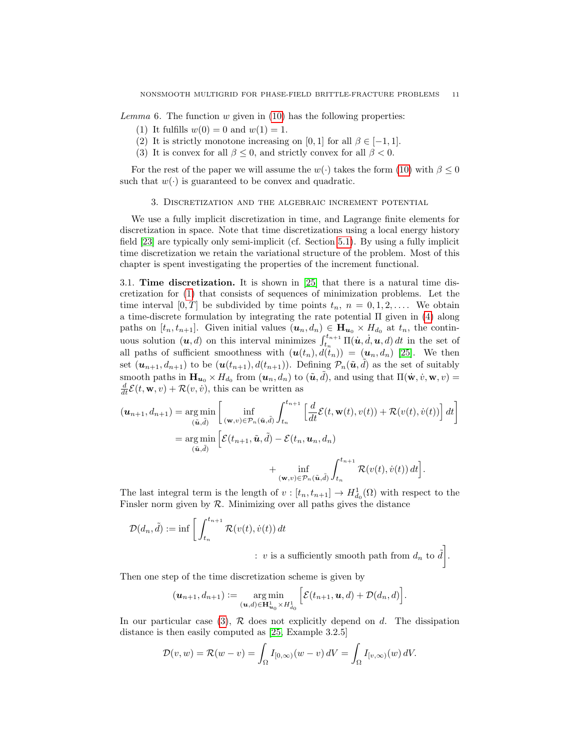*Lemma* 6. The function $w$ given in (10) has the following properties:

(1) It fulfills $w(0) = 0$ and $w(1) = 1$.
(2) It is strictly monotone increasing on $[0, 1]$ for all $\beta \in [-1, 1]$.
(3) It is convex for all $\beta \leq 0$, and strictly convex for all $\beta < 0$.

For the rest of the paper we will assume the $w(\cdot)$ takes the form (10) with $\beta \leq 0$ such that $w(\cdot)$ is guaranteed to be convex and quadratic.

## 3. Discretization and the algebraic increment potential

We use a fully implicit discretization in time, and Lagrange finite elements for discretization in space. Note that time discretizations using a local energy history field [23] are typically only semi-implicit (cf. Section 5.1). By using a fully implicit time discretization we retain the variational structure of the problem. Most of this chapter is spent investigating the properties of the increment functional.

3.1. **Time discretization.** It is shown in [25] that there is a natural time discretization for (1) that consists of sequences of minimization problems. Let the time interval $[0, T]$ be subdivided by time points $t_n$, $n = 0, 1, 2, \dots$. We obtain a time-discrete formulation by integrating the rate potential $\Pi$ given in (4) along paths on $[t_n, t_{n+1}]$. Given initial values $(\boldsymbol{u}_n, d_n) \in \mathbf{H}_{\boldsymbol{u}_0} \times H_{d_0}$ at $t_n$, the continuous solution $(\boldsymbol{u}, d)$ on this interval minimizes $\int_{t_n}^{t_{n+1}} \Pi(\dot{\boldsymbol{u}}, \dot{d}, \boldsymbol{u}, d)\, dt$ in the set of all paths of sufficient smoothness with $(\boldsymbol{u}(t_n), d(t_n)) = (\boldsymbol{u}_n, d_n)$ [25]. We then set $(\boldsymbol{u}_{n+1}, d_{n+1})$ to be $(\boldsymbol{u}(t_{n+1}), d(t_{n+1}))$. Defining $\mathcal{P}_n(\tilde{\boldsymbol{u}}, \tilde{d})$ as the set of suitably smooth paths in $\mathbf{H}_{\boldsymbol{u}_0} \times H_{d_0}$ from $(\boldsymbol{u}_n, d_n)$ to $(\tilde{\boldsymbol{u}}, \tilde{d})$, and using that $\Pi(\dot{\mathbf{w}}, \dot{v}, \mathbf{w}, v) = \frac{d}{dt}\mathcal{E}(t, \mathbf{w}, v) + \mathcal{R}(v, \dot{v})$, this can be written as

$$
\begin{aligned}
(\boldsymbol{u}_{n+1}, d_{n+1}) &= \operatorname*{arg\,min}_{(\tilde{\boldsymbol{u}}, \tilde{d})} \left[ \inf_{(\mathbf{w}, v) \in \mathcal{P}_n(\tilde{\boldsymbol{u}}, \tilde{d})} \int_{t_n}^{t_{n+1}} \left[ \frac{d}{dt}\mathcal{E}(t, \mathbf{w}(t), v(t)) + \mathcal{R}(v(t), \dot{v}(t)) \right] dt \right] \\
&= \operatorname*{arg\,min}_{(\tilde{\boldsymbol{u}}, \tilde{d})} \Big[ \mathcal{E}(t_{n+1}, \tilde{\boldsymbol{u}}, \tilde{d}) - \mathcal{E}(t_n, \boldsymbol{u}_n, d_n) \\
&\qquad\qquad + \inf_{(\mathbf{w}, v) \in \mathcal{P}_n(\tilde{\boldsymbol{u}}, \tilde{d})} \int_{t_n}^{t_{n+1}} \mathcal{R}(v(t), \dot{v}(t))\, dt \Big].
\end{aligned}
$$

The last integral term is the length of $v : [t_n, t_{n+1}] \to H^1_{d_0}(\Omega)$ with respect to the Finsler norm given by $\mathcal{R}$. Minimizing over all paths gives the distance

$$
\mathcal{D}(d_n, \tilde{d}) := \inf \Bigg[ \int_{t_n}^{t_{n+1}} \mathcal{R}(v(t), \dot{v}(t))\, dt \; : \; v \text{ is a sufficiently smooth path from } d_n \text{ to } \tilde{d} \Bigg].
$$

Then one step of the time discretization scheme is given by

$$
(\boldsymbol{u}_{n+1}, d_{n+1}) := \operatorname*{arg\,min}_{(\boldsymbol{u}, d) \in \mathbf{H}^1_{\boldsymbol{u}_0} \times H^1_{d_0}} \Big[ \mathcal{E}(t_{n+1}, \boldsymbol{u}, d) + \mathcal{D}(d_n, d) \Big].
$$

In our particular case (3), $\mathcal{R}$ does not explicitly depend on $d$. The dissipation distance is then easily computed as [25, Example 3.2.5]

$$
\mathcal{D}(v, w) = \mathcal{R}(w - v) = \int_\Omega I_{[0,\infty)}(w - v)\, dV = \int_\Omega I_{[v,\infty)}(w)\, dV.
$$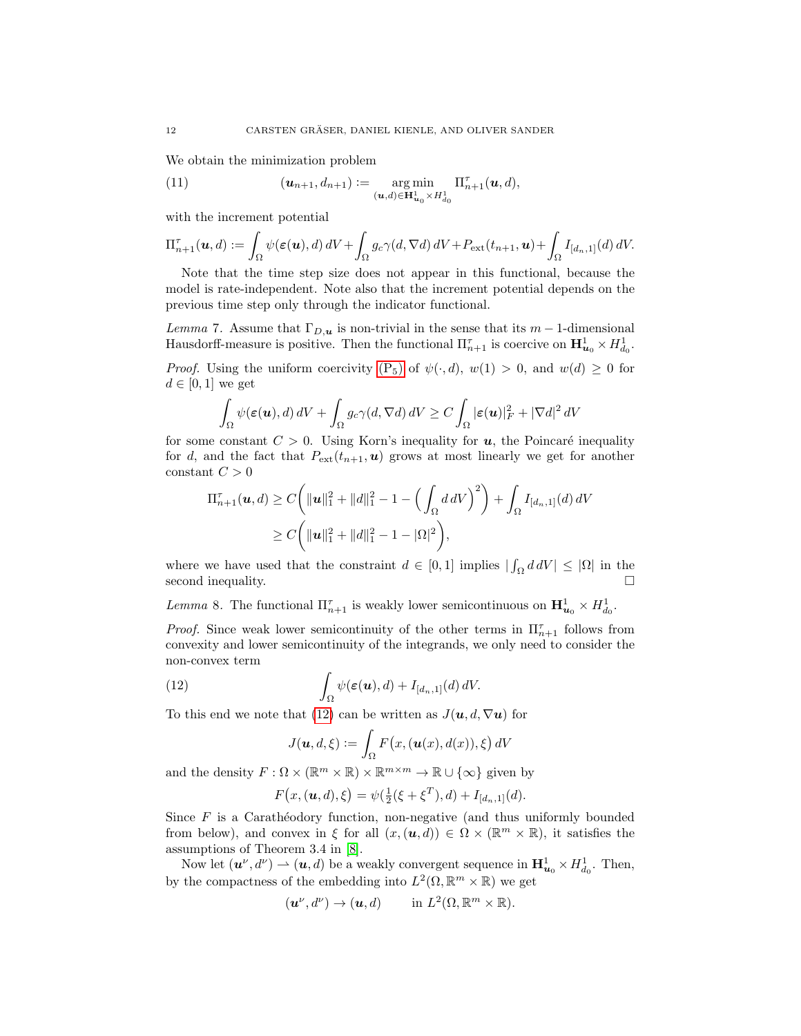We obtain the minimization problem

$$
(\boldsymbol{u}_{n+1}, d_{n+1}) := \underset{(\boldsymbol{u},d)\in \mathbf{H}^1_{\boldsymbol{u}_0}\times H^1_{d_0}}{\arg\min} \; \Pi^\tau_{n+1}(\boldsymbol{u}, d), \tag{11}
$$

with the increment potential

$$
\Pi^\tau_{n+1}(\boldsymbol{u}, d) := \int_\Omega \psi(\boldsymbol{\varepsilon}(\boldsymbol{u}), d)\, dV + \int_\Omega g_c \gamma(d, \nabla d)\, dV + P_{\text{ext}}(t_{n+1}, \boldsymbol{u}) + \int_\Omega I_{[d_n,1]}(d)\, dV.
$$

Note that the time step size does not appear in this functional, because the model is rate-independent. Note also that the increment potential depends on the previous time step only through the indicator functional.

*Lemma* 7. Assume that $\Gamma_{D,\boldsymbol{u}}$ is non-trivial in the sense that its $m-1$-dimensional Hausdorff-measure is positive. Then the functional $\Pi^\tau_{n+1}$ is coercive on $\mathbf{H}^1_{\boldsymbol{u}_0} \times H^1_{d_0}$.

*Proof.* Using the uniform coercivity (P$_5$) of $\psi(\cdot, d)$, $w(1) > 0$, and $w(d) \geq 0$ for $d \in [0, 1]$ we get

$$
\int_\Omega \psi(\boldsymbol{\varepsilon}(\boldsymbol{u}), d)\, dV + \int_\Omega g_c \gamma(d, \nabla d)\, dV \geq C \int_\Omega |\boldsymbol{\varepsilon}(\boldsymbol{u})|_F^2 + |\nabla d|^2 \, dV
$$

for some constant $C > 0$. Using Korn's inequality for $\boldsymbol{u}$, the Poincaré inequality for $d$, and the fact that $P_{\text{ext}}(t_{n+1}, \boldsymbol{u})$ grows at most linearly we get for another constant $C > 0$

$$
\begin{aligned}
\Pi^\tau_{n+1}(\boldsymbol{u}, d) &\geq C\bigg( \|\boldsymbol{u}\|_1^2 + \|d\|_1^2 - 1 - \Big( \int_\Omega d \, dV \Big)^2 \bigg) + \int_\Omega I_{[d_n,1]}(d)\, dV \\
&\geq C\bigg( \|\boldsymbol{u}\|_1^2 + \|d\|_1^2 - 1 - |\Omega|^2 \bigg),
\end{aligned}
$$

where we have used that the constraint $d \in [0, 1]$ implies $|\int_\Omega d \, dV| \leq |\Omega|$ in the second inequality. $\square$

*Lemma* 8. The functional $\Pi^\tau_{n+1}$ is weakly lower semicontinuous on $\mathbf{H}^1_{\boldsymbol{u}_0} \times H^1_{d_0}$.

*Proof.* Since weak lower semicontinuity of the other terms in $\Pi^\tau_{n+1}$ follows from convexity and lower semicontinuity of the integrands, we only need to consider the non-convex term

$$
\int_\Omega \psi(\boldsymbol{\varepsilon}(\boldsymbol{u}), d) + I_{[d_n,1]}(d)\, dV. \tag{12}
$$

To this end we note that (12) can be written as $J(\boldsymbol{u}, d, \nabla \boldsymbol{u})$ for

$$
J(\boldsymbol{u}, d, \xi) := \int_\Omega F\big(x, (\boldsymbol{u}(x), d(x)), \xi\big)\, dV
$$

and the density $F : \Omega \times (\mathbb{R}^m \times \mathbb{R}) \times \mathbb{R}^{m\times m} \to \mathbb{R} \cup \{\infty\}$ given by

$$
F\big(x, (\boldsymbol{u}, d), \xi\big) = \psi(\tfrac{1}{2}(\xi + \xi^T), d) + I_{[d_n,1]}(d).
$$

Since $F$ is a Carathéodory function, non-negative (and thus uniformly bounded from below), and convex in $\xi$ for all $(x, (\boldsymbol{u}, d)) \in \Omega \times (\mathbb{R}^m \times \mathbb{R})$, it satisfies the assumptions of Theorem 3.4 in [8].

Now let $(\boldsymbol{u}^\nu, d^\nu) \rightharpoonup (\boldsymbol{u}, d)$ be a weakly convergent sequence in $\mathbf{H}^1_{\boldsymbol{u}_0} \times H^1_{d_0}$. Then, by the compactness of the embedding into $L^2(\Omega, \mathbb{R}^m \times \mathbb{R})$ we get

$$
(\boldsymbol{u}^\nu, d^\nu) \to (\boldsymbol{u}, d) \qquad \text{in } L^2(\Omega, \mathbb{R}^m \times \mathbb{R}).
$$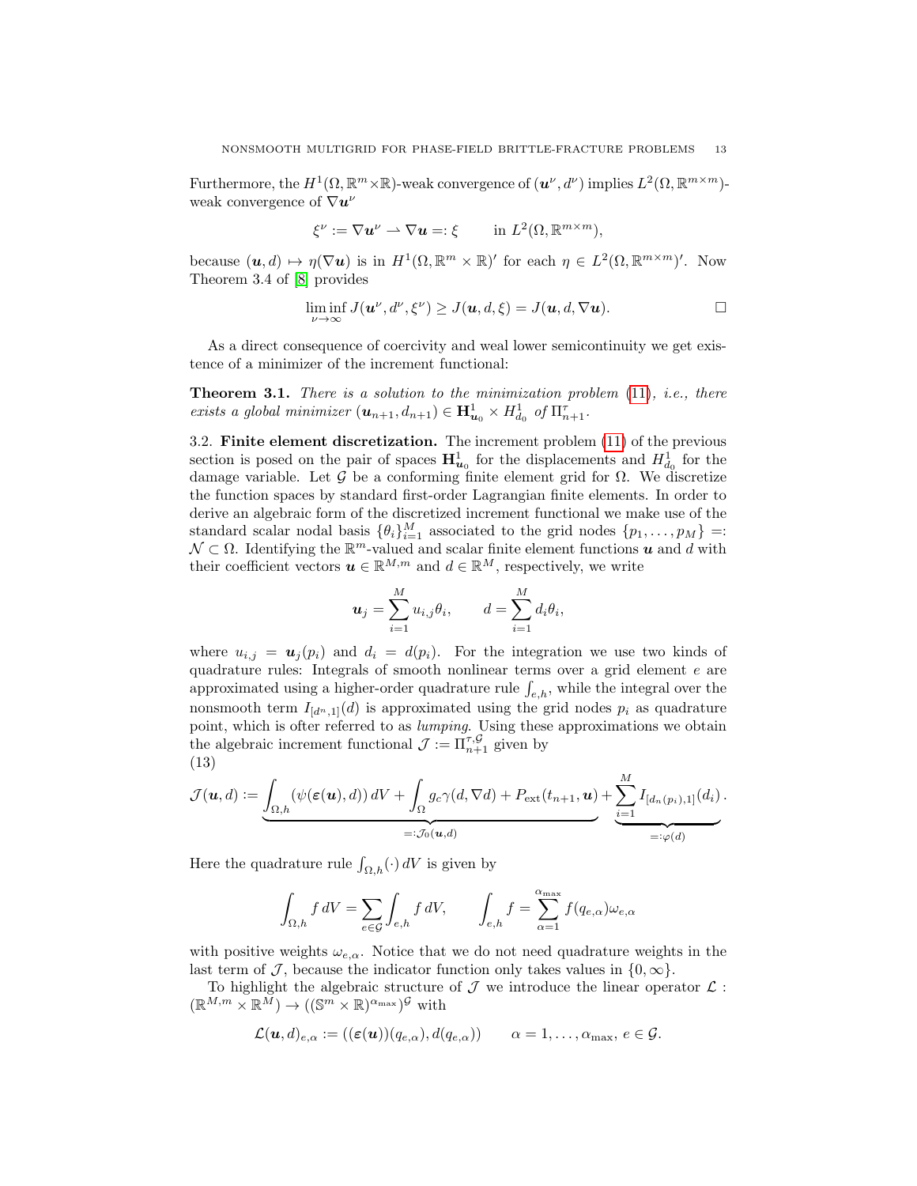Furthermore, the $H^1(\Omega, \mathbb{R}^m \times \mathbb{R})$-weak convergence of $(\boldsymbol{u}^\nu, d^\nu)$ implies $L^2(\Omega, \mathbb{R}^{m\times m})$-weak convergence of $\nabla \boldsymbol{u}^\nu$

$$\xi^\nu := \nabla \boldsymbol{u}^\nu \rightharpoonup \nabla \boldsymbol{u} =: \xi \qquad \text{in } L^2(\Omega, \mathbb{R}^{m\times m}),$$

because $(\boldsymbol{u}, d) \mapsto \eta(\nabla \boldsymbol{u})$ is in $H^1(\Omega, \mathbb{R}^m \times \mathbb{R})'$ for each $\eta \in L^2(\Omega, \mathbb{R}^{m\times m})'$. Now Theorem 3.4 of [8] provides

$$\liminf_{\nu\to\infty} J(\boldsymbol{u}^\nu, d^\nu, \xi^\nu) \geq J(\boldsymbol{u}, d, \xi) = J(\boldsymbol{u}, d, \nabla \boldsymbol{u}). \qquad \square$$

As a direct consequence of coercivity and weal lower semicontinuity we get existence of a minimizer of the increment functional:

**Theorem 3.1.** *There is a solution to the minimization problem (11), i.e., there exists a global minimizer $(\boldsymbol{u}_{n+1}, d_{n+1}) \in \mathbf{H}^1_{\boldsymbol{u}_0} \times H^1_{d_0}$ of $\Pi^\tau_{n+1}$.*

3.2. **Finite element discretization.** The increment problem (11) of the previous section is posed on the pair of spaces $\mathbf{H}^1_{\boldsymbol{u}_0}$ for the displacements and $H^1_{d_0}$ for the damage variable. Let $\mathcal{G}$ be a conforming finite element grid for $\Omega$. We discretize the function spaces by standard first-order Lagrangian finite elements. In order to derive an algebraic form of the discretized increment functional we make use of the standard scalar nodal basis $\{\theta_i\}_{i=1}^M$ associated to the grid nodes $\{p_1, \dots, p_M\} =: \mathcal{N} \subset \Omega$. Identifying the $\mathbb{R}^m$-valued and scalar finite element functions $\boldsymbol{u}$ and $d$ with their coefficient vectors $\boldsymbol{u} \in \mathbb{R}^{M,m}$ and $d \in \mathbb{R}^M$, respectively, we write

$$\boldsymbol{u}_j = \sum_{i=1}^M u_{i,j}\theta_i, \qquad d = \sum_{i=1}^M d_i \theta_i,$$

where $u_{i,j} = \boldsymbol{u}_j(p_i)$ and $d_i = d(p_i)$. For the integration we use two kinds of quadrature rules: Integrals of smooth nonlinear terms over a grid element $e$ are approximated using a higher-order quadrature rule $\int_{e,h}$, while the integral over the nonsmooth term $I_{[d^n,1]}(d)$ is approximated using the grid nodes $p_i$ as quadrature point, which is ofter referred to as *lumping*. Using these approximations we obtain the algebraic increment functional $\mathcal{J} := \Pi^{\tau,\mathcal{G}}_{n+1}$ given by

$$\mathcal{J}(\boldsymbol{u}, d) := \underbrace{\int_{\Omega,h} \left(\psi(\boldsymbol{\varepsilon}(\boldsymbol{u}), d)\right) dV + \int_\Omega g_c \gamma(d, \nabla d) + P_{\text{ext}}(t_{n+1}, \boldsymbol{u})}_{=:\mathcal{J}_0(\boldsymbol{u},d)} + \underbrace{\sum_{i=1}^M I_{[d_n(p_i),1]}(d_i)}_{=:\varphi(d)}. \tag{13}$$

Here the quadrature rule $\int_{\Omega,h}(\cdot)\,dV$ is given by

$$\int_{\Omega,h} f\,dV = \sum_{e\in\mathcal{G}} \int_{e,h} f\,dV, \qquad \int_{e,h} f = \sum_{\alpha=1}^{\alpha_{\max}} f(q_{e,\alpha})\omega_{e,\alpha}$$

with positive weights $\omega_{e,\alpha}$. Notice that we do not need quadrature weights in the last term of $\mathcal{J}$, because the indicator function only takes values in $\{0, \infty\}$.

To highlight the algebraic structure of $\mathcal{J}$ we introduce the linear operator $\mathcal{L} : (\mathbb{R}^{M,m} \times \mathbb{R}^M) \to ((\mathbb{S}^m \times \mathbb{R})^{\alpha_{\max}})^{\mathcal{G}}$ with

$$\mathcal{L}(\boldsymbol{u}, d)_{e,\alpha} := ((\boldsymbol{\varepsilon}(\boldsymbol{u}))(q_{e,\alpha}), d(q_{e,\alpha})) \qquad \alpha = 1, \dots, \alpha_{\max},\ e \in \mathcal{G}.$$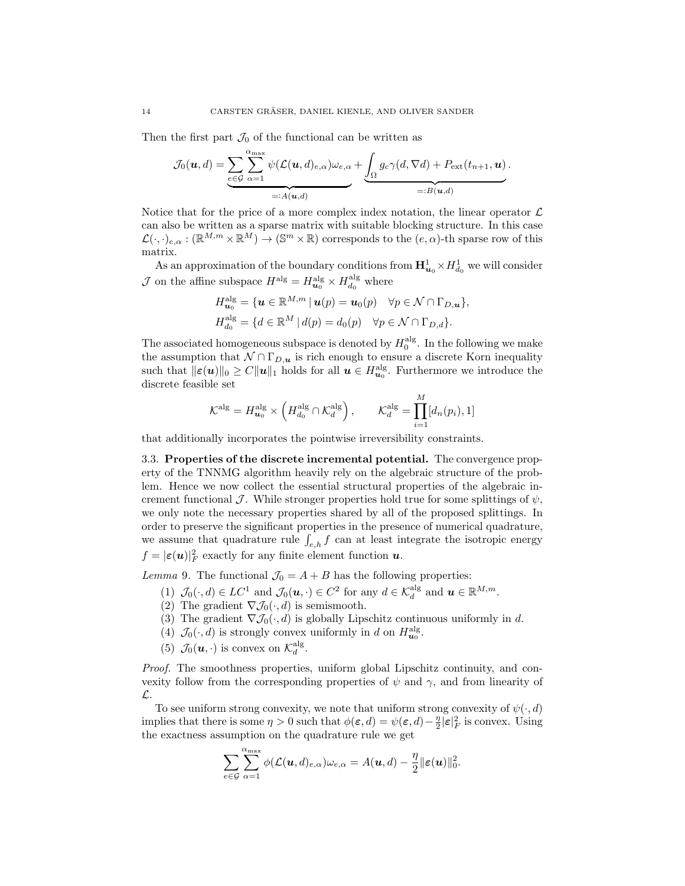Then the first part $\mathcal{J}_0$ of the functional can be written as

$$\mathcal{J}_0(\boldsymbol{u}, d) = \underbrace{\sum_{e \in \mathcal{G}} \sum_{\alpha=1}^{\alpha_{\max}} \psi(\mathcal{L}(\boldsymbol{u}, d)_{e,\alpha}) \omega_{e,\alpha}}_{=:A(\boldsymbol{u},d)} + \underbrace{\int_\Omega g_c \gamma(d, \nabla d) + P_{\text{ext}}(t_{n+1}, \boldsymbol{u})}_{=:B(\boldsymbol{u},d)}.$$

Notice that for the price of a more complex index notation, the linear operator $\mathcal{L}$ can also be written as a sparse matrix with suitable blocking structure. In this case $\mathcal{L}(\cdot,\cdot)_{e,\alpha} : (\mathbb{R}^{M,m} \times \mathbb{R}^M) \to (\mathbb{S}^m \times \mathbb{R})$ corresponds to the $(e,\alpha)$-th sparse row of this matrix.

As an approximation of the boundary conditions from $\mathbf{H}^1_{\boldsymbol{u}_0} \times H^1_{d_0}$ we will consider $\mathcal{J}$ on the affine subspace $H^{\text{alg}} = H^{\text{alg}}_{\boldsymbol{u}_0} \times H^{\text{alg}}_{d_0}$ where

$$H^{\text{alg}}_{\boldsymbol{u}_0} = \{\boldsymbol{u} \in \mathbb{R}^{M,m} \mid \boldsymbol{u}(p) = \boldsymbol{u}_0(p) \quad \forall p \in \mathcal{N} \cap \Gamma_{D,\boldsymbol{u}}\},$$
$$H^{\text{alg}}_{d_0} = \{d \in \mathbb{R}^M \mid d(p) = d_0(p) \quad \forall p \in \mathcal{N} \cap \Gamma_{D,d}\}.$$

The associated homogeneous subspace is denoted by $H^{\text{alg}}_0$. In the following we make the assumption that $\mathcal{N} \cap \Gamma_{D,\boldsymbol{u}}$ is rich enough to ensure a discrete Korn inequality such that $\|\boldsymbol{\varepsilon}(\boldsymbol{u})\|_0 \geq C\|\boldsymbol{u}\|_1$ holds for all $\boldsymbol{u} \in H^{\text{alg}}_{\boldsymbol{u}_0}$. Furthermore we introduce the discrete feasible set

$$\mathcal{K}^{\text{alg}} = H^{\text{alg}}_{\boldsymbol{u}_0} \times \left(H^{\text{alg}}_{d_0} \cap \mathcal{K}^{\text{alg}}_d\right), \qquad \mathcal{K}^{\text{alg}}_d = \prod_{i=1}^{M} [d_n(p_i), 1]$$

that additionally incorporates the pointwise irreversibility constraints.

### 3.3. Properties of the discrete incremental potential.

The convergence property of the TNNMG algorithm heavily rely on the algebraic structure of the problem. Hence we now collect the essential structural properties of the algebraic increment functional $\mathcal{J}$. While stronger properties hold true for some splittings of $\psi$, we only note the necessary properties shared by all of the proposed splittings. In order to preserve the significant properties in the presence of numerical quadrature, we assume that quadrature rule $\int_{e,h} f$ can at least integrate the isotropic energy $f = |\boldsymbol{\varepsilon}(\boldsymbol{u})|_F^2$ exactly for any finite element function $\boldsymbol{u}$.

*Lemma* 9. The functional $\mathcal{J}_0 = A + B$ has the following properties:

(1) $\mathcal{J}_0(\cdot, d) \in LC^1$ and $\mathcal{J}_0(\boldsymbol{u}, \cdot) \in C^2$ for any $d \in \mathcal{K}^{\text{alg}}_d$ and $\boldsymbol{u} \in \mathbb{R}^{M,m}$.
(2) The gradient $\nabla \mathcal{J}_0(\cdot, d)$ is semismooth.
(3) The gradient $\nabla \mathcal{J}_0(\cdot, d)$ is globally Lipschitz continuous uniformly in $d$.
(4) $\mathcal{J}_0(\cdot, d)$ is strongly convex uniformly in $d$ on $H^{\text{alg}}_{\boldsymbol{u}_0}$.
(5) $\mathcal{J}_0(\boldsymbol{u}, \cdot)$ is convex on $\mathcal{K}^{\text{alg}}_d$.

*Proof.* The smoothness properties, uniform global Lipschitz continuity, and convexity follow from the corresponding properties of $\psi$ and $\gamma$, and from linearity of $\mathcal{L}$.

To see uniform strong convexity, we note that uniform strong convexity of $\psi(\cdot, d)$ implies that there is some $\eta > 0$ such that $\phi(\boldsymbol{\varepsilon}, d) = \psi(\boldsymbol{\varepsilon}, d) - \frac{\eta}{2}|\boldsymbol{\varepsilon}|_F^2$ is convex. Using the exactness assumption on the quadrature rule we get

$$\sum_{e \in \mathcal{G}} \sum_{\alpha=1}^{\alpha_{\max}} \phi(\mathcal{L}(\boldsymbol{u}, d)_{e,\alpha}) \omega_{e,\alpha} = A(\boldsymbol{u}, d) - \frac{\eta}{2}\|\boldsymbol{\varepsilon}(\boldsymbol{u})\|_0^2.$$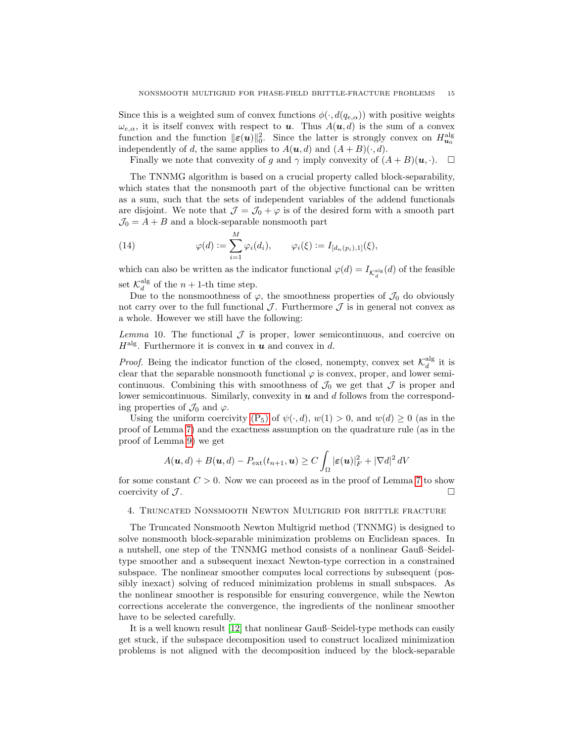Since this is a weighted sum of convex functions $\phi(\cdot, d(q_{e,\alpha}))$ with positive weights $\omega_{e,\alpha}$, it is itself convex with respect to $\boldsymbol{u}$. Thus $A(\boldsymbol{u}, d)$ is the sum of a convex function and the function $\|\boldsymbol{\varepsilon}(\boldsymbol{u})\|_0^2$. Since the latter is strongly convex on $H^{\text{alg}}_{\boldsymbol{u}_0}$ independently of $d$, the same applies to $A(\boldsymbol{u}, d)$ and $(A + B)(\cdot, d)$.

Finally we note that convexity of $g$ and $\gamma$ imply convexity of $(A + B)(\boldsymbol{u}, \cdot)$. $\square$

The TNNMG algorithm is based on a crucial property called block-separability, which states that the nonsmooth part of the objective functional can be written as a sum, such that the sets of independent variables of the addend functionals are disjoint. We note that $\mathcal{J} = \mathcal{J}_0 + \varphi$ is of the desired form with a smooth part $\mathcal{J}_0 = A + B$ and a block-separable nonsmooth part

$$\varphi(d) := \sum_{i=1}^{M} \varphi_i(d_i), \qquad \varphi_i(\xi) := I_{[d_n(p_i),1]}(\xi), \tag{14}$$

which can also be written as the indicator functional $\varphi(d) = I_{\mathcal{K}_d^{\text{alg}}}(d)$ of the feasible set $\mathcal{K}_d^{\text{alg}}$ of the $n+1$-th time step.

Due to the nonsmoothness of $\varphi$, the smoothness properties of $\mathcal{J}_0$ do obviously not carry over to the full functional $\mathcal{J}$. Furthermore $\mathcal{J}$ is in general not convex as a whole. However we still have the following:

*Lemma* 10. The functional $\mathcal{J}$ is proper, lower semicontinuous, and coercive on $H^{\text{alg}}$. Furthermore it is convex in $\boldsymbol{u}$ and convex in $d$.

*Proof.* Being the indicator function of the closed, nonempty, convex set $\mathcal{K}_d^{\text{alg}}$ it is clear that the separable nonsmooth functional $\varphi$ is convex, proper, and lower semicontinuous. Combining this with smoothness of $\mathcal{J}_0$ we get that $\mathcal{J}$ is proper and lower semicontinuous. Similarly, convexity in $\boldsymbol{u}$ and $d$ follows from the corresponding properties of $\mathcal{J}_0$ and $\varphi$.

Using the uniform coercivity (P$_5$) of $\psi(\cdot, d)$, $w(1) > 0$, and $w(d) \geq 0$ (as in the proof of Lemma 7) and the exactness assumption on the quadrature rule (as in the proof of Lemma 9) we get

$$A(\boldsymbol{u}, d) + B(\boldsymbol{u}, d) - P_{\text{ext}}(t_{n+1}, \boldsymbol{u}) \geq C \int_\Omega |\boldsymbol{\varepsilon}(\boldsymbol{u})|_F^2 + |\nabla d|^2 \, dV$$

for some constant $C > 0$. Now we can proceed as in the proof of Lemma 7 to show coercivity of $\mathcal{J}$. $\square$

## 4. Truncated Nonsmooth Newton Multigrid for brittle fracture

The Truncated Nonsmooth Newton Multigrid method (TNNMG) is designed to solve nonsmooth block-separable minimization problems on Euclidean spaces. In a nutshell, one step of the TNNMG method consists of a nonlinear Gauß–Seidel-type smoother and a subsequent inexact Newton-type correction in a constrained subspace. The nonlinear smoother computes local corrections by subsequent (possibly inexact) solving of reduced minimization problems in small subspaces. As the nonlinear smoother is responsible for ensuring convergence, while the Newton corrections accelerate the convergence, the ingredients of the nonlinear smoother have to be selected carefully.

It is a well known result [12] that nonlinear Gauß–Seidel-type methods can easily get stuck, if the subspace decomposition used to construct localized minimization problems is not aligned with the decomposition induced by the block-separable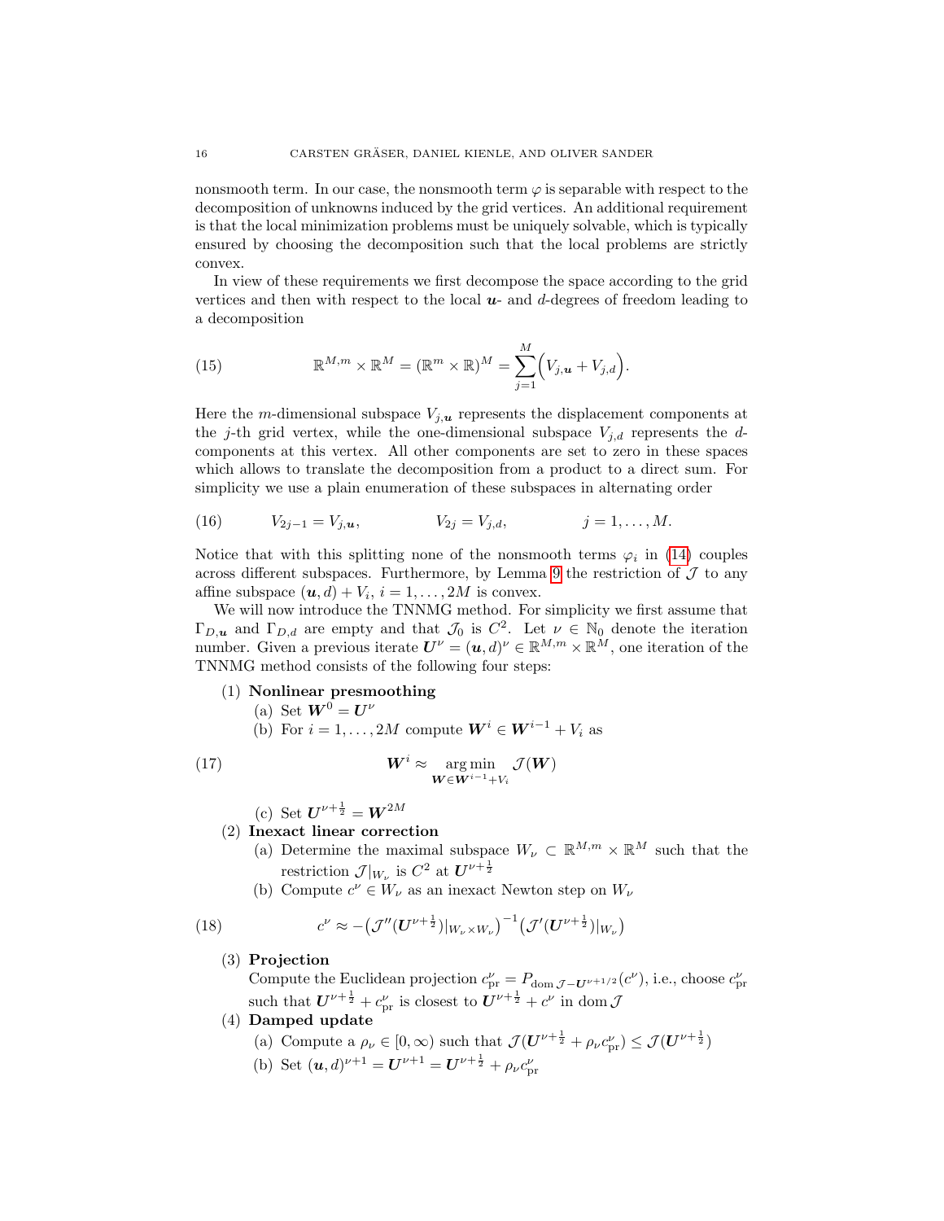nonsmooth term. In our case, the nonsmooth term $\varphi$ is separable with respect to the decomposition of unknowns induced by the grid vertices. An additional requirement is that the local minimization problems must be uniquely solvable, which is typically ensured by choosing the decomposition such that the local problems are strictly convex.

In view of these requirements we first decompose the space according to the grid vertices and then with respect to the local $\boldsymbol{u}$- and $d$-degrees of freedom leading to a decomposition

$$\mathbb{R}^{M,m} \times \mathbb{R}^M = (\mathbb{R}^m \times \mathbb{R})^M = \sum_{j=1}^{M} \Big( V_{j,\boldsymbol{u}} + V_{j,d} \Big). \tag{15}$$

Here the $m$-dimensional subspace $V_{j,\boldsymbol{u}}$ represents the displacement components at the $j$-th grid vertex, while the one-dimensional subspace $V_{j,d}$ represents the $d$-components at this vertex. All other components are set to zero in these spaces which allows to translate the decomposition from a product to a direct sum. For simplicity we use a plain enumeration of these subspaces in alternating order

$$V_{2j-1} = V_{j,\boldsymbol{u}}, \qquad V_{2j} = V_{j,d}, \qquad j = 1, \dots, M. \tag{16}$$

Notice that with this splitting none of the nonsmooth terms $\varphi_i$ in (14) couples across different subspaces. Furthermore, by Lemma 9 the restriction of $\mathcal{J}$ to any affine subspace $(\boldsymbol{u}, d) + V_i$, $i = 1, \dots, 2M$ is convex.

We will now introduce the TNNMG method. For simplicity we first assume that $\Gamma_{D,\boldsymbol{u}}$ and $\Gamma_{D,d}$ are empty and that $\mathcal{J}_0$ is $C^2$. Let $\nu \in \mathbb{N}_0$ denote the iteration number. Given a previous iterate $\boldsymbol{U}^\nu = (\boldsymbol{u}, d)^\nu \in \mathbb{R}^{M,m} \times \mathbb{R}^M$, one iteration of the TNNMG method consists of the following four steps:

1. **Nonlinear presmoothing**
   - (a) Set $\boldsymbol{W}^0 = \boldsymbol{U}^\nu$
   - (b) For $i = 1, \dots, 2M$ compute $\boldsymbol{W}^i \in \boldsymbol{W}^{i-1} + V_i$ as

$$\boldsymbol{W}^i \approx \operatorname*{arg\,min}_{\boldsymbol{W} \in \boldsymbol{W}^{i-1} + V_i} \mathcal{J}(\boldsymbol{W}) \tag{17}$$

   - (c) Set $\boldsymbol{U}^{\nu+\frac{1}{2}} = \boldsymbol{W}^{2M}$
2. **Inexact linear correction**
   - (a) Determine the maximal subspace $W_\nu \subset \mathbb{R}^{M,m} \times \mathbb{R}^M$ such that the restriction $\mathcal{J}|_{W_\nu}$ is $C^2$ at $\boldsymbol{U}^{\nu+\frac{1}{2}}$
   - (b) Compute $c^\nu \in W_\nu$ as an inexact Newton step on $W_\nu$

$$c^\nu \approx -\big(\mathcal{J}''(\boldsymbol{U}^{\nu+\frac{1}{2}})|_{W_\nu \times W_\nu}\big)^{-1}\big(\mathcal{J}'(\boldsymbol{U}^{\nu+\frac{1}{2}})|_{W_\nu}\big) \tag{18}$$

3. **Projection**
   Compute the Euclidean projection $c^\nu_{\text{pr}} = P_{\operatorname{dom} \mathcal{J} - \boldsymbol{U}^{\nu+1/2}}(c^\nu)$, i.e., choose $c^\nu_{\text{pr}}$ such that $\boldsymbol{U}^{\nu+\frac{1}{2}} + c^\nu_{\text{pr}}$ is closest to $\boldsymbol{U}^{\nu+\frac{1}{2}} + c^\nu$ in $\operatorname{dom} \mathcal{J}$
4. **Damped update**
   - (a) Compute a $\rho_\nu \in [0, \infty)$ such that $\mathcal{J}(\boldsymbol{U}^{\nu+\frac{1}{2}} + \rho_\nu c^\nu_{\text{pr}}) \le \mathcal{J}(\boldsymbol{U}^{\nu+\frac{1}{2}})$
   - (b) Set $(\boldsymbol{u}, d)^{\nu+1} = \boldsymbol{U}^{\nu+1} = \boldsymbol{U}^{\nu+\frac{1}{2}} + \rho_\nu c^\nu_{\text{pr}}$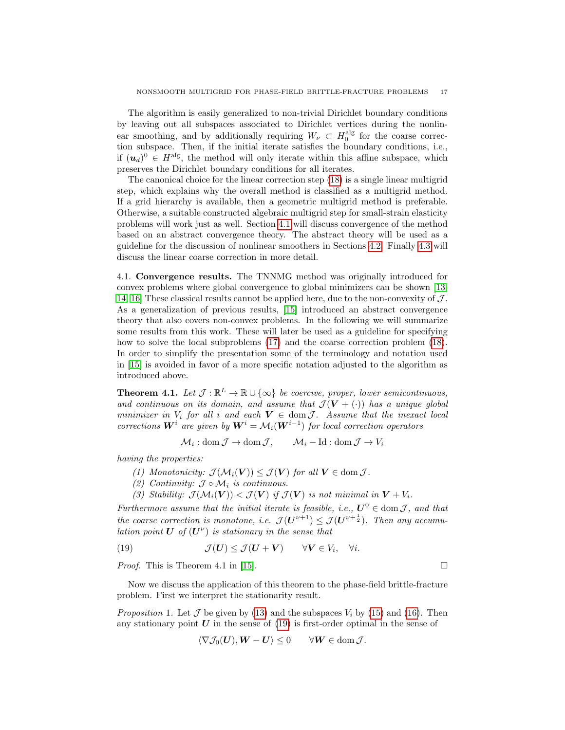The algorithm is easily generalized to non-trivial Dirichlet boundary conditions by leaving out all subspaces associated to Dirichlet vertices during the nonlinear smoothing, and by additionally requiring $W_\nu \subset H_0^{\text{alg}}$ for the coarse correction subspace. Then, if the initial iterate satisfies the boundary conditions, i.e., if $(\boldsymbol{u}_d)^0 \in H^{\text{alg}}$, the method will only iterate within this affine subspace, which preserves the Dirichlet boundary conditions for all iterates.

The canonical choice for the linear correction step (18) is a single linear multigrid step, which explains why the overall method is classified as a multigrid method. If a grid hierarchy is available, then a geometric multigrid method is preferable. Otherwise, a suitable constructed algebraic multigrid step for small-strain elasticity problems will work just as well. Section 4.1 will discuss convergence of the method based on an abstract convergence theory. The abstract theory will be used as a guideline for the discussion of nonlinear smoothers in Sections 4.2. Finally 4.3 will discuss the linear coarse correction in more detail.

## 4.1. Convergence results.

**4.1. Convergence results.** The TNNMG method was originally introduced for convex problems where global convergence to global minimizers can be shown [13, 14, 16] These classical results cannot be applied here, due to the non-convexity of $\mathcal{J}$. As a generalization of previous results, [15] introduced an abstract convergence theory that also covers non-convex problems. In the following we will summarize some results from this work. These will later be used as a guideline for specifying how to solve the local subproblems (17) and the coarse correction problem (18). In order to simplify the presentation some of the terminology and notation used in [15] is avoided in favor of a more specific notation adjusted to the algorithm as introduced above.

**Theorem 4.1.** *Let $\mathcal{J} : \mathbb{R}^L \to \mathbb{R} \cup \{\infty\}$ be coercive, proper, lower semicontinuous, and continuous on its domain, and assume that $\mathcal{J}(\boldsymbol{V} + (\cdot))$ has a unique global minimizer in $V_i$ for all $i$ and each $\boldsymbol{V} \in \operatorname{dom} \mathcal{J}$. Assume that the inexact local corrections $\boldsymbol{W}^i$ are given by $\boldsymbol{W}^i = \mathcal{M}_i(\boldsymbol{W}^{i-1})$ for local correction operators*

$$\mathcal{M}_i : \operatorname{dom} \mathcal{J} \to \operatorname{dom} \mathcal{J}, \qquad \mathcal{M}_i - \operatorname{Id} : \operatorname{dom} \mathcal{J} \to V_i$$

*having the properties:*

1. *Monotonicity: $\mathcal{J}(\mathcal{M}_i(\boldsymbol{V})) \le \mathcal{J}(\boldsymbol{V})$ for all $\boldsymbol{V} \in \operatorname{dom} \mathcal{J}$.*
2. *Continuity: $\mathcal{J} \circ \mathcal{M}_i$ is continuous.*
3. *Stability: $\mathcal{J}(\mathcal{M}_i(\boldsymbol{V})) < \mathcal{J}(\boldsymbol{V})$ if $\mathcal{J}(\boldsymbol{V})$ is not minimal in $\boldsymbol{V} + V_i$.*

*Furthermore assume that the initial iterate is feasible, i.e., $\boldsymbol{U}^0 \in \operatorname{dom} \mathcal{J}$, and that the coarse correction is monotone, i.e. $\mathcal{J}(\boldsymbol{U}^{\nu+1}) \le \mathcal{J}(\boldsymbol{U}^{\nu+\frac{1}{2}})$. Then any accumulation point $\boldsymbol{U}$ of $(\boldsymbol{U}^\nu)$ is stationary in the sense that*

$$\mathcal{J}(\boldsymbol{U}) \le \mathcal{J}(\boldsymbol{U} + \boldsymbol{V}) \qquad \forall \boldsymbol{V} \in V_i, \quad \forall i. \tag{19}$$

*Proof.* This is Theorem 4.1 in [15]. □

Now we discuss the application of this theorem to the phase-field brittle-fracture problem. First we interpret the stationarity result.

*Proposition* 1. Let $\mathcal{J}$ be given by (13) and the subspaces $V_i$ by (15) and (16). Then any stationary point $\boldsymbol{U}$ in the sense of (19) is first-order optimal in the sense of

$$\langle \nabla \mathcal{J}_0(\boldsymbol{U}), \boldsymbol{W} - \boldsymbol{U} \rangle \le 0 \qquad \forall \boldsymbol{W} \in \operatorname{dom} \mathcal{J}.$$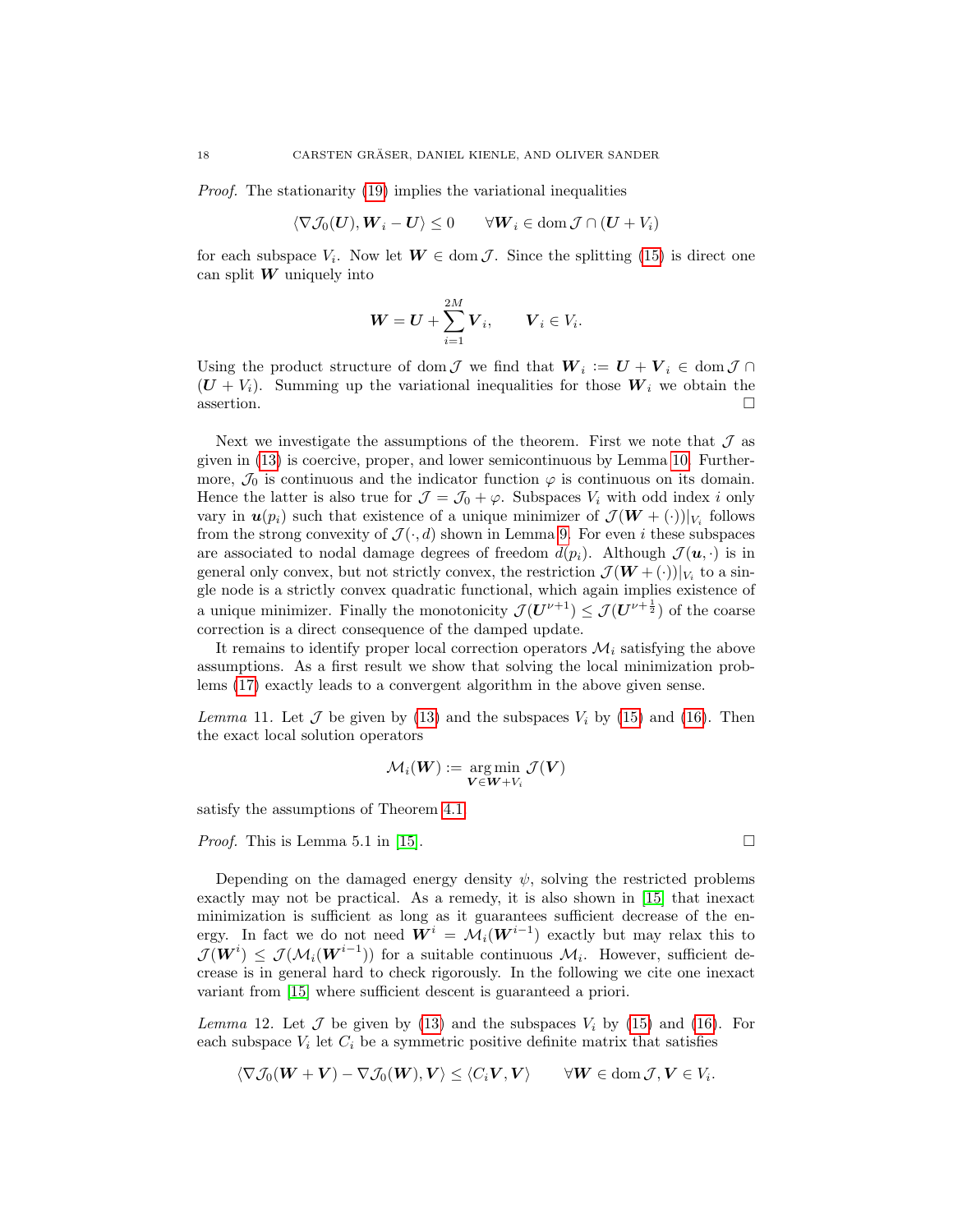*Proof.* The stationarity (19) implies the variational inequalities

$$\langle \nabla \mathcal{J}_0(\boldsymbol{U}), \boldsymbol{W}_i - \boldsymbol{U} \rangle \leq 0 \qquad \forall \boldsymbol{W}_i \in \operatorname{dom} \mathcal{J} \cap (\boldsymbol{U} + V_i)$$

for each subspace $V_i$. Now let $\boldsymbol{W} \in \operatorname{dom} \mathcal{J}$. Since the splitting (15) is direct one can split $\boldsymbol{W}$ uniquely into

$$\boldsymbol{W} = \boldsymbol{U} + \sum_{i=1}^{2M} \boldsymbol{V}_i, \qquad \boldsymbol{V}_i \in V_i.$$

Using the product structure of $\operatorname{dom} \mathcal{J}$ we find that $\boldsymbol{W}_i := \boldsymbol{U} + \boldsymbol{V}_i \in \operatorname{dom} \mathcal{J} \cap (\boldsymbol{U} + V_i)$. Summing up the variational inequalities for those $\boldsymbol{W}_i$ we obtain the assertion. $\square$

Next we investigate the assumptions of the theorem. First we note that $\mathcal{J}$ as given in (13) is coercive, proper, and lower semicontinuous by Lemma 10. Furthermore, $\mathcal{J}_0$ is continuous and the indicator function $\varphi$ is continuous on its domain. Hence the latter is also true for $\mathcal{J} = \mathcal{J}_0 + \varphi$. Subspaces $V_i$ with odd index $i$ only vary in $\boldsymbol{u}(p_i)$ such that existence of a unique minimizer of $\mathcal{J}(\boldsymbol{W} + (\cdot))|_{V_i}$ follows from the strong convexity of $\mathcal{J}(\cdot, d)$ shown in Lemma 9. For even $i$ these subspaces are associated to nodal damage degrees of freedom $d(p_i)$. Although $\mathcal{J}(\boldsymbol{u}, \cdot)$ is in general only convex, but not strictly convex, the restriction $\mathcal{J}(\boldsymbol{W} + (\cdot))|_{V_i}$ to a single node is a strictly convex quadratic functional, which again implies existence of a unique minimizer. Finally the monotonicity $\mathcal{J}(\boldsymbol{U}^{\nu+1}) \leq \mathcal{J}(\boldsymbol{U}^{\nu+\frac{1}{2}})$ of the coarse correction is a direct consequence of the damped update.

It remains to identify proper local correction operators $\mathcal{M}_i$ satisfying the above assumptions. As a first result we show that solving the local minimization problems (17) exactly leads to a convergent algorithm in the above given sense.

*Lemma* 11. Let $\mathcal{J}$ be given by (13) and the subspaces $V_i$ by (15) and (16). Then the exact local solution operators

$$\mathcal{M}_i(\boldsymbol{W}) := \operatorname*{arg\,min}_{\boldsymbol{V} \in \boldsymbol{W} + V_i} \mathcal{J}(\boldsymbol{V})$$

satisfy the assumptions of Theorem 4.1.

*Proof.* This is Lemma 5.1 in [15]. $\square$

Depending on the damaged energy density $\psi$, solving the restricted problems exactly may not be practical. As a remedy, it is also shown in [15] that inexact minimization is sufficient as long as it guarantees sufficient decrease of the energy. In fact we do not need $\boldsymbol{W}^i = \mathcal{M}_i(\boldsymbol{W}^{i-1})$ exactly but may relax this to $\mathcal{J}(\boldsymbol{W}^i) \leq \mathcal{J}(\mathcal{M}_i(\boldsymbol{W}^{i-1}))$ for a suitable continuous $\mathcal{M}_i$. However, sufficient decrease is in general hard to check rigorously. In the following we cite one inexact variant from [15] where sufficient descent is guaranteed a priori.

*Lemma* 12. Let $\mathcal{J}$ be given by (13) and the subspaces $V_i$ by (15) and (16). For each subspace $V_i$ let $C_i$ be a symmetric positive definite matrix that satisfies

$$\langle \nabla \mathcal{J}_0(\boldsymbol{W} + \boldsymbol{V}) - \nabla \mathcal{J}_0(\boldsymbol{W}), \boldsymbol{V} \rangle \leq \langle C_i \boldsymbol{V}, \boldsymbol{V} \rangle \qquad \forall \boldsymbol{W} \in \operatorname{dom} \mathcal{J}, \boldsymbol{V} \in V_i.$$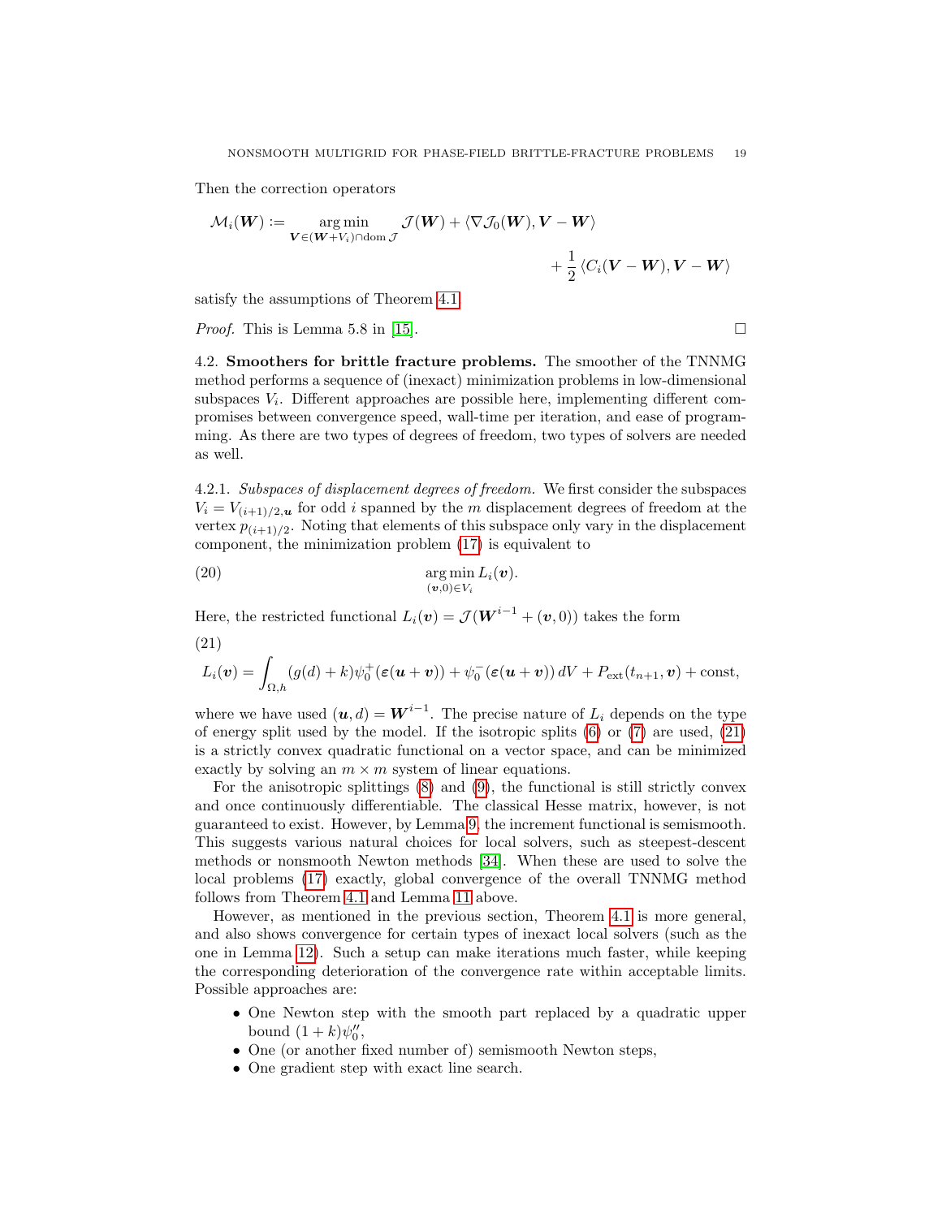Then the correction operators

$$\mathcal{M}_i(\boldsymbol{W}) := \operatorname*{arg\,min}_{\boldsymbol{V} \in (\boldsymbol{W} + V_i) \cap \operatorname{dom} \mathcal{J}} \mathcal{J}(\boldsymbol{W}) + \langle \nabla \mathcal{J}_0(\boldsymbol{W}), \boldsymbol{V} - \boldsymbol{W} \rangle + \frac{1}{2} \langle C_i(\boldsymbol{V} - \boldsymbol{W}), \boldsymbol{V} - \boldsymbol{W} \rangle$$

satisfy the assumptions of Theorem 4.1.

*Proof.* This is Lemma 5.8 in [15]. ☐

4.2. **Smoothers for brittle fracture problems.** The smoother of the TNNMG method performs a sequence of (inexact) minimization problems in low-dimensional subspaces $V_i$. Different approaches are possible here, implementing different compromises between convergence speed, wall-time per iteration, and ease of programming. As there are two types of degrees of freedom, two types of solvers are needed as well.

4.2.1. *Subspaces of displacement degrees of freedom.* We first consider the subspaces $V_i = V_{(i+1)/2, \boldsymbol{u}}$ for odd $i$ spanned by the $m$ displacement degrees of freedom at the vertex $p_{(i+1)/2}$. Noting that elements of this subspace only vary in the displacement component, the minimization problem (17) is equivalent to

$$\operatorname*{arg\,min}_{(\boldsymbol{v}, 0) \in V_i} L_i(\boldsymbol{v}). \tag{20}$$

Here, the restricted functional $L_i(\boldsymbol{v}) = \mathcal{J}(\boldsymbol{W}^{i-1} + (\boldsymbol{v}, 0))$ takes the form

$$L_i(\boldsymbol{v}) = \int_{\Omega, h} (g(d) + k) \psi_0^+ (\boldsymbol{\varepsilon}(\boldsymbol{u} + \boldsymbol{v})) + \psi_0^- (\boldsymbol{\varepsilon}(\boldsymbol{u} + \boldsymbol{v})) \, dV + P_{\text{ext}}(t_{n+1}, \boldsymbol{v}) + \text{const}, \tag{21}$$

where we have used $(\boldsymbol{u}, d) = \boldsymbol{W}^{i-1}$. The precise nature of $L_i$ depends on the type of energy split used by the model. If the isotropic splits (6) or (7) are used, (21) is a strictly convex quadratic functional on a vector space, and can be minimized exactly by solving an $m \times m$ system of linear equations.

For the anisotropic splittings (8) and (9), the functional is still strictly convex and once continuously differentiable. The classical Hesse matrix, however, is not guaranteed to exist. However, by Lemma 9, the increment functional is semismooth. This suggests various natural choices for local solvers, such as steepest-descent methods or nonsmooth Newton methods [34]. When these are used to solve the local problems (17) exactly, global convergence of the overall TNNMG method follows from Theorem 4.1 and Lemma 11 above.

However, as mentioned in the previous section, Theorem 4.1 is more general, and also shows convergence for certain types of inexact local solvers (such as the one in Lemma 12). Such a setup can make iterations much faster, while keeping the corresponding deterioration of the convergence rate within acceptable limits. Possible approaches are:

- One Newton step with the smooth part replaced by a quadratic upper bound $(1 + k)\psi_0''$,
- One (or another fixed number of) semismooth Newton steps,
- One gradient step with exact line search.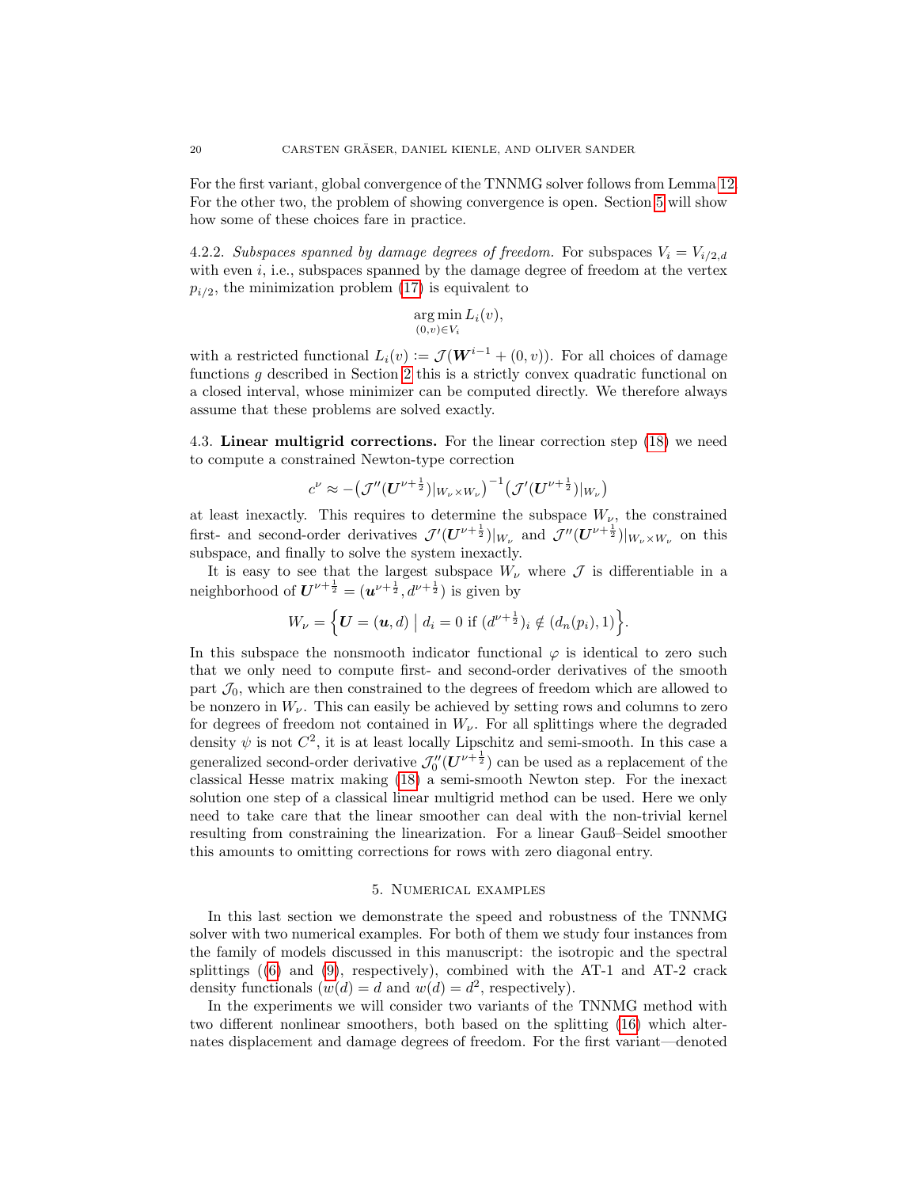For the first variant, global convergence of the TNNMG solver follows from Lemma 12. For the other two, the problem of showing convergence is open. Section 5 will show how some of these choices fare in practice.

4.2.2. *Subspaces spanned by damage degrees of freedom.* For subspaces $V_i = V_{i/2,d}$ with even $i$, i.e., subspaces spanned by the damage degree of freedom at the vertex $p_{i/2}$, the minimization problem (17) is equivalent to

$$\operatorname*{arg\,min}_{(0,v)\in V_i} L_i(v),$$

with a restricted functional $L_i(v) := \mathcal{J}(\boldsymbol{W}^{i-1} + (0, v))$. For all choices of damage functions $g$ described in Section 2 this is a strictly convex quadratic functional on a closed interval, whose minimizer can be computed directly. We therefore always assume that these problems are solved exactly.

4.3. **Linear multigrid corrections.** For the linear correction step (18) we need to compute a constrained Newton-type correction

$$c^\nu \approx -\big(\mathcal{J}''(\boldsymbol{U}^{\nu+\frac{1}{2}})|_{W_\nu \times W_\nu}\big)^{-1}\big(\mathcal{J}'(\boldsymbol{U}^{\nu+\frac{1}{2}})|_{W_\nu}\big)$$

at least inexactly. This requires to determine the subspace $W_\nu$, the constrained first- and second-order derivatives $\mathcal{J}'(\boldsymbol{U}^{\nu+\frac{1}{2}})|_{W_\nu}$ and $\mathcal{J}''(\boldsymbol{U}^{\nu+\frac{1}{2}})|_{W_\nu\times W_\nu}$ on this subspace, and finally to solve the system inexactly.

It is easy to see that the largest subspace $W_\nu$ where $\mathcal{J}$ is differentiable in a neighborhood of $\boldsymbol{U}^{\nu+\frac{1}{2}} = (\boldsymbol{u}^{\nu+\frac{1}{2}}, d^{\nu+\frac{1}{2}})$ is given by

$$W_\nu = \Big\{ \boldsymbol{U} = (\boldsymbol{u}, d) \;\Big|\; d_i = 0 \text{ if } (d^{\nu+\frac{1}{2}})_i \notin (d_n(p_i), 1) \Big\}.$$

In this subspace the nonsmooth indicator functional $\varphi$ is identical to zero such that we only need to compute first- and second-order derivatives of the smooth part $\mathcal{J}_0$, which are then constrained to the degrees of freedom which are allowed to be nonzero in $W_\nu$. This can easily be achieved by setting rows and columns to zero for degrees of freedom not contained in $W_\nu$. For all splittings where the degraded density $\psi$ is not $C^2$, it is at least locally Lipschitz and semi-smooth. In this case a generalized second-order derivative $\mathcal{J}_0''(\boldsymbol{U}^{\nu+\frac{1}{2}})$ can be used as a replacement of the classical Hesse matrix making (18) a semi-smooth Newton step. For the inexact solution one step of a classical linear multigrid method can be used. Here we only need to take care that the linear smoother can deal with the non-trivial kernel resulting from constraining the linearization. For a linear Gauß–Seidel smoother this amounts to omitting corrections for rows with zero diagonal entry.

## 5. Numerical examples

In this last section we demonstrate the speed and robustness of the TNNMG solver with two numerical examples. For both of them we study four instances from the family of models discussed in this manuscript: the isotropic and the spectral splittings ((6) and (9), respectively), combined with the AT-1 and AT-2 crack density functionals ($w(d) = d$ and $w(d) = d^2$, respectively).

In the experiments we will consider two variants of the TNNMG method with two different nonlinear smoothers, both based on the splitting (16) which alternates displacement and damage degrees of freedom. For the first variant—denoted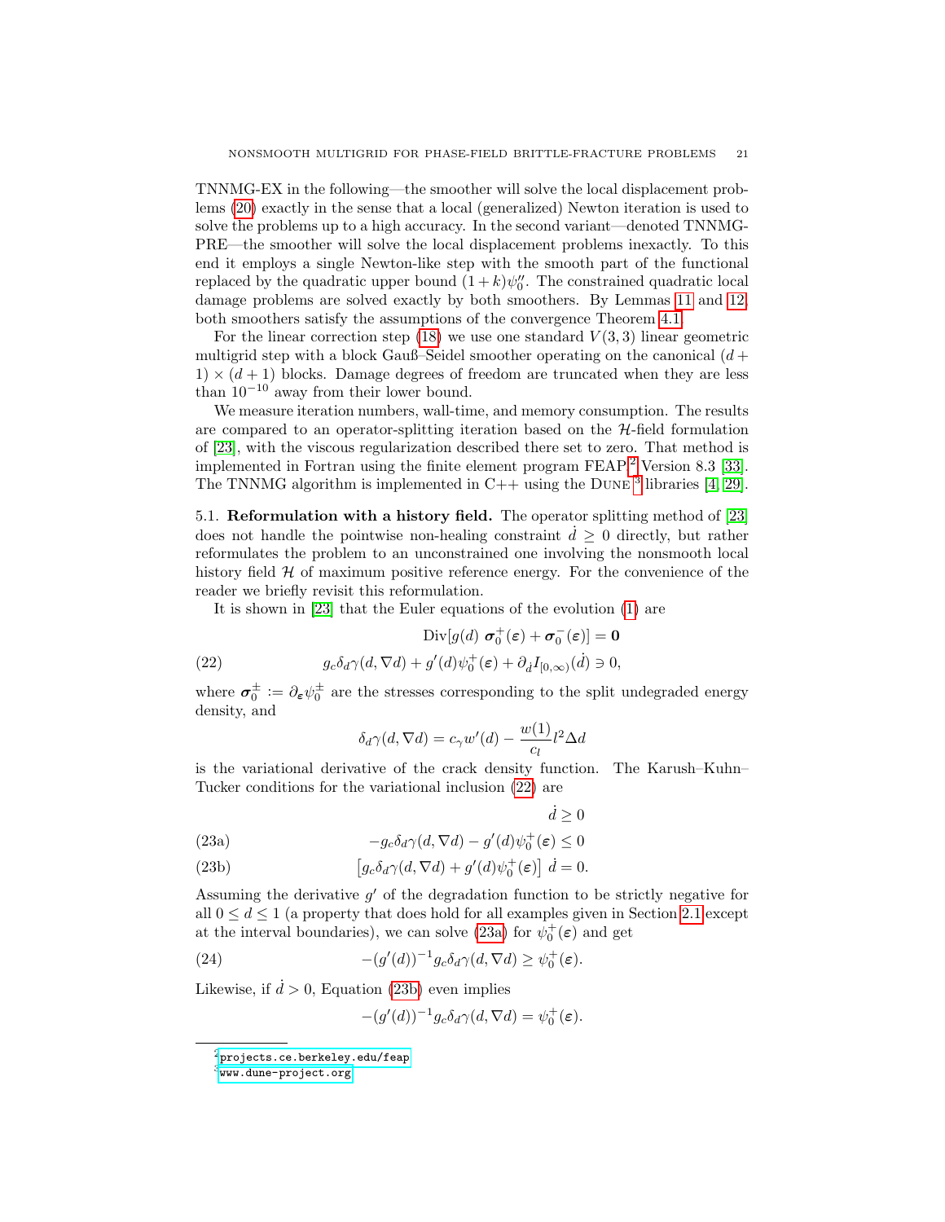TNNMG-EX in the following—the smoother will solve the local displacement problems (20) exactly in the sense that a local (generalized) Newton iteration is used to solve the problems up to a high accuracy. In the second variant—denoted TNNMG-PRE—the smoother will solve the local displacement problems inexactly. To this end it employs a single Newton-like step with the smooth part of the functional replaced by the quadratic upper bound $(1+k)\psi_0''$. The constrained quadratic local damage problems are solved exactly by both smoothers. By Lemmas 11 and 12, both smoothers satisfy the assumptions of the convergence Theorem 4.1.

For the linear correction step (18) we use one standard $V(3,3)$ linear geometric multigrid step with a block Gauß–Seidel smoother operating on the canonical $(d+1)\times(d+1)$ blocks. Damage degrees of freedom are truncated when they are less than $10^{-10}$ away from their lower bound.

We measure iteration numbers, wall-time, and memory consumption. The results are compared to an operator-splitting iteration based on the $\mathcal{H}$-field formulation of [23], with the viscous regularization described there set to zero. That method is implemented in Fortran using the finite element program FEAP[2] Version 8.3 [33]. The TNNMG algorithm is implemented in C++ using the DUNE[3] libraries [4, 29].

5.1. **Reformulation with a history field.** The operator splitting method of [23] does not handle the pointwise non-healing constraint $\dot{d} \geq 0$ directly, but rather reformulates the problem to an unconstrained one involving the nonsmooth local history field $\mathcal{H}$ of maximum positive reference energy. For the convenience of the reader we briefly revisit this reformulation.

It is shown in [23] that the Euler equations of the evolution (1) are

$$
\begin{aligned}
\operatorname{Div}[g(d)\ \boldsymbol{\sigma}_0^+(\boldsymbol{\varepsilon}) + \boldsymbol{\sigma}_0^-(\boldsymbol{\varepsilon})] &= \mathbf{0} \\
g_c \delta_d \gamma(d, \nabla d) + g'(d)\psi_0^+(\boldsymbol{\varepsilon}) + \partial_{\dot{d}} I_{[0,\infty)}(\dot{d}) &\ni 0,
\end{aligned} \tag{22}
$$

where $\boldsymbol{\sigma}_0^\pm := \partial_{\boldsymbol{\varepsilon}}\psi_0^\pm$ are the stresses corresponding to the split undegraded energy density, and

$$
\delta_d \gamma(d, \nabla d) = c_\gamma w'(d) - \frac{w(1)}{c_l} l^2 \Delta d
$$

is the variational derivative of the crack density function. The Karush–Kuhn–Tucker conditions for the variational inclusion (22) are

$$
\dot{d} \geq 0
$$

$$
-g_c \delta_d \gamma(d, \nabla d) - g'(d)\psi_0^+(\boldsymbol{\varepsilon}) \leq 0 \tag{23a}
$$

$$
\left[g_c \delta_d \gamma(d, \nabla d) + g'(d)\psi_0^+(\boldsymbol{\varepsilon})\right]\ \dot{d} = 0. \tag{23b}
$$

Assuming the derivative $g'$ of the degradation function to be strictly negative for all $0 \leq d \leq 1$ (a property that does hold for all examples given in Section 2.1 except at the interval boundaries), we can solve (23a) for $\psi_0^+(\boldsymbol{\varepsilon})$ and get

$$
-(g'(d))^{-1} g_c \delta_d \gamma(d, \nabla d) \geq \psi_0^+(\boldsymbol{\varepsilon}). \tag{24}
$$

Likewise, if $\dot{d} > 0$, Equation (23b) even implies

$$
-(g'(d))^{-1} g_c \delta_d \gamma(d, \nabla d) = \psi_0^+(\boldsymbol{\varepsilon}).
$$

---

[2] projects.ce.berkeley.edu/feap

[3] www.dune-project.org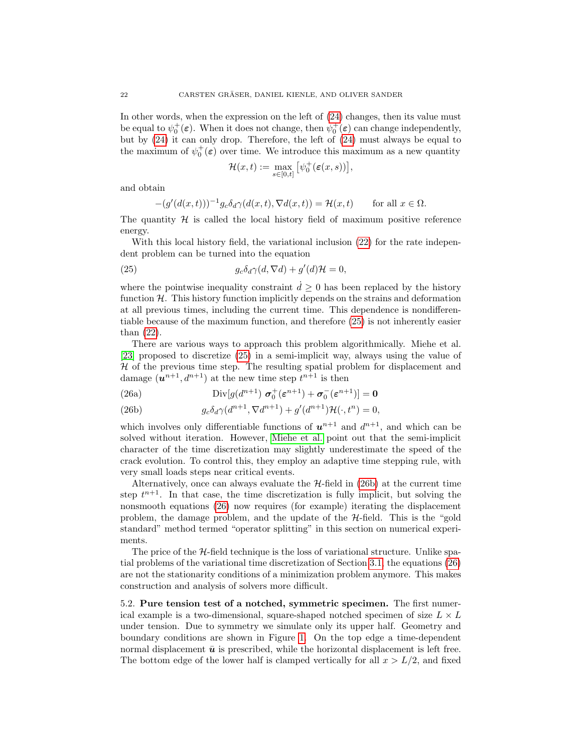In other words, when the expression on the left of (24) changes, then its value must be equal to $\psi_0^+(\boldsymbol{\varepsilon})$. When it does not change, then $\psi_0^+(\boldsymbol{\varepsilon})$ can change independently, but by (24) it can only drop. Therefore, the left of (24) must always be equal to the maximum of $\psi_0^+(\boldsymbol{\varepsilon})$ over time. We introduce this maximum as a new quantity

$$\mathcal{H}(x,t) := \max_{s\in[0,t]} \big[\psi_0^+(\boldsymbol{\varepsilon}(x,s))\big],$$

and obtain

$$-(g'(d(x,t)))^{-1} g_c \delta_d \gamma(d(x,t), \nabla d(x,t)) = \mathcal{H}(x,t) \qquad \text{for all } x \in \Omega.$$

The quantity $\mathcal{H}$ is called the local history field of maximum positive reference energy.

With this local history field, the variational inclusion (22) for the rate independent problem can be turned into the equation

$$g_c \delta_d \gamma(d, \nabla d) + g'(d)\mathcal{H} = 0, \tag{25}$$

where the pointwise inequality constraint $\dot{d} \geq 0$ has been replaced by the history function $\mathcal{H}$. This history function implicitly depends on the strains and deformation at all previous times, including the current time. This dependence is nondifferentiable because of the maximum function, and therefore (25) is not inherently easier than (22).

There are various ways to approach this problem algorithmically. Miehe et al. [23] proposed to discretize (25) in a semi-implicit way, always using the value of $\mathcal{H}$ of the previous time step. The resulting spatial problem for displacement and damage $(\boldsymbol{u}^{n+1}, d^{n+1})$ at the new time step $t^{n+1}$ is then

$$\operatorname{Div}[g(d^{n+1})\ \boldsymbol{\sigma}_0^+(\boldsymbol{\varepsilon}^{n+1}) + \boldsymbol{\sigma}_0^-(\boldsymbol{\varepsilon}^{n+1})] = \mathbf{0} \tag{26a}$$

$$g_c \delta_d \gamma(d^{n+1}, \nabla d^{n+1}) + g'(d^{n+1})\mathcal{H}(\cdot, t^n) = 0, \tag{26b}$$

which involves only differentiable functions of $\boldsymbol{u}^{n+1}$ and $d^{n+1}$, and which can be solved without iteration. However, Miehe et al. point out that the semi-implicit character of the time discretization may slightly underestimate the speed of the crack evolution. To control this, they employ an adaptive time stepping rule, with very small loads steps near critical events.

Alternatively, once can always evaluate the $\mathcal{H}$-field in (26b) at the current time step $t^{n+1}$. In that case, the time discretization is fully implicit, but solving the nonsmooth equations (26) now requires (for example) iterating the displacement problem, the damage problem, and the update of the $\mathcal{H}$-field. This is the "gold standard" method termed "operator splitting" in this section on numerical experiments.

The price of the $\mathcal{H}$-field technique is the loss of variational structure. Unlike spatial problems of the variational time discretization of Section 3.1, the equations (26) are not the stationarity conditions of a minimization problem anymore. This makes construction and analysis of solvers more difficult.

5.2. **Pure tension test of a notched, symmetric specimen.** The first numerical example is a two-dimensional, square-shaped notched specimen of size $L \times L$ under tension. Due to symmetry we simulate only its upper half. Geometry and boundary conditions are shown in Figure 1. On the top edge a time-dependent normal displacement $\bar{\boldsymbol{u}}$ is prescribed, while the horizontal displacement is left free. The bottom edge of the lower half is clamped vertically for all $x > L/2$, and fixed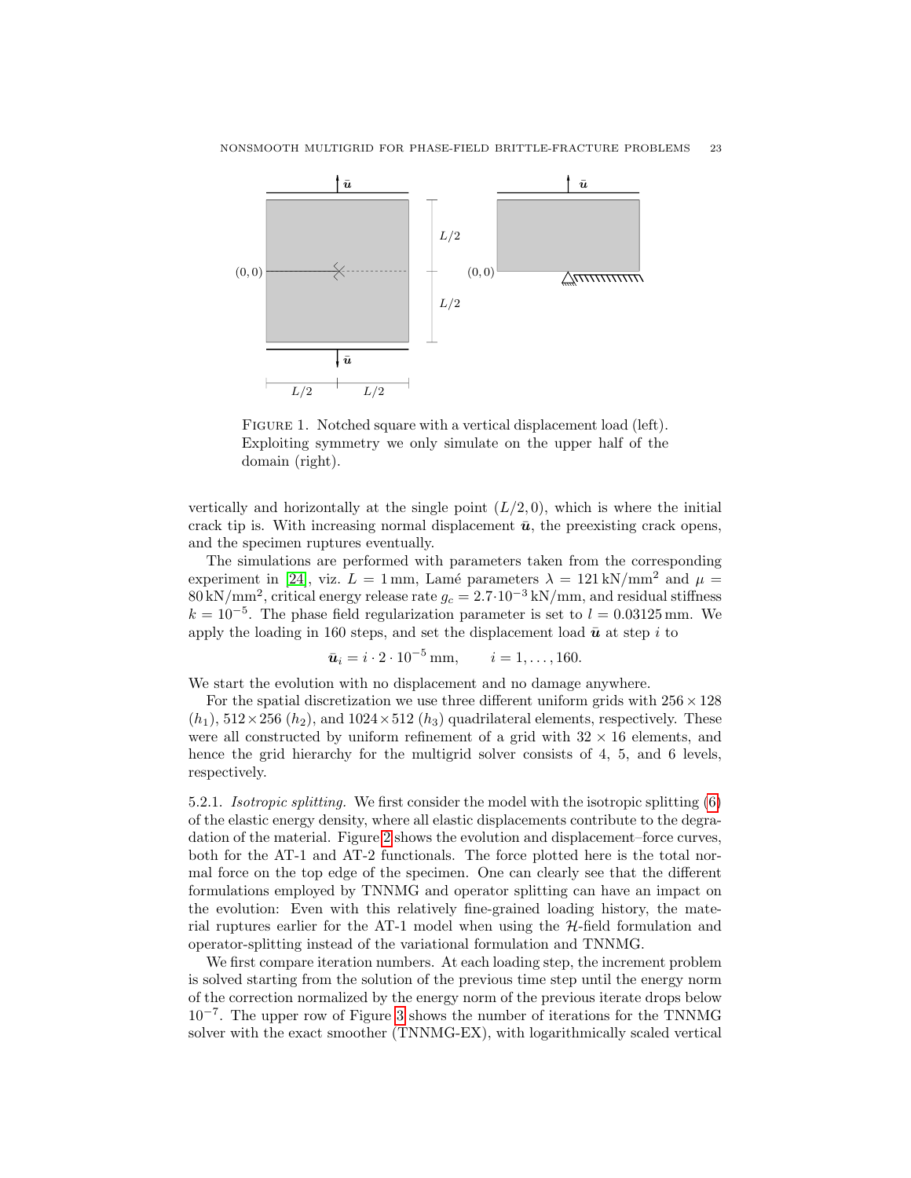FIGURE 1. Notched square with a vertical displacement load (left). Exploiting symmetry we only simulate on the upper half of the domain (right).

vertically and horizontally at the single point $(L/2, 0)$, which is where the initial crack tip is. With increasing normal displacement $\bar{\boldsymbol{u}}$, the preexisting crack opens, and the specimen ruptures eventually.

The simulations are performed with parameters taken from the corresponding experiment in [24], viz. $L = 1\,\text{mm}$, Lamé parameters $\lambda = 121\,\text{kN/mm}^2$ and $\mu = 80\,\text{kN/mm}^2$, critical energy release rate $g_c = 2.7 \cdot 10^{-3}\,\text{kN/mm}$, and residual stiffness $k = 10^{-5}$. The phase field regularization parameter is set to $l = 0.03125\,\text{mm}$. We apply the loading in 160 steps, and set the displacement load $\bar{\boldsymbol{u}}$ at step $i$ to

$$\bar{\boldsymbol{u}}_i = i \cdot 2 \cdot 10^{-5}\,\text{mm}, \qquad i = 1, \dots, 160.$$

We start the evolution with no displacement and no damage anywhere.

For the spatial discretization we use three different uniform grids with $256 \times 128$ ($h_1$), $512 \times 256$ ($h_2$), and $1024 \times 512$ ($h_3$) quadrilateral elements, respectively. These were all constructed by uniform refinement of a grid with $32 \times 16$ elements, and hence the grid hierarchy for the multigrid solver consists of 4, 5, and 6 levels, respectively.

5.2.1. *Isotropic splitting.* We first consider the model with the isotropic splitting (6) of the elastic energy density, where all elastic displacements contribute to the degradation of the material. Figure 2 shows the evolution and displacement–force curves, both for the AT-1 and AT-2 functionals. The force plotted here is the total normal force on the top edge of the specimen. One can clearly see that the different formulations employed by TNNMG and operator splitting can have an impact on the evolution: Even with this relatively fine-grained loading history, the material ruptures earlier for the AT-1 model when using the $\mathcal{H}$-field formulation and operator-splitting instead of the variational formulation and TNNMG.

We first compare iteration numbers. At each loading step, the increment problem is solved starting from the solution of the previous time step until the energy norm of the correction normalized by the energy norm of the previous iterate drops below $10^{-7}$. The upper row of Figure 3 shows the number of iterations for the TNNMG solver with the exact smoother (TNNMG-EX), with logarithmically scaled vertical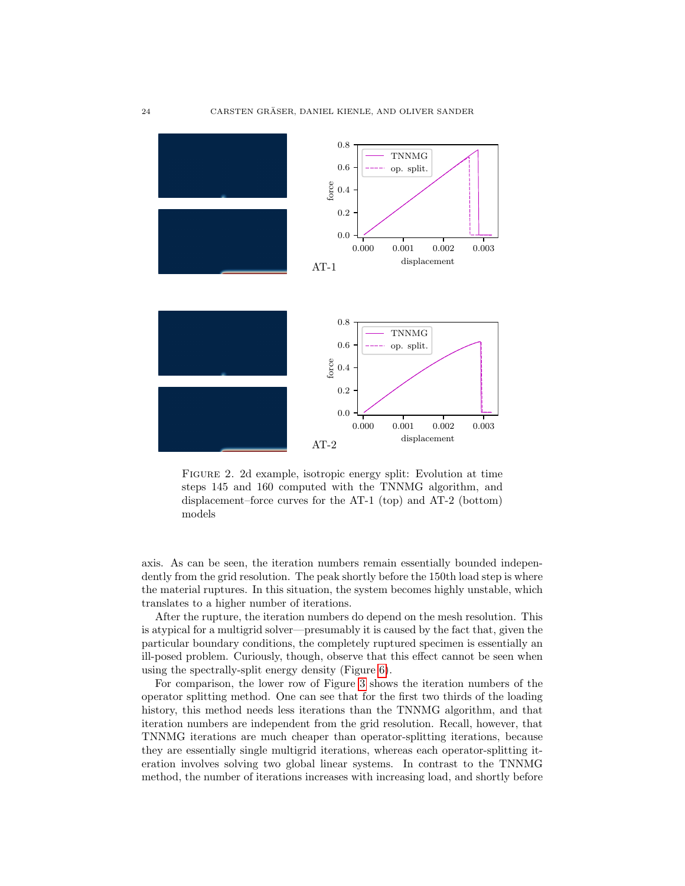Figure 2. 2d example, isotropic energy split: Evolution at time steps 145 and 160 computed with the TNNMG algorithm, and displacement–force curves for the AT-1 (top) and AT-2 (bottom) models

axis. As can be seen, the iteration numbers remain essentially bounded independently from the grid resolution. The peak shortly before the 150th load step is where the material ruptures. In this situation, the system becomes highly unstable, which translates to a higher number of iterations.

After the rupture, the iteration numbers do depend on the mesh resolution. This is atypical for a multigrid solver—presumably it is caused by the fact that, given the particular boundary conditions, the completely ruptured specimen is essentially an ill-posed problem. Curiously, though, observe that this effect cannot be seen when using the spectrally-split energy density (Figure 6).

For comparison, the lower row of Figure 3 shows the iteration numbers of the operator splitting method. One can see that for the first two thirds of the loading history, this method needs less iterations than the TNNMG algorithm, and that iteration numbers are independent from the grid resolution. Recall, however, that TNNMG iterations are much cheaper than operator-splitting iterations, because they are essentially single multigrid iterations, whereas each operator-splitting iteration involves solving two global linear systems. In contrast to the TNNMG method, the number of iterations increases with increasing load, and shortly before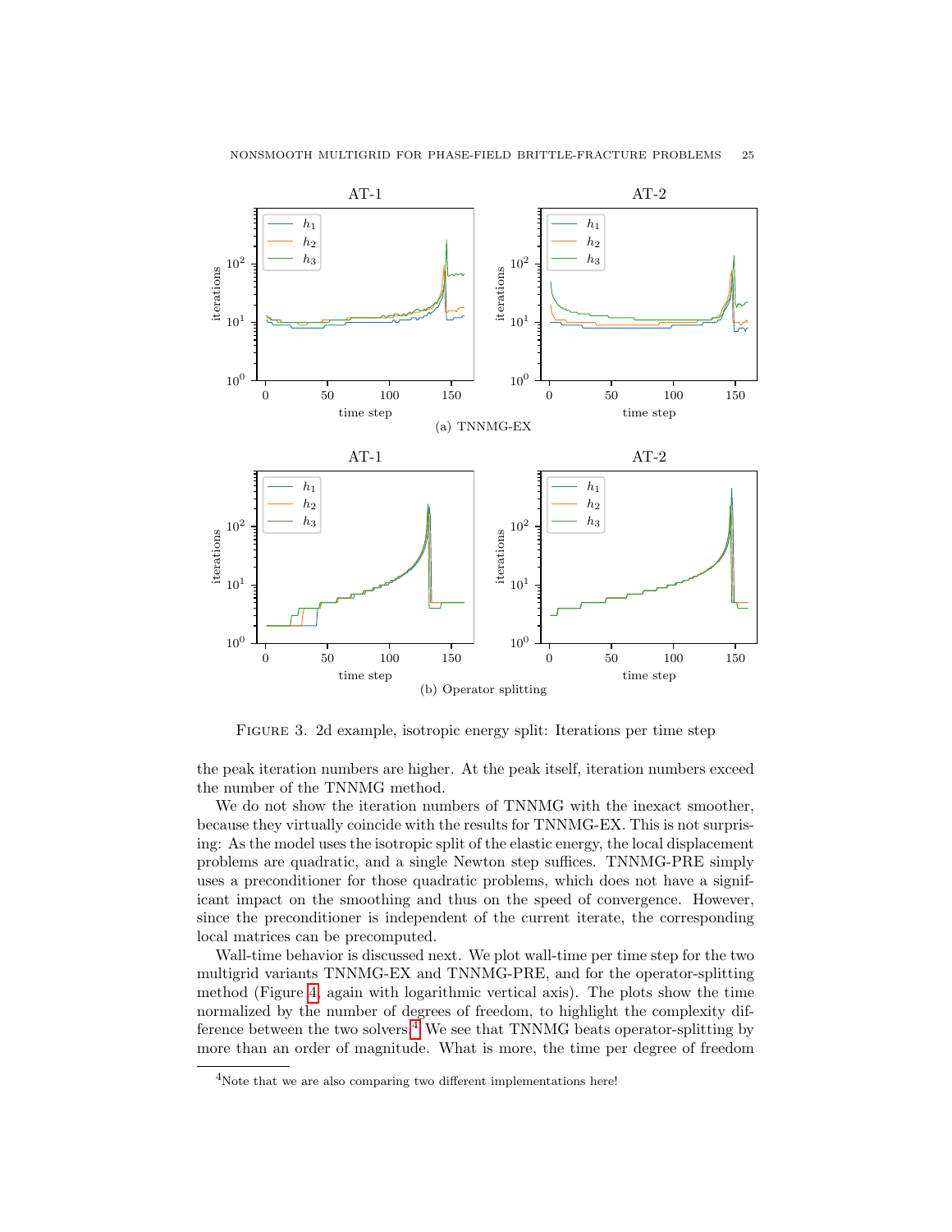(a) TNNMG-EX

(b) Operator splitting

FIGURE 3. 2d example, isotropic energy split: Iterations per time step

the peak iteration numbers are higher. At the peak itself, iteration numbers exceed the number of the TNNMG method.

We do not show the iteration numbers of TNNMG with the inexact smoother, because they virtually coincide with the results for TNNMG-EX. This is not surprising: As the model uses the isotropic split of the elastic energy, the local displacement problems are quadratic, and a single Newton step suffices. TNNMG-PRE simply uses a preconditioner for those quadratic problems, which does not have a significant impact on the smoothing and thus on the speed of convergence. However, since the preconditioner is independent of the current iterate, the corresponding local matrices can be precomputed.

Wall-time behavior is discussed next. We plot wall-time per time step for the two multigrid variants TNNMG-EX and TNNMG-PRE, and for the operator-splitting method (Figure 4, again with logarithmic vertical axis). The plots show the time normalized by the number of degrees of freedom, to highlight the complexity difference between the two solvers.[4] We see that TNNMG beats operator-splitting by more than an order of magnitude. What is more, the time per degree of freedom

[4]Note that we are also comparing two different implementations here!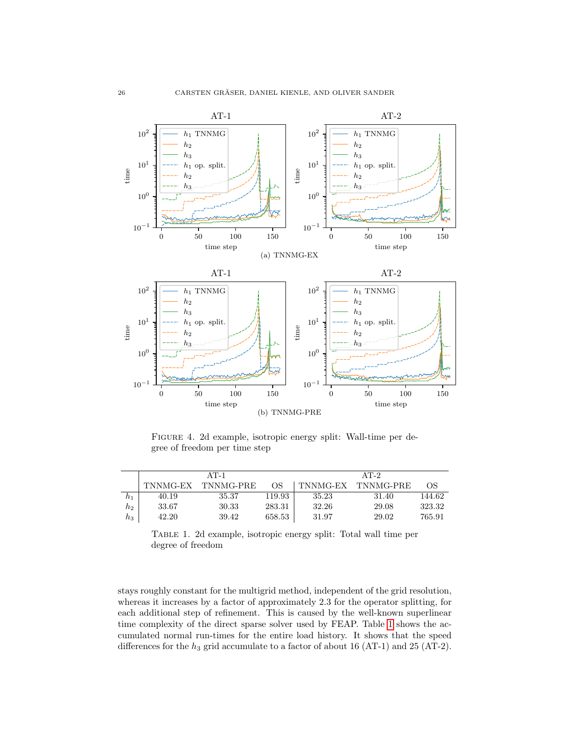(a) TNNMG-EX

(b) TNNMG-PRE

Figure 4. 2d example, isotropic energy split: Wall-time per degree of freedom per time step

| | AT-1 | | | AT-2 | | |
|---|---|---|---|---|---|---|
| | TNNMG-EX | TNNMG-PRE | OS | TNNMG-EX | TNNMG-PRE | OS |
| $h_1$ | 40.19 | 35.37 | 119.93 | 35.23 | 31.40 | 144.62 |
| $h_2$ | 33.67 | 30.33 | 283.31 | 32.26 | 29.08 | 323.32 |
| $h_3$ | 42.20 | 39.42 | 658.53 | 31.97 | 29.02 | 765.91 |

Table 1. 2d example, isotropic energy split: Total wall time per degree of freedom

stays roughly constant for the multigrid method, independent of the grid resolution, whereas it increases by a factor of approximately 2.3 for the operator splitting, for each additional step of refinement. This is caused by the well-known superlinear time complexity of the direct sparse solver used by FEAP. Table 1 shows the accumulated normal run-times for the entire load history. It shows that the speed differences for the $h_3$ grid accumulate to a factor of about 16 (AT-1) and 25 (AT-2).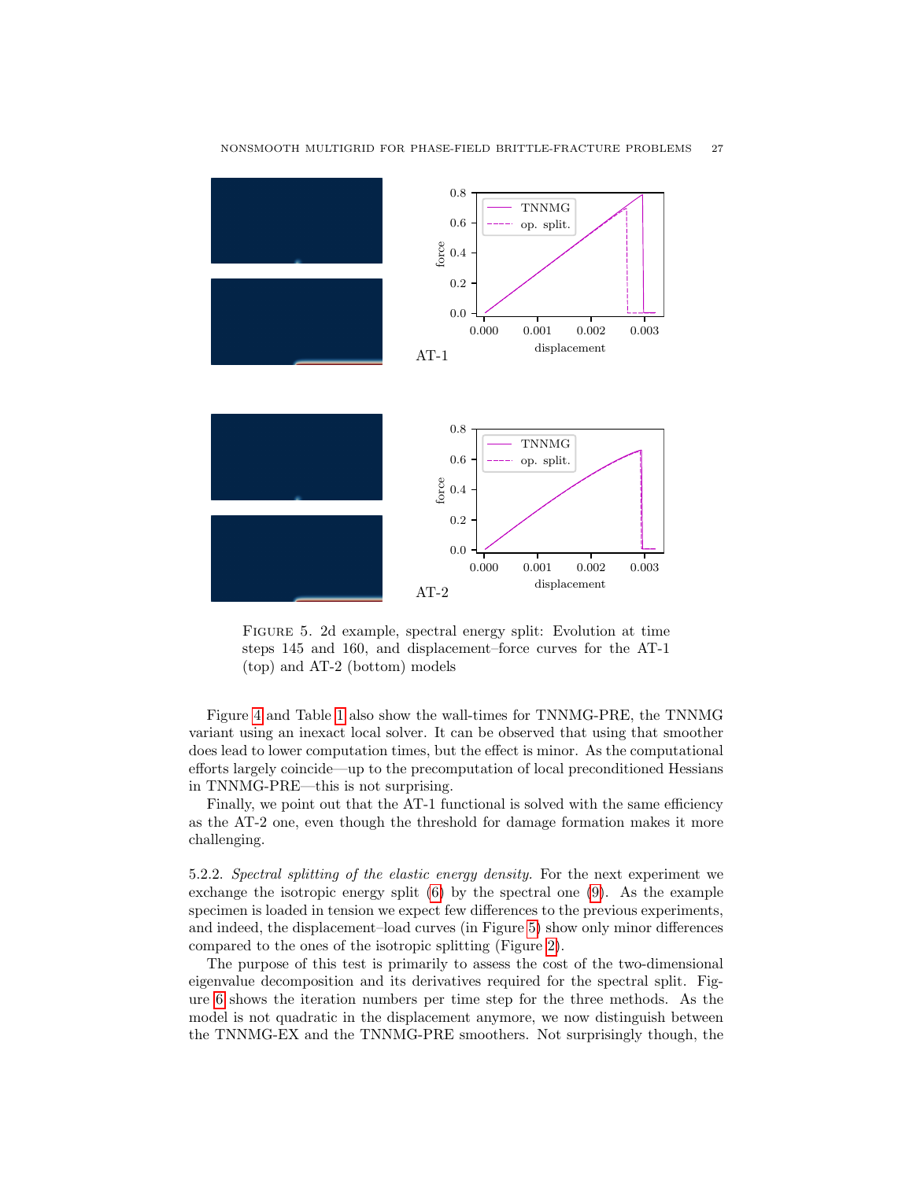Figure 5. 2d example, spectral energy split: Evolution at time steps 145 and 160, and displacement–force curves for the AT-1 (top) and AT-2 (bottom) models

Figure 4 and Table 1 also show the wall-times for TNNMG-PRE, the TNNMG variant using an inexact local solver. It can be observed that using that smoother does lead to lower computation times, but the effect is minor. As the computational efforts largely coincide—up to the precomputation of local preconditioned Hessians in TNNMG-PRE—this is not surprising.

Finally, we point out that the AT-1 functional is solved with the same efficiency as the AT-2 one, even though the threshold for damage formation makes it more challenging.

5.2.2. *Spectral splitting of the elastic energy density.* For the next experiment we exchange the isotropic energy split (6) by the spectral one (9). As the example specimen is loaded in tension we expect few differences to the previous experiments, and indeed, the displacement–load curves (in Figure 5) show only minor differences compared to the ones of the isotropic splitting (Figure 2).

The purpose of this test is primarily to assess the cost of the two-dimensional eigenvalue decomposition and its derivatives required for the spectral split. Figure 6 shows the iteration numbers per time step for the three methods. As the model is not quadratic in the displacement anymore, we now distinguish between the TNNMG-EX and the TNNMG-PRE smoothers. Not surprisingly though, the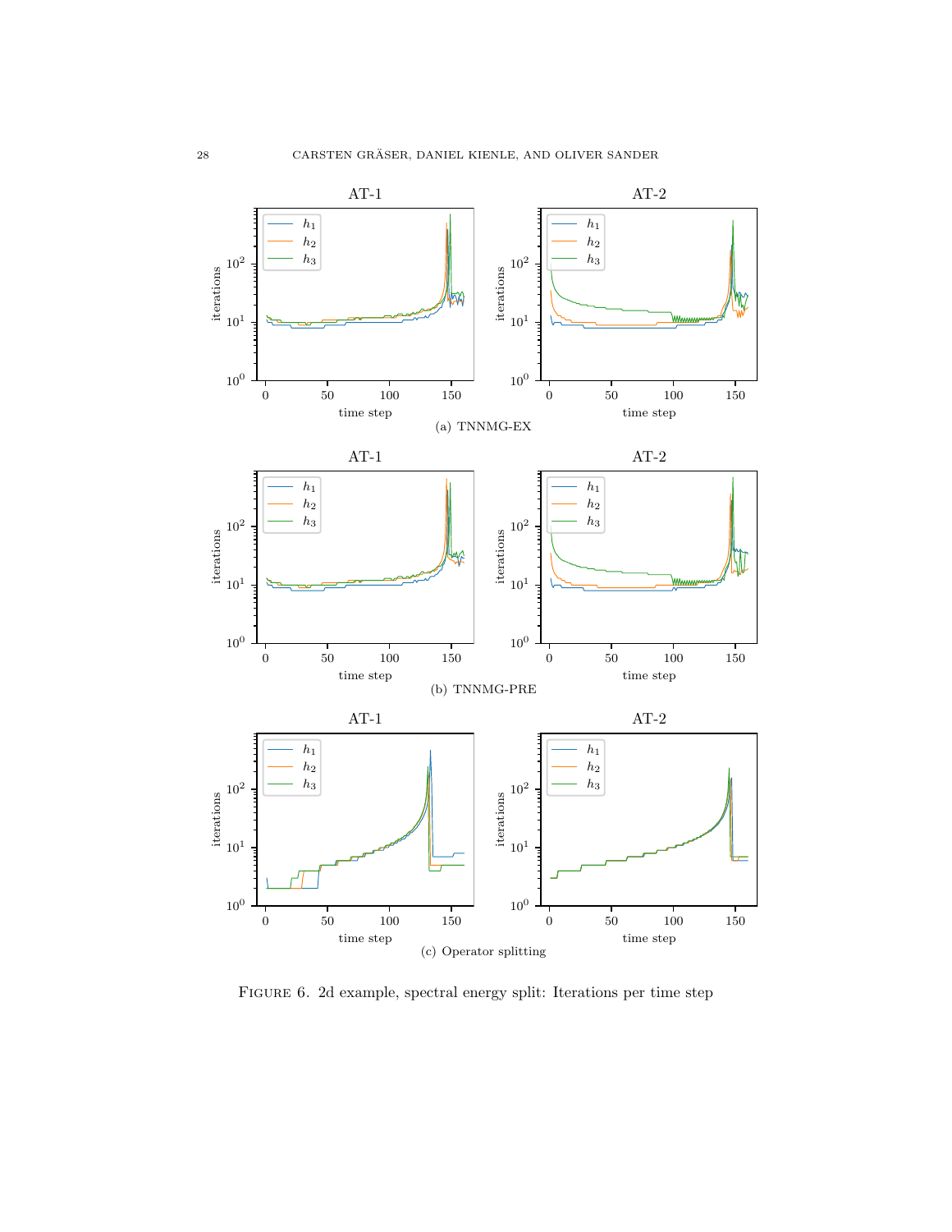(a) TNNMG-EX

(b) TNNMG-PRE

(c) Operator splitting

Figure 6. 2d example, spectral energy split: Iterations per time step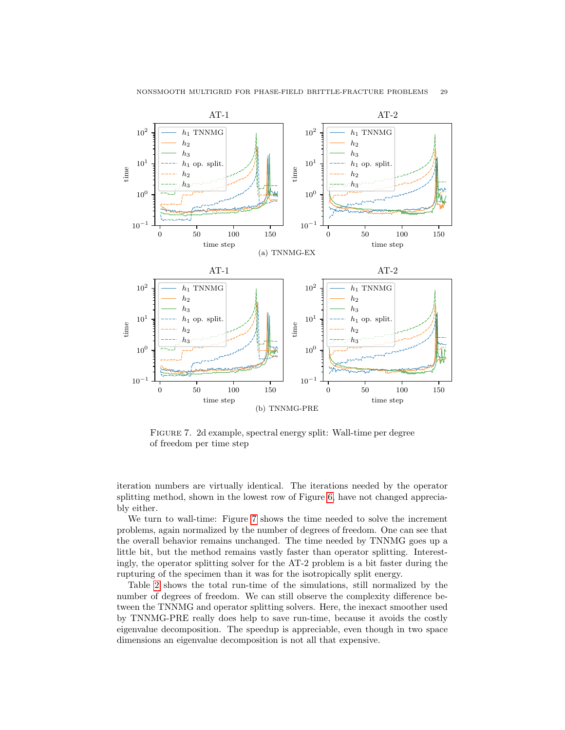FIGURE 7. 2d example, spectral energy split: Wall-time per degree of freedom per time step

(a) TNNMG-EX

(b) TNNMG-PRE

iteration numbers are virtually identical. The iterations needed by the operator splitting method, shown in the lowest row of Figure 6, have not changed appreciably either.

We turn to wall-time: Figure 7 shows the time needed to solve the increment problems, again normalized by the number of degrees of freedom. One can see that the overall behavior remains unchanged. The time needed by TNNMG goes up a little bit, but the method remains vastly faster than operator splitting. Interestingly, the operator splitting solver for the AT-2 problem is a bit faster during the rupturing of the specimen than it was for the isotropically split energy.

Table 2 shows the total run-time of the simulations, still normalized by the number of degrees of freedom. We can still observe the complexity difference between the TNNMG and operator splitting solvers. Here, the inexact smoother used by TNNMG-PRE really does help to save run-time, because it avoids the costly eigenvalue decomposition. The speedup is appreciable, even though in two space dimensions an eigenvalue decomposition is not all that expensive.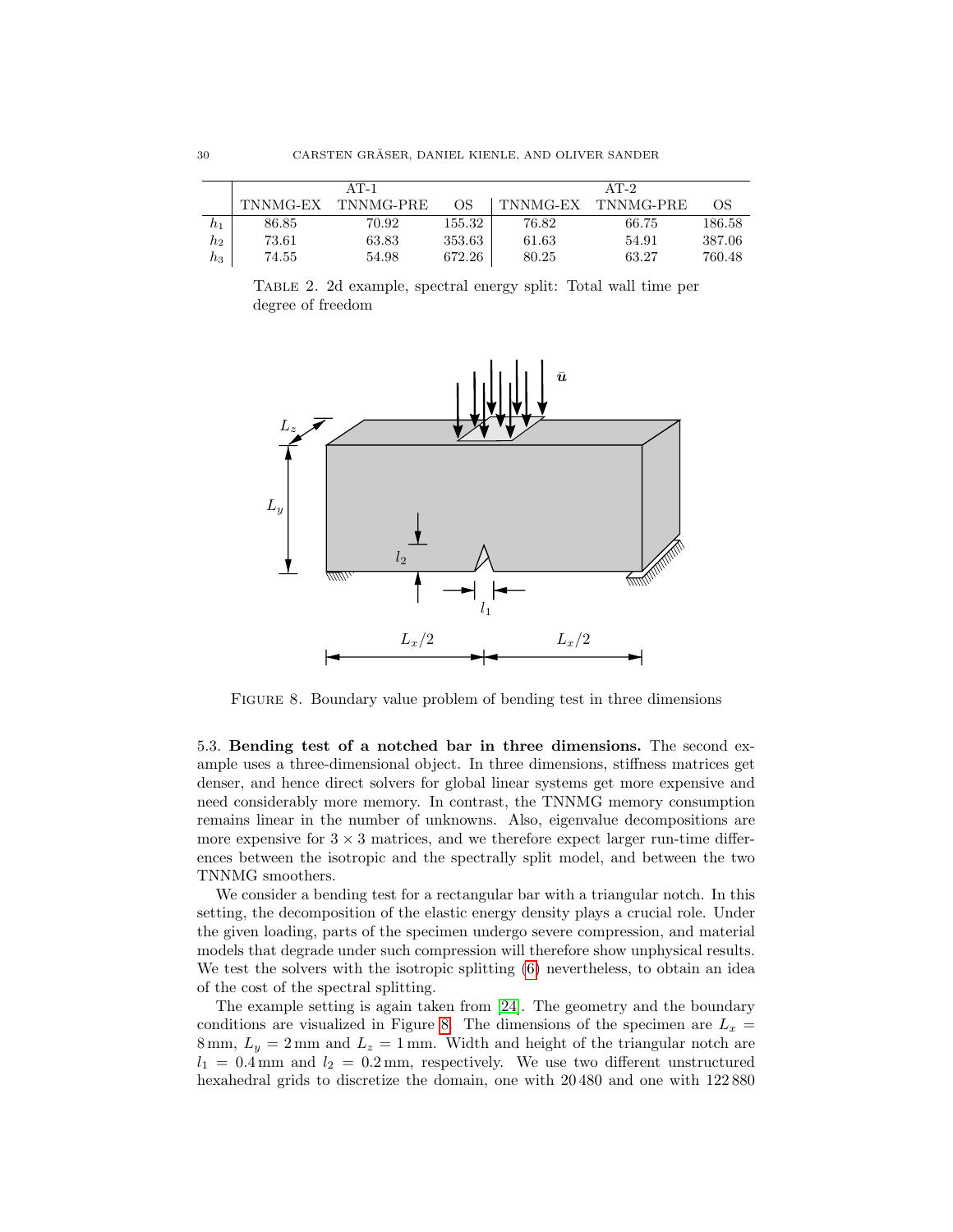|  | AT-1 |  |  | AT-2 |  |  |
|---|---|---|---|---|---|---|
|  | TNNMG-EX | TNNMG-PRE | OS | TNNMG-EX | TNNMG-PRE | OS |
| $h_1$ | 86.85 | 70.92 | 155.32 | 76.82 | 66.75 | 186.58 |
| $h_2$ | 73.61 | 63.83 | 353.63 | 61.63 | 54.91 | 387.06 |
| $h_3$ | 74.55 | 54.98 | 672.26 | 80.25 | 63.27 | 760.48 |

TABLE 2. 2d example, spectral energy split: Total wall time per degree of freedom

FIGURE 8. Boundary value problem of bending test in three dimensions

### 5.3. Bending test of a notched bar in three dimensions.

The second example uses a three-dimensional object. In three dimensions, stiffness matrices get denser, and hence direct solvers for global linear systems get more expensive and need considerably more memory. In contrast, the TNNMG memory consumption remains linear in the number of unknowns. Also, eigenvalue decompositions are more expensive for $3 \times 3$ matrices, and we therefore expect larger run-time differences between the isotropic and the spectrally split model, and between the two TNNMG smoothers.

We consider a bending test for a rectangular bar with a triangular notch. In this setting, the decomposition of the elastic energy density plays a crucial role. Under the given loading, parts of the specimen undergo severe compression, and material models that degrade under such compression will therefore show unphysical results. We test the solvers with the isotropic splitting (6) nevertheless, to obtain an idea of the cost of the spectral splitting.

The example setting is again taken from [24]. The geometry and the boundary conditions are visualized in Figure 8. The dimensions of the specimen are $L_x = 8\,\text{mm}$, $L_y = 2\,\text{mm}$ and $L_z = 1\,\text{mm}$. Width and height of the triangular notch are $l_1 = 0.4\,\text{mm}$ and $l_2 = 0.2\,\text{mm}$, respectively. We use two different unstructured hexahedral grids to discretize the domain, one with 20 480 and one with 122 880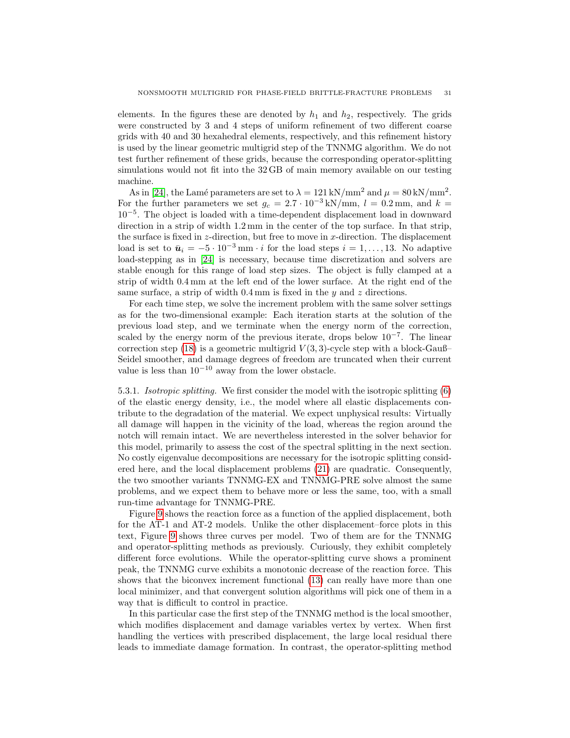elements. In the figures these are denoted by $h_1$ and $h_2$, respectively. The grids were constructed by 3 and 4 steps of uniform refinement of two different coarse grids with 40 and 30 hexahedral elements, respectively, and this refinement history is used by the linear geometric multigrid step of the TNNMG algorithm. We do not test further refinement of these grids, because the corresponding operator-splitting simulations would not fit into the 32 GB of main memory available on our testing machine.

As in [24], the Lamé parameters are set to $\lambda = 121\,\text{kN/mm}^2$ and $\mu = 80\,\text{kN/mm}^2$. For the further parameters we set $g_c = 2.7 \cdot 10^{-3}\,\text{kN/mm}$, $l = 0.2\,\text{mm}$, and $k = 10^{-5}$. The object is loaded with a time-dependent displacement load in downward direction in a strip of width 1.2 mm in the center of the top surface. In that strip, the surface is fixed in $z$-direction, but free to move in $x$-direction. The displacement load is set to $\bar{\boldsymbol{u}}_i = -5 \cdot 10^{-3}\,\text{mm} \cdot i$ for the load steps $i = 1, \dots, 13$. No adaptive load-stepping as in [24] is necessary, because time discretization and solvers are stable enough for this range of load step sizes. The object is fully clamped at a strip of width 0.4 mm at the left end of the lower surface. At the right end of the same surface, a strip of width 0.4 mm is fixed in the $y$ and $z$ directions.

For each time step, we solve the increment problem with the same solver settings as for the two-dimensional example: Each iteration starts at the solution of the previous load step, and we terminate when the energy norm of the correction, scaled by the energy norm of the previous iterate, drops below $10^{-7}$. The linear correction step (18) is a geometric multigrid $V(3,3)$-cycle step with a block-Gauß–Seidel smoother, and damage degrees of freedom are truncated when their current value is less than $10^{-10}$ away from the lower obstacle.

5.3.1. *Isotropic splitting.* We first consider the model with the isotropic splitting (6) of the elastic energy density, i.e., the model where all elastic displacements contribute to the degradation of the material. We expect unphysical results: Virtually all damage will happen in the vicinity of the load, whereas the region around the notch will remain intact. We are nevertheless interested in the solver behavior for this model, primarily to assess the cost of the spectral splitting in the next section. No costly eigenvalue decompositions are necessary for the isotropic splitting considered here, and the local displacement problems (21) are quadratic. Consequently, the two smoother variants TNNMG-EX and TNNMG-PRE solve almost the same problems, and we expect them to behave more or less the same, too, with a small run-time advantage for TNNMG-PRE.

Figure 9 shows the reaction force as a function of the applied displacement, both for the AT-1 and AT-2 models. Unlike the other displacement–force plots in this text, Figure 9 shows three curves per model. Two of them are for the TNNMG and operator-splitting methods as previously. Curiously, they exhibit completely different force evolutions. While the operator-splitting curve shows a prominent peak, the TNNMG curve exhibits a monotonic decrease of the reaction force. This shows that the biconvex increment functional (13) can really have more than one local minimizer, and that convergent solution algorithms will pick one of them in a way that is difficult to control in practice.

In this particular case the first step of the TNNMG method is the local smoother, which modifies displacement and damage variables vertex by vertex. When first handling the vertices with prescribed displacement, the large local residual there leads to immediate damage formation. In contrast, the operator-splitting method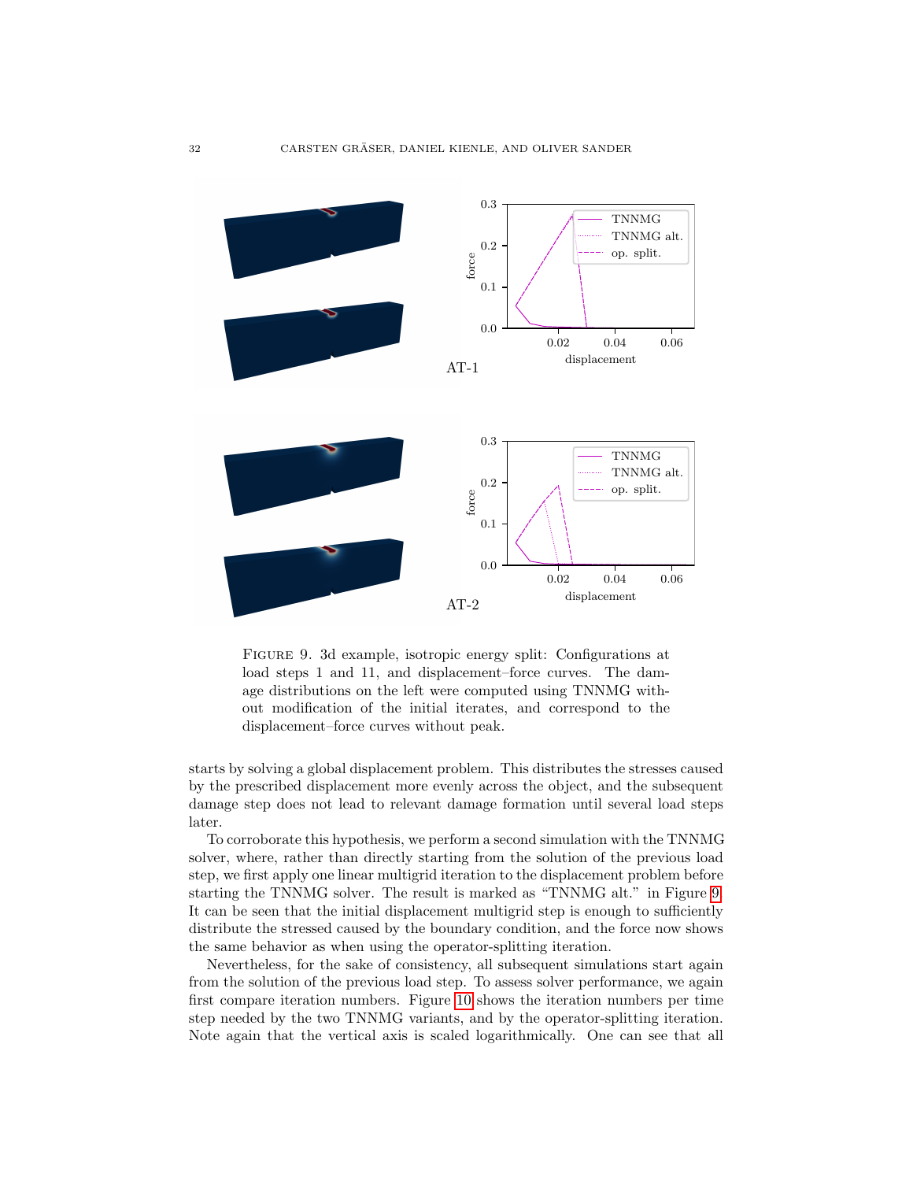FIGURE 9. 3d example, isotropic energy split: Configurations at load steps 1 and 11, and displacement–force curves. The damage distributions on the left were computed using TNNMG without modification of the initial iterates, and correspond to the displacement–force curves without peak.

starts by solving a global displacement problem. This distributes the stresses caused by the prescribed displacement more evenly across the object, and the subsequent damage step does not lead to relevant damage formation until several load steps later.

To corroborate this hypothesis, we perform a second simulation with the TNNMG solver, where, rather than directly starting from the solution of the previous load step, we first apply one linear multigrid iteration to the displacement problem before starting the TNNMG solver. The result is marked as "TNNMG alt." in Figure 9. It can be seen that the initial displacement multigrid step is enough to sufficiently distribute the stressed caused by the boundary condition, and the force now shows the same behavior as when using the operator-splitting iteration.

Nevertheless, for the sake of consistency, all subsequent simulations start again from the solution of the previous load step. To assess solver performance, we again first compare iteration numbers. Figure 10 shows the iteration numbers per time step needed by the two TNNMG variants, and by the operator-splitting iteration. Note again that the vertical axis is scaled logarithmically. One can see that all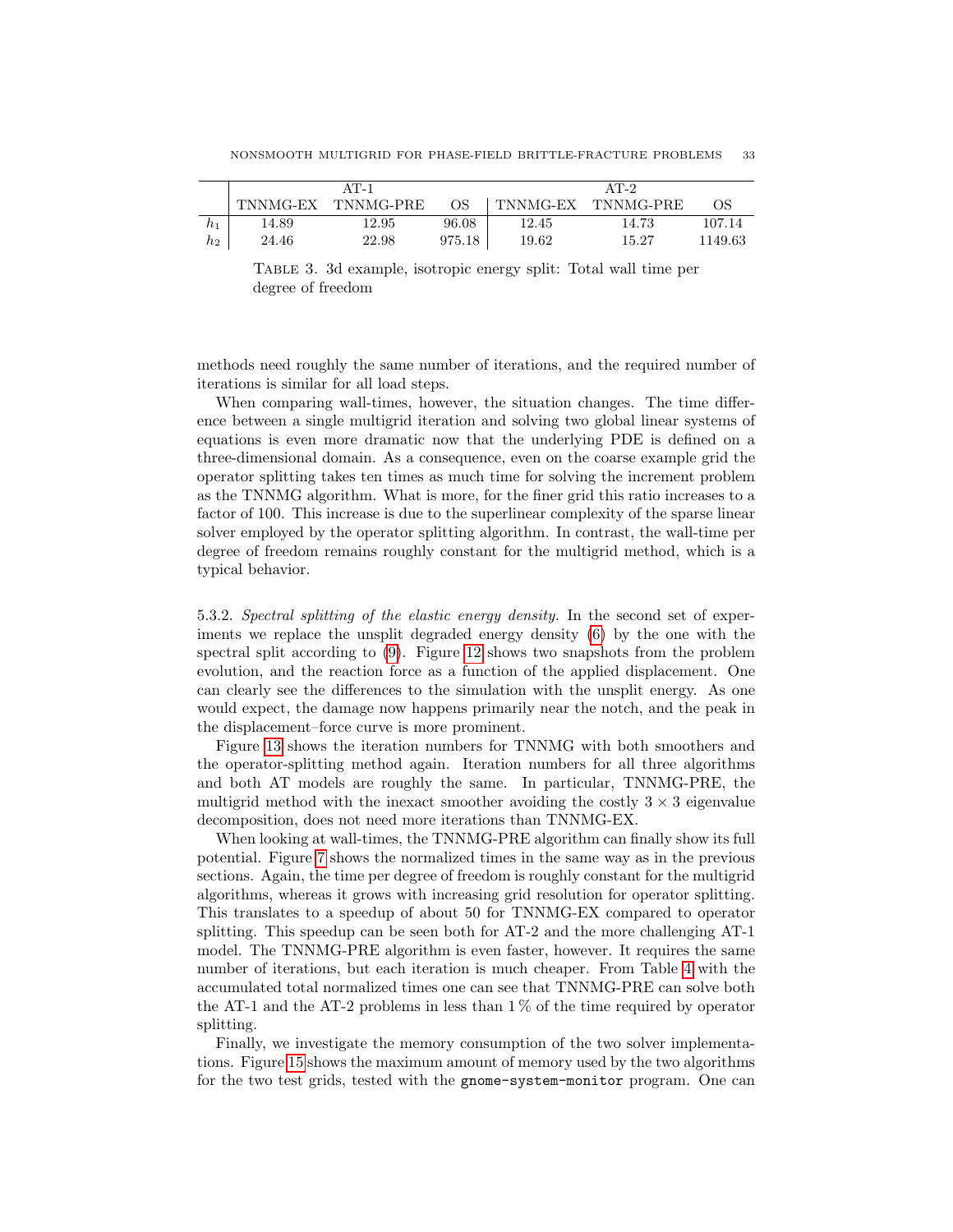| | AT-1 | | | AT-2 | | |
|---|---|---|---|---|---|---|
| | TNNMG-EX | TNNMG-PRE | OS | TNNMG-EX | TNNMG-PRE | OS |
| $h_1$ | 14.89 | 12.95 | 96.08 | 12.45 | 14.73 | 107.14 |
| $h_2$ | 24.46 | 22.98 | 975.18 | 19.62 | 15.27 | 1149.63 |

Table 3. 3d example, isotropic energy split: Total wall time per degree of freedom

methods need roughly the same number of iterations, and the required number of iterations is similar for all load steps.

When comparing wall-times, however, the situation changes. The time difference between a single multigrid iteration and solving two global linear systems of equations is even more dramatic now that the underlying PDE is defined on a three-dimensional domain. As a consequence, even on the coarse example grid the operator splitting takes ten times as much time for solving the increment problem as the TNNMG algorithm. What is more, for the finer grid this ratio increases to a factor of 100. This increase is due to the superlinear complexity of the sparse linear solver employed by the operator splitting algorithm. In contrast, the wall-time per degree of freedom remains roughly constant for the multigrid method, which is a typical behavior.

5.3.2. *Spectral splitting of the elastic energy density.* In the second set of experiments we replace the unsplit degraded energy density (6) by the one with the spectral split according to (9). Figure 12 shows two snapshots from the problem evolution, and the reaction force as a function of the applied displacement. One can clearly see the differences to the simulation with the unsplit energy. As one would expect, the damage now happens primarily near the notch, and the peak in the displacement–force curve is more prominent.

Figure 13 shows the iteration numbers for TNNMG with both smoothers and the operator-splitting method again. Iteration numbers for all three algorithms and both AT models are roughly the same. In particular, TNNMG-PRE, the multigrid method with the inexact smoother avoiding the costly $3 \times 3$ eigenvalue decomposition, does not need more iterations than TNNMG-EX.

When looking at wall-times, the TNNMG-PRE algorithm can finally show its full potential. Figure 7 shows the normalized times in the same way as in the previous sections. Again, the time per degree of freedom is roughly constant for the multigrid algorithms, whereas it grows with increasing grid resolution for operator splitting. This translates to a speedup of about 50 for TNNMG-EX compared to operator splitting. This speedup can be seen both for AT-2 and the more challenging AT-1 model. The TNNMG-PRE algorithm is even faster, however. It requires the same number of iterations, but each iteration is much cheaper. From Table 4 with the accumulated total normalized times one can see that TNNMG-PRE can solve both the AT-1 and the AT-2 problems in less than 1 % of the time required by operator splitting.

Finally, we investigate the memory consumption of the two solver implementations. Figure 15 shows the maximum amount of memory used by the two algorithms for the two test grids, tested with the `gnome-system-monitor` program. One can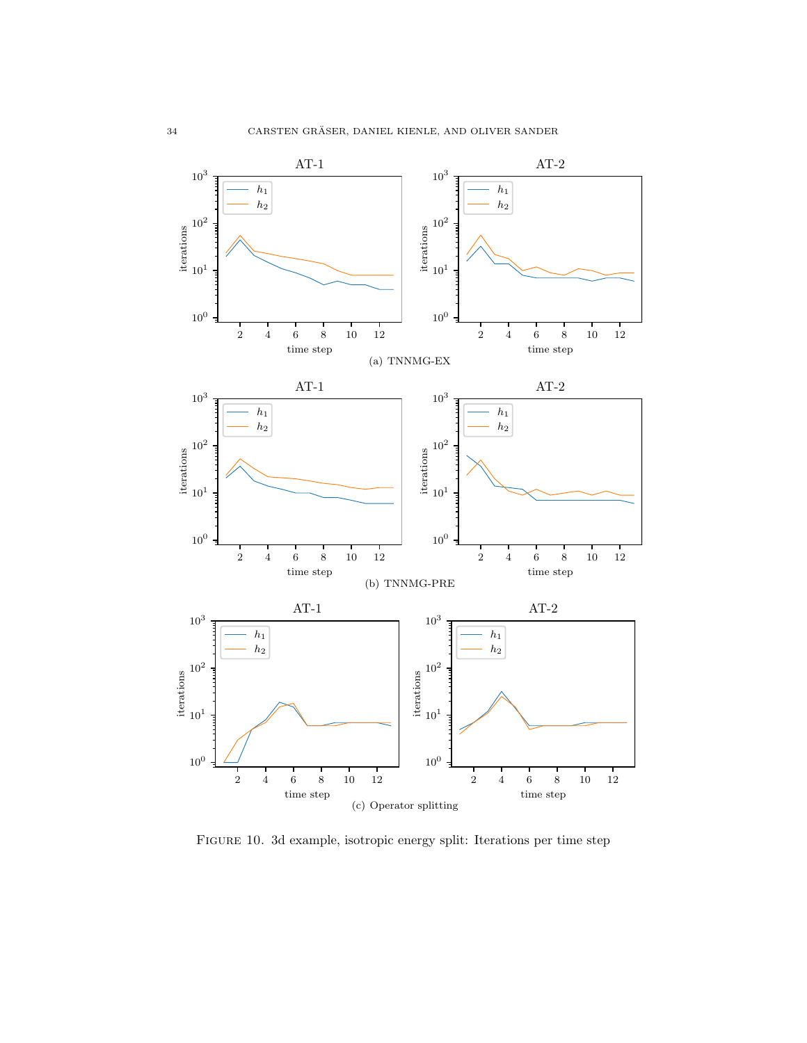(a) TNNMG-EX

(b) TNNMG-PRE

(c) Operator splitting

FIGURE 10. 3d example, isotropic energy split: Iterations per time step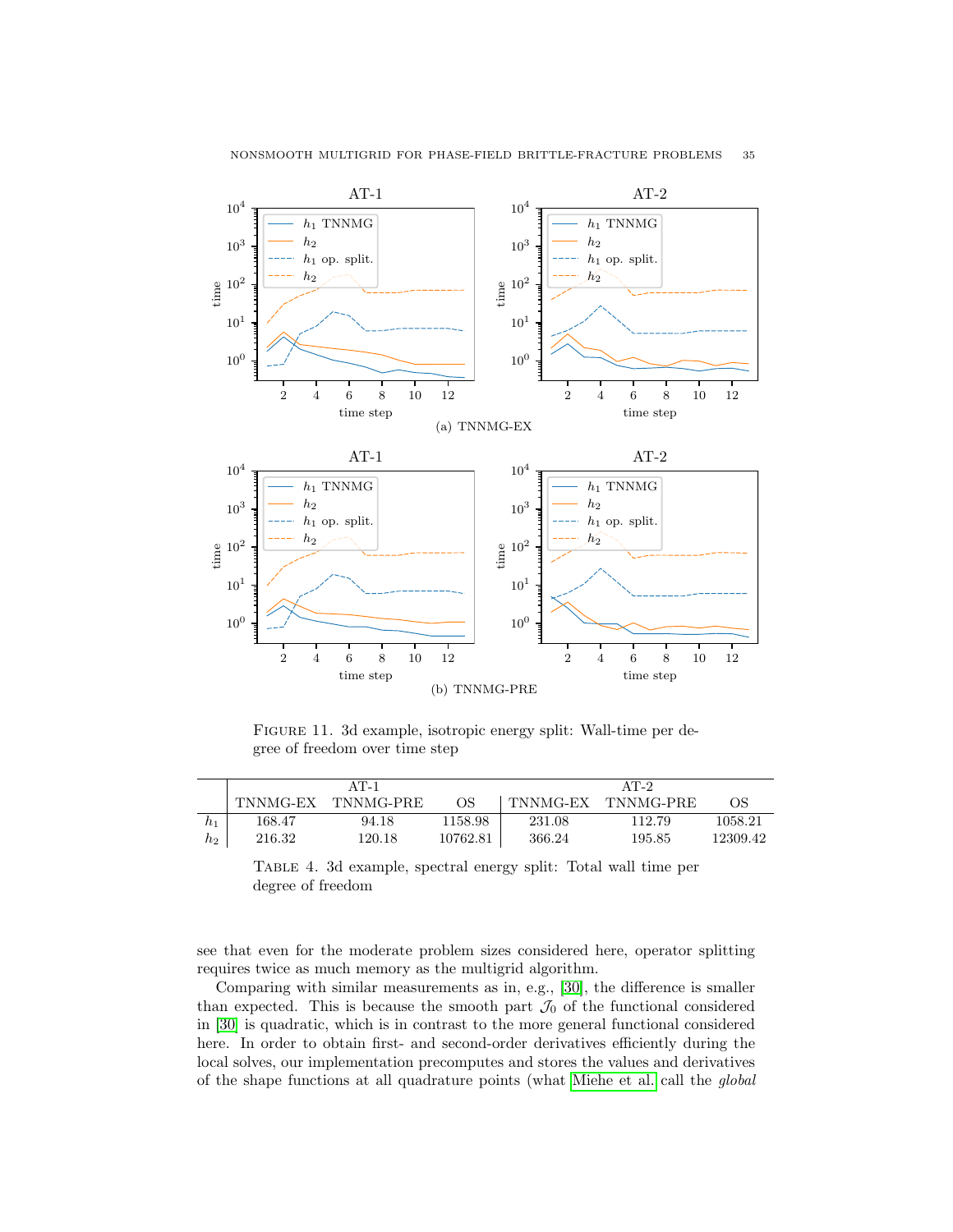FIGURE 11. 3d example, isotropic energy split: Wall-time per degree of freedom over time step

(a) TNNMG-EX

(b) TNNMG-PRE

| | AT-1 | | | AT-2 | | |
|---|---|---|---|---|---|---|
| | TNNMG-EX | TNNMG-PRE | OS | TNNMG-EX | TNNMG-PRE | OS |
| $h_1$ | 168.47 | 94.18 | 1158.98 | 231.08 | 112.79 | 1058.21 |
| $h_2$ | 216.32 | 120.18 | 10762.81 | 366.24 | 195.85 | 12309.42 |

TABLE 4. 3d example, spectral energy split: Total wall time per degree of freedom

see that even for the moderate problem sizes considered here, operator splitting requires twice as much memory as the multigrid algorithm.

Comparing with similar measurements as in, e.g., [30], the difference is smaller than expected. This is because the smooth part $\mathcal{J}_0$ of the functional considered in [30] is quadratic, which is in contrast to the more general functional considered here. In order to obtain first- and second-order derivatives efficiently during the local solves, our implementation precomputes and stores the values and derivatives of the shape functions at all quadrature points (what Miehe et al. call the *global*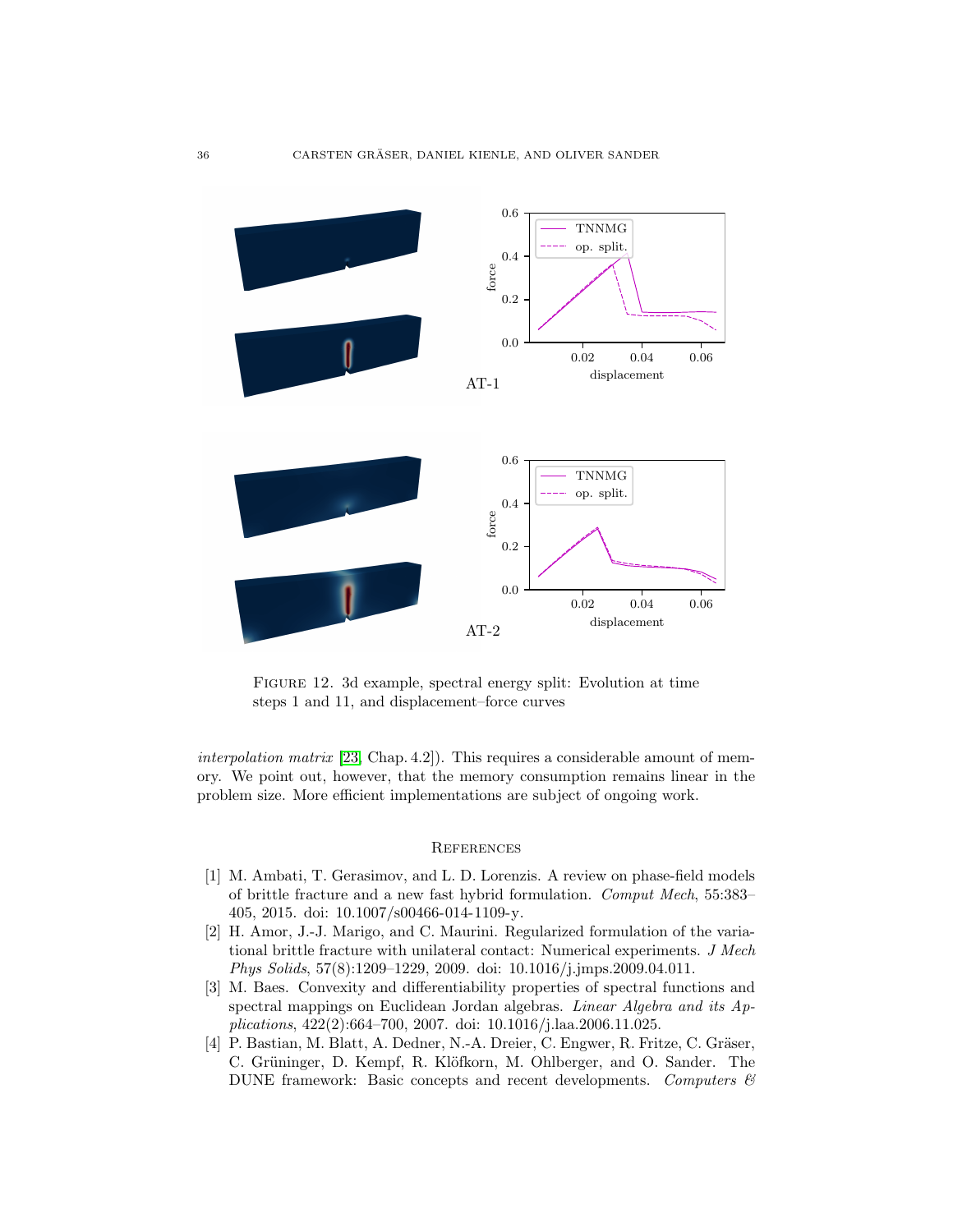FIGURE 12. 3d example, spectral energy split: Evolution at time steps 1 and 11, and displacement–force curves

*interpolation matrix* [23, Chap. 4.2]). This requires a considerable amount of memory. We point out, however, that the memory consumption remains linear in the problem size. More efficient implementations are subject of ongoing work.

## References

[1] M. Ambati, T. Gerasimov, and L. D. Lorenzis. A review on phase-field models of brittle fracture and a new fast hybrid formulation. *Comput Mech*, 55:383–405, 2015. doi: 10.1007/s00466-014-1109-y.

[2] H. Amor, J.-J. Marigo, and C. Maurini. Regularized formulation of the variational brittle fracture with unilateral contact: Numerical experiments. *J Mech Phys Solids*, 57(8):1209–1229, 2009. doi: 10.1016/j.jmps.2009.04.011.

[3] M. Baes. Convexity and differentiability properties of spectral functions and spectral mappings on Euclidean Jordan algebras. *Linear Algebra and its Applications*, 422(2):664–700, 2007. doi: 10.1016/j.laa.2006.11.025.

[4] P. Bastian, M. Blatt, A. Dedner, N.-A. Dreier, C. Engwer, R. Fritze, C. Gräser, C. Grüninger, D. Kempf, R. Klöfkorn, M. Ohlberger, and O. Sander. The DUNE framework: Basic concepts and recent developments. *Computers &*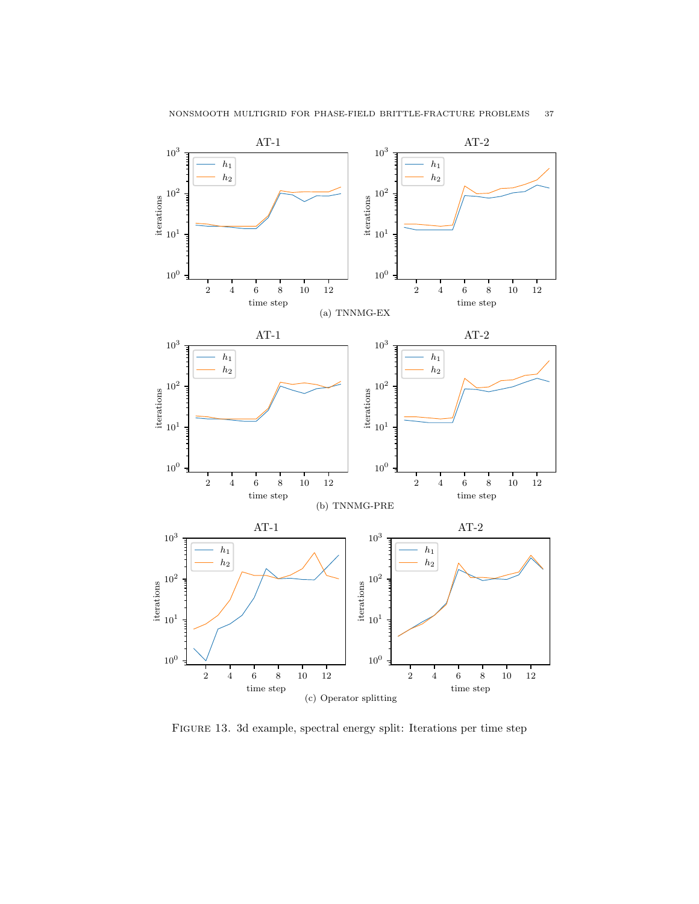(a) TNNMG-EX

(b) TNNMG-PRE

(c) Operator splitting

FIGURE 13. 3d example, spectral energy split: Iterations per time step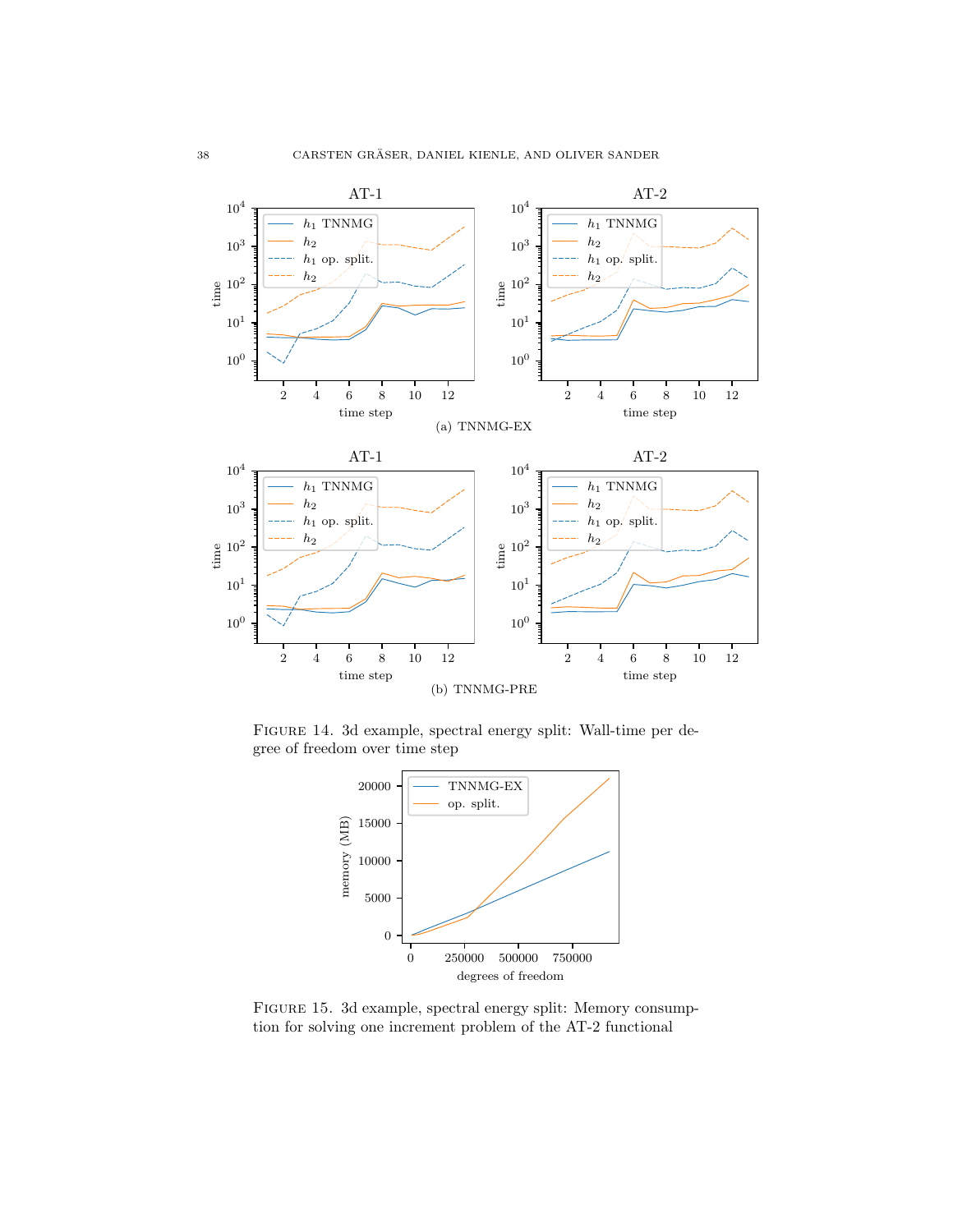Figure 14. 3d example, spectral energy split: Wall-time per degree of freedom over time step

(a) TNNMG-EX

(b) TNNMG-PRE

Figure 15. 3d example, spectral energy split: Memory consumption for solving one increment problem of the AT-2 functional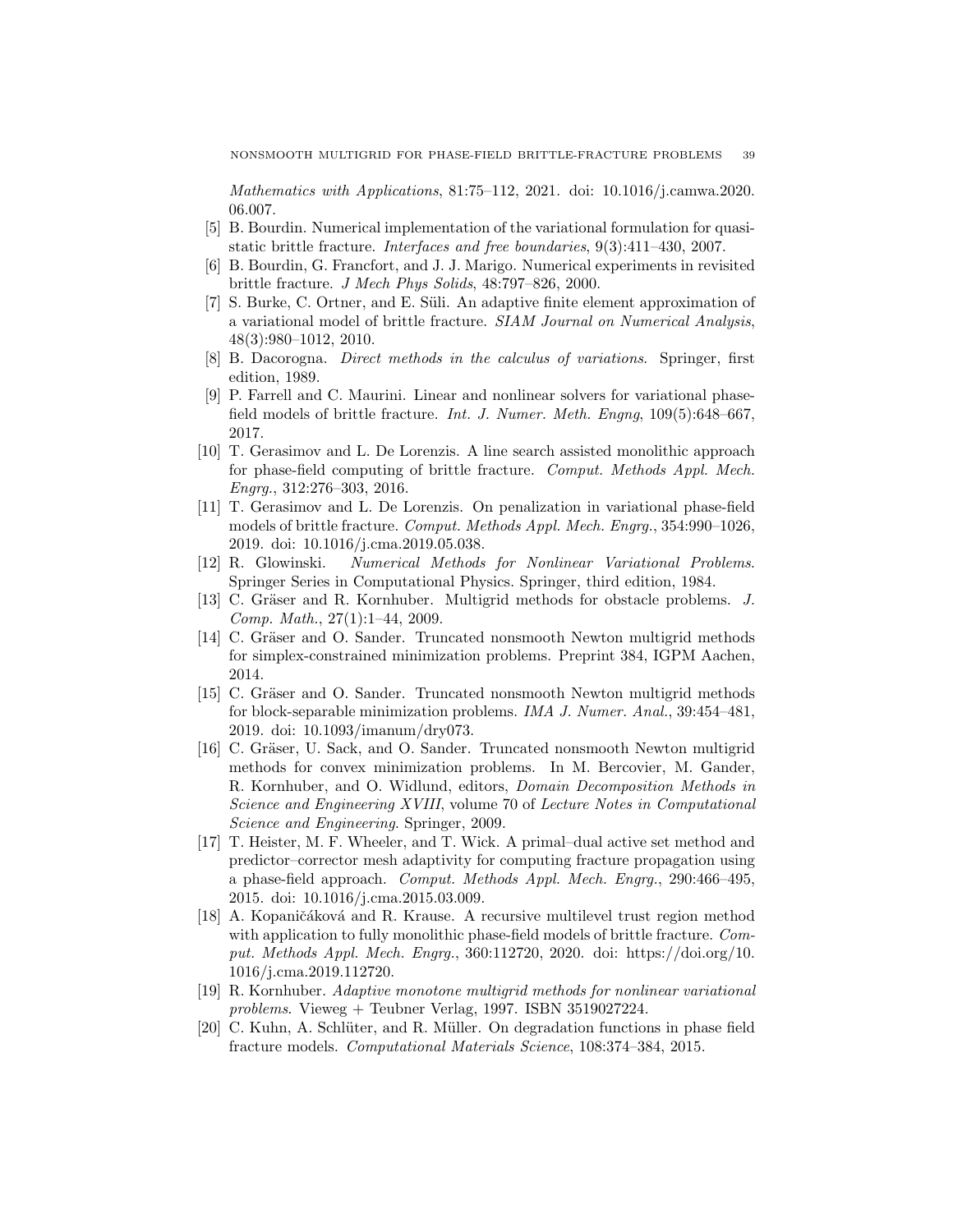*Mathematics with Applications*, 81:75–112, 2021. doi: 10.1016/j.camwa.2020.06.007.

[5] B. Bourdin. Numerical implementation of the variational formulation for quasi-static brittle fracture. *Interfaces and free boundaries*, 9(3):411–430, 2007.

[6] B. Bourdin, G. Francfort, and J. J. Marigo. Numerical experiments in revisited brittle fracture. *J Mech Phys Solids*, 48:797–826, 2000.

[7] S. Burke, C. Ortner, and E. Süli. An adaptive finite element approximation of a variational model of brittle fracture. *SIAM Journal on Numerical Analysis*, 48(3):980–1012, 2010.

[8] B. Dacorogna. *Direct methods in the calculus of variations*. Springer, first edition, 1989.

[9] P. Farrell and C. Maurini. Linear and nonlinear solvers for variational phase-field models of brittle fracture. *Int. J. Numer. Meth. Engng*, 109(5):648–667, 2017.

[10] T. Gerasimov and L. De Lorenzis. A line search assisted monolithic approach for phase-field computing of brittle fracture. *Comput. Methods Appl. Mech. Engrg.*, 312:276–303, 2016.

[11] T. Gerasimov and L. De Lorenzis. On penalization in variational phase-field models of brittle fracture. *Comput. Methods Appl. Mech. Engrg.*, 354:990–1026, 2019. doi: 10.1016/j.cma.2019.05.038.

[12] R. Glowinski. *Numerical Methods for Nonlinear Variational Problems*. Springer Series in Computational Physics. Springer, third edition, 1984.

[13] C. Gräser and R. Kornhuber. Multigrid methods for obstacle problems. *J. Comp. Math.*, 27(1):1–44, 2009.

[14] C. Gräser and O. Sander. Truncated nonsmooth Newton multigrid methods for simplex-constrained minimization problems. Preprint 384, IGPM Aachen, 2014.

[15] C. Gräser and O. Sander. Truncated nonsmooth Newton multigrid methods for block-separable minimization problems. *IMA J. Numer. Anal.*, 39:454–481, 2019. doi: 10.1093/imanum/dry073.

[16] C. Gräser, U. Sack, and O. Sander. Truncated nonsmooth Newton multigrid methods for convex minimization problems. In M. Bercovier, M. Gander, R. Kornhuber, and O. Widlund, editors, *Domain Decomposition Methods in Science and Engineering XVIII*, volume 70 of *Lecture Notes in Computational Science and Engineering*. Springer, 2009.

[17] T. Heister, M. F. Wheeler, and T. Wick. A primal–dual active set method and predictor–corrector mesh adaptivity for computing fracture propagation using a phase-field approach. *Comput. Methods Appl. Mech. Engrg.*, 290:466–495, 2015. doi: 10.1016/j.cma.2015.03.009.

[18] A. Kopaničáková and R. Krause. A recursive multilevel trust region method with application to fully monolithic phase-field models of brittle fracture. *Comput. Methods Appl. Mech. Engrg.*, 360:112720, 2020. doi: https://doi.org/10.1016/j.cma.2019.112720.

[19] R. Kornhuber. *Adaptive monotone multigrid methods for nonlinear variational problems*. Vieweg + Teubner Verlag, 1997. ISBN 3519027224.

[20] C. Kuhn, A. Schlüter, and R. Müller. On degradation functions in phase field fracture models. *Computational Materials Science*, 108:374–384, 2015.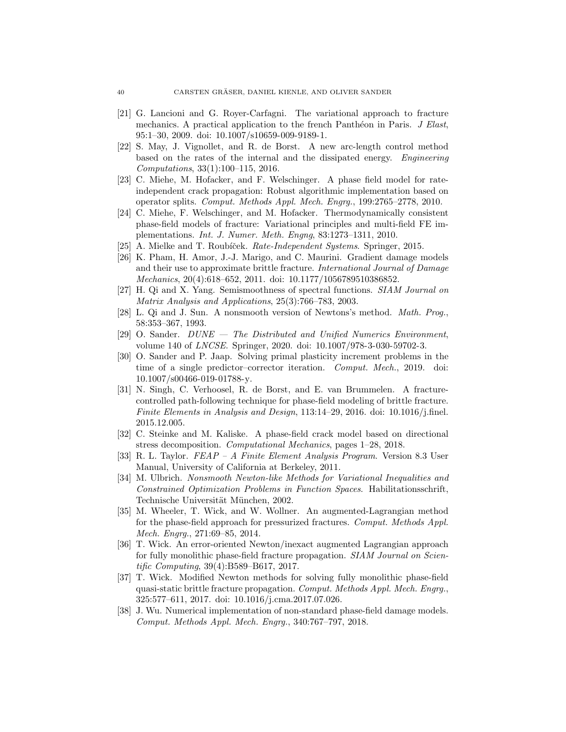[21] G. Lancioni and G. Royer-Carfagni. The variational approach to fracture mechanics. A practical application to the french Panthéon in Paris. *J Elast*, 95:1–30, 2009. doi: 10.1007/s10659-009-9189-1.

[22] S. May, J. Vignollet, and R. de Borst. A new arc-length control method based on the rates of the internal and the dissipated energy. *Engineering Computations*, 33(1):100–115, 2016.

[23] C. Miehe, M. Hofacker, and F. Welschinger. A phase field model for rate-independent crack propagation: Robust algorithmic implementation based on operator splits. *Comput. Methods Appl. Mech. Engrg.*, 199:2765–2778, 2010.

[24] C. Miehe, F. Welschinger, and M. Hofacker. Thermodynamically consistent phase-field models of fracture: Variational principles and multi-field FE implementations. *Int. J. Numer. Meth. Engng*, 83:1273–1311, 2010.

[25] A. Mielke and T. Roubíček. *Rate-Independent Systems*. Springer, 2015.

[26] K. Pham, H. Amor, J.-J. Marigo, and C. Maurini. Gradient damage models and their use to approximate brittle fracture. *International Journal of Damage Mechanics*, 20(4):618–652, 2011. doi: 10.1177/1056789510386852.

[27] H. Qi and X. Yang. Semismoothness of spectral functions. *SIAM Journal on Matrix Analysis and Applications*, 25(3):766–783, 2003.

[28] L. Qi and J. Sun. A nonsmooth version of Newtons's method. *Math. Prog.*, 58:353–367, 1993.

[29] O. Sander. *DUNE — The Distributed and Unified Numerics Environment*, volume 140 of *LNCSE*. Springer, 2020. doi: 10.1007/978-3-030-59702-3.

[30] O. Sander and P. Jaap. Solving primal plasticity increment problems in the time of a single predictor–corrector iteration. *Comput. Mech.*, 2019. doi: 10.1007/s00466-019-01788-y.

[31] N. Singh, C. Verhoosel, R. de Borst, and E. van Brummelen. A fracture-controlled path-following technique for phase-field modeling of brittle fracture. *Finite Elements in Analysis and Design*, 113:14–29, 2016. doi: 10.1016/j.finel.2015.12.005.

[32] C. Steinke and M. Kaliske. A phase-field crack model based on directional stress decomposition. *Computational Mechanics*, pages 1–28, 2018.

[33] R. L. Taylor. *FEAP – A Finite Element Analysis Program*. Version 8.3 User Manual, University of California at Berkeley, 2011.

[34] M. Ulbrich. *Nonsmooth Newton-like Methods for Variational Inequalities and Constrained Optimization Problems in Function Spaces*. Habilitationsschrift, Technische Universität München, 2002.

[35] M. Wheeler, T. Wick, and W. Wollner. An augmented-Lagrangian method for the phase-field approach for pressurized fractures. *Comput. Methods Appl. Mech. Engrg.*, 271:69–85, 2014.

[36] T. Wick. An error-oriented Newton/inexact augmented Lagrangian approach for fully monolithic phase-field fracture propagation. *SIAM Journal on Scientific Computing*, 39(4):B589–B617, 2017.

[37] T. Wick. Modified Newton methods for solving fully monolithic phase-field quasi-static brittle fracture propagation. *Comput. Methods Appl. Mech. Engrg.*, 325:577–611, 2017. doi: 10.1016/j.cma.2017.07.026.

[38] J. Wu. Numerical implementation of non-standard phase-field damage models. *Comput. Methods Appl. Mech. Engrg.*, 340:767–797, 2018.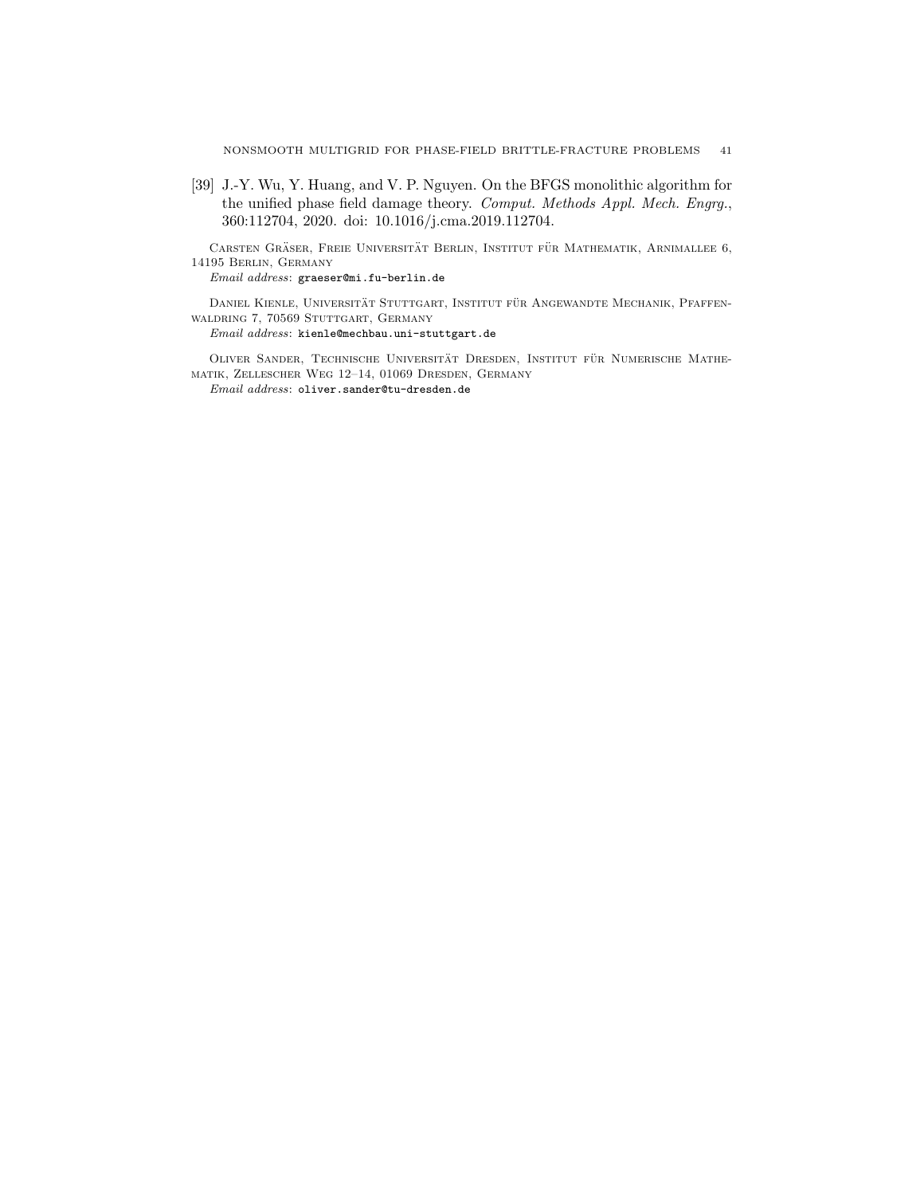[39] J.-Y. Wu, Y. Huang, and V. P. Nguyen. On the BFGS monolithic algorithm for the unified phase field damage theory. *Comput. Methods Appl. Mech. Engrg.*, 360:112704, 2020. doi: 10.1016/j.cma.2019.112704.

Carsten Gräser, Freie Universität Berlin, Institut für Mathematik, Arnimallee 6, 14195 Berlin, Germany

*Email address*: `graeser@mi.fu-berlin.de`

Daniel Kienle, Universität Stuttgart, Institut für Angewandte Mechanik, Pfaffenwaldring 7, 70569 Stuttgart, Germany

*Email address*: `kienle@mechbau.uni-stuttgart.de`

Oliver Sander, Technische Universität Dresden, Institut für Numerische Mathematik, Zellescher Weg 12–14, 01069 Dresden, Germany

*Email address*: `oliver.sander@tu-dresden.de`